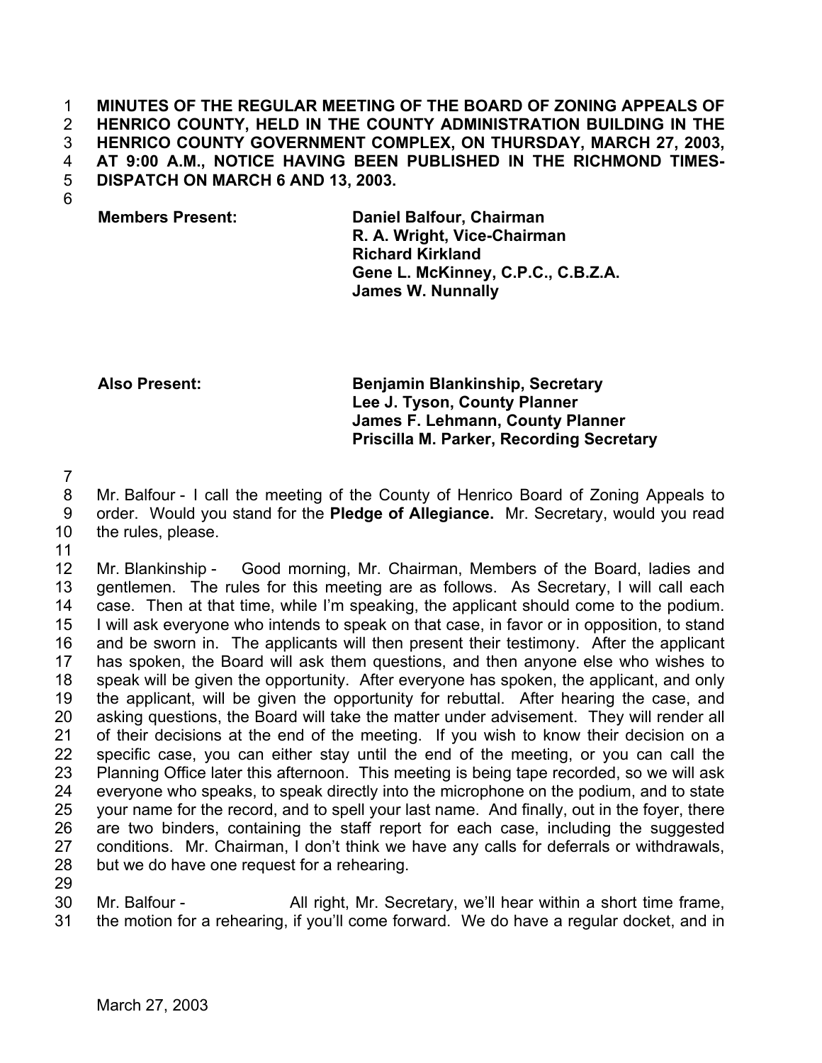**MINUTES OF THE REGULAR MEETING OF THE BOARD OF ZONING APPEALS OF HENRICO COUNTY, HELD IN THE COUNTY ADMINISTRATION BUILDING IN THE HENRICO COUNTY GOVERNMENT COMPLEX, ON THURSDAY, MARCH 27, 2003, AT 9:00 A.M., NOTICE HAVING BEEN PUBLISHED IN THE RICHMOND TIMES-DISPATCH ON MARCH 6 AND 13, 2003.**

| **Members Present:** | **Daniel Balfour, Chairman** |
|---|---|
| | **R. A. Wright, Vice-Chairman** |
| | **Richard Kirkland** |
| | **Gene L. McKinney, C.P.C., C.B.Z.A.** |
| | **James W. Nunnally** |

| **Also Present:** | **Benjamin Blankinship, Secretary** |
|---|---|
| | **Lee J. Tyson, County Planner** |
| | **James F. Lehmann, County Planner** |
| | **Priscilla M. Parker, Recording Secretary** |

Mr. Balfour - I call the meeting of the County of Henrico Board of Zoning Appeals to order. Would you stand for the **Pledge of Allegiance.** Mr. Secretary, would you read the rules, please.

Mr. Blankinship - Good morning, Mr. Chairman, Members of the Board, ladies and gentlemen. The rules for this meeting are as follows. As Secretary, I will call each case. Then at that time, while I'm speaking, the applicant should come to the podium. I will ask everyone who intends to speak on that case, in favor or in opposition, to stand and be sworn in. The applicants will then present their testimony. After the applicant has spoken, the Board will ask them questions, and then anyone else who wishes to speak will be given the opportunity. After everyone has spoken, the applicant, and only the applicant, will be given the opportunity for rebuttal. After hearing the case, and asking questions, the Board will take the matter under advisement. They will render all of their decisions at the end of the meeting. If you wish to know their decision on a specific case, you can either stay until the end of the meeting, or you can call the Planning Office later this afternoon. This meeting is being tape recorded, so we will ask everyone who speaks, to speak directly into the microphone on the podium, and to state your name for the record, and to spell your last name. And finally, out in the foyer, there are two binders, containing the staff report for each case, including the suggested conditions. Mr. Chairman, I don't think we have any calls for deferrals or withdrawals, but we do have one request for a rehearing.

Mr. Balfour - All right, Mr. Secretary, we'll hear within a short time frame, the motion for a rehearing, if you'll come forward. We do have a regular docket, and in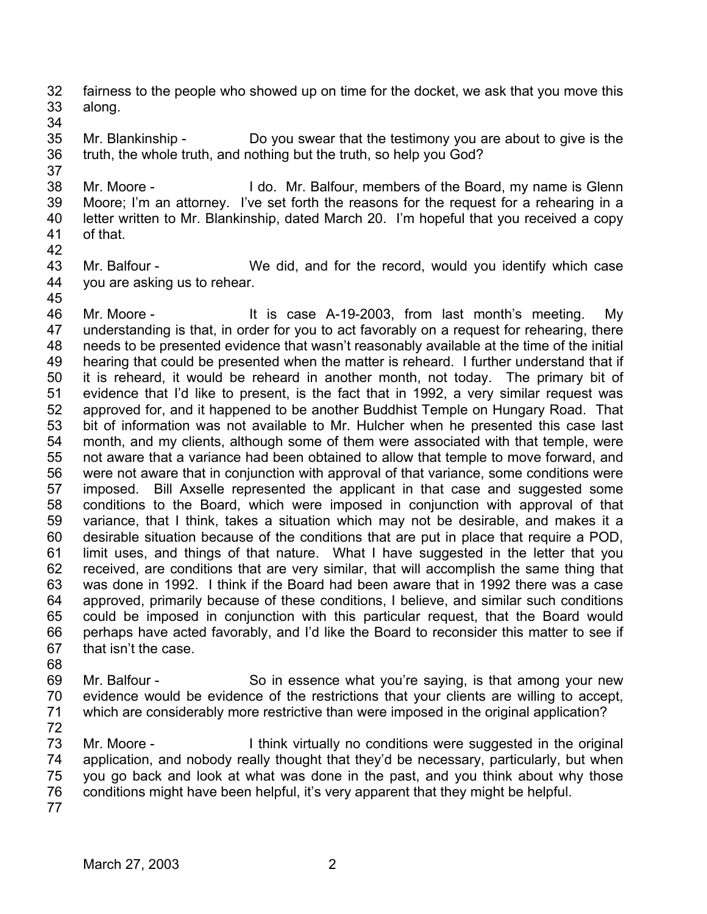fairness to the people who showed up on time for the docket, we ask that you move this along.

Mr. Blankinship - Do you swear that the testimony you are about to give is the truth, the whole truth, and nothing but the truth, so help you God?

Mr. Moore - I do. Mr. Balfour, members of the Board, my name is Glenn Moore; I'm an attorney. I've set forth the reasons for the request for a rehearing in a letter written to Mr. Blankinship, dated March 20. I'm hopeful that you received a copy of that.

Mr. Balfour - We did, and for the record, would you identify which case you are asking us to rehear.

Mr. Moore - It is case A-19-2003, from last month's meeting. My understanding is that, in order for you to act favorably on a request for rehearing, there needs to be presented evidence that wasn't reasonably available at the time of the initial hearing that could be presented when the matter is reheard. I further understand that if it is reheard, it would be reheard in another month, not today. The primary bit of evidence that I'd like to present, is the fact that in 1992, a very similar request was approved for, and it happened to be another Buddhist Temple on Hungary Road. That bit of information was not available to Mr. Hulcher when he presented this case last month, and my clients, although some of them were associated with that temple, were not aware that a variance had been obtained to allow that temple to move forward, and were not aware that in conjunction with approval of that variance, some conditions were imposed. Bill Axselle represented the applicant in that case and suggested some conditions to the Board, which were imposed in conjunction with approval of that variance, that I think, takes a situation which may not be desirable, and makes it a desirable situation because of the conditions that are put in place that require a POD, limit uses, and things of that nature. What I have suggested in the letter that you received, are conditions that are very similar, that will accomplish the same thing that was done in 1992. I think if the Board had been aware that in 1992 there was a case approved, primarily because of these conditions, I believe, and similar such conditions could be imposed in conjunction with this particular request, that the Board would perhaps have acted favorably, and I'd like the Board to reconsider this matter to see if that isn't the case.

Mr. Balfour - So in essence what you're saying, is that among your new evidence would be evidence of the restrictions that your clients are willing to accept, which are considerably more restrictive than were imposed in the original application?

Mr. Moore - I think virtually no conditions were suggested in the original application, and nobody really thought that they'd be necessary, particularly, but when you go back and look at what was done in the past, and you think about why those conditions might have been helpful, it's very apparent that they might be helpful.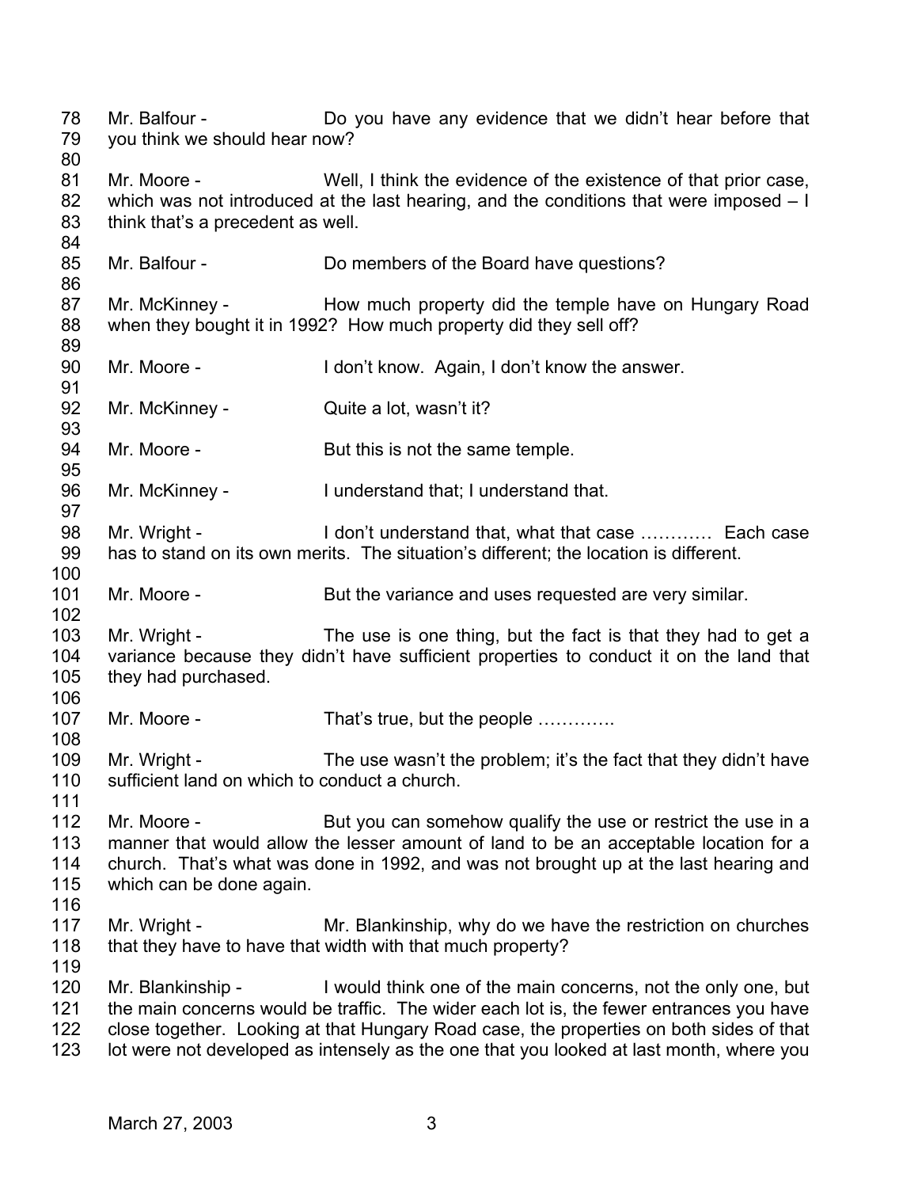Mr. Balfour - Do you have any evidence that we didn't hear before that you think we should hear now?

Mr. Moore - Well, I think the evidence of the existence of that prior case, which was not introduced at the last hearing, and the conditions that were imposed – I think that's a precedent as well.

Mr. Balfour - Do members of the Board have questions?

Mr. McKinney - How much property did the temple have on Hungary Road when they bought it in 1992? How much property did they sell off?

Mr. Moore - I don't know. Again, I don't know the answer.

Mr. McKinney - Quite a lot, wasn't it?

Mr. Moore - But this is not the same temple.

Mr. McKinney - I understand that; I understand that.

Mr. Wright - I don't understand that, what that case ………… Each case has to stand on its own merits. The situation's different; the location is different.

Mr. Moore - But the variance and uses requested are very similar.

Mr. Wright - The use is one thing, but the fact is that they had to get a variance because they didn't have sufficient properties to conduct it on the land that they had purchased.

Mr. Moore - That's true, but the people ………….

Mr. Wright - The use wasn't the problem; it's the fact that they didn't have sufficient land on which to conduct a church.

Mr. Moore - But you can somehow qualify the use or restrict the use in a manner that would allow the lesser amount of land to be an acceptable location for a church. That's what was done in 1992, and was not brought up at the last hearing and which can be done again.

Mr. Wright - Mr. Blankinship, why do we have the restriction on churches that they have to have that width with that much property?

Mr. Blankinship - I would think one of the main concerns, not the only one, but the main concerns would be traffic. The wider each lot is, the fewer entrances you have close together. Looking at that Hungary Road case, the properties on both sides of that lot were not developed as intensely as the one that you looked at last month, where you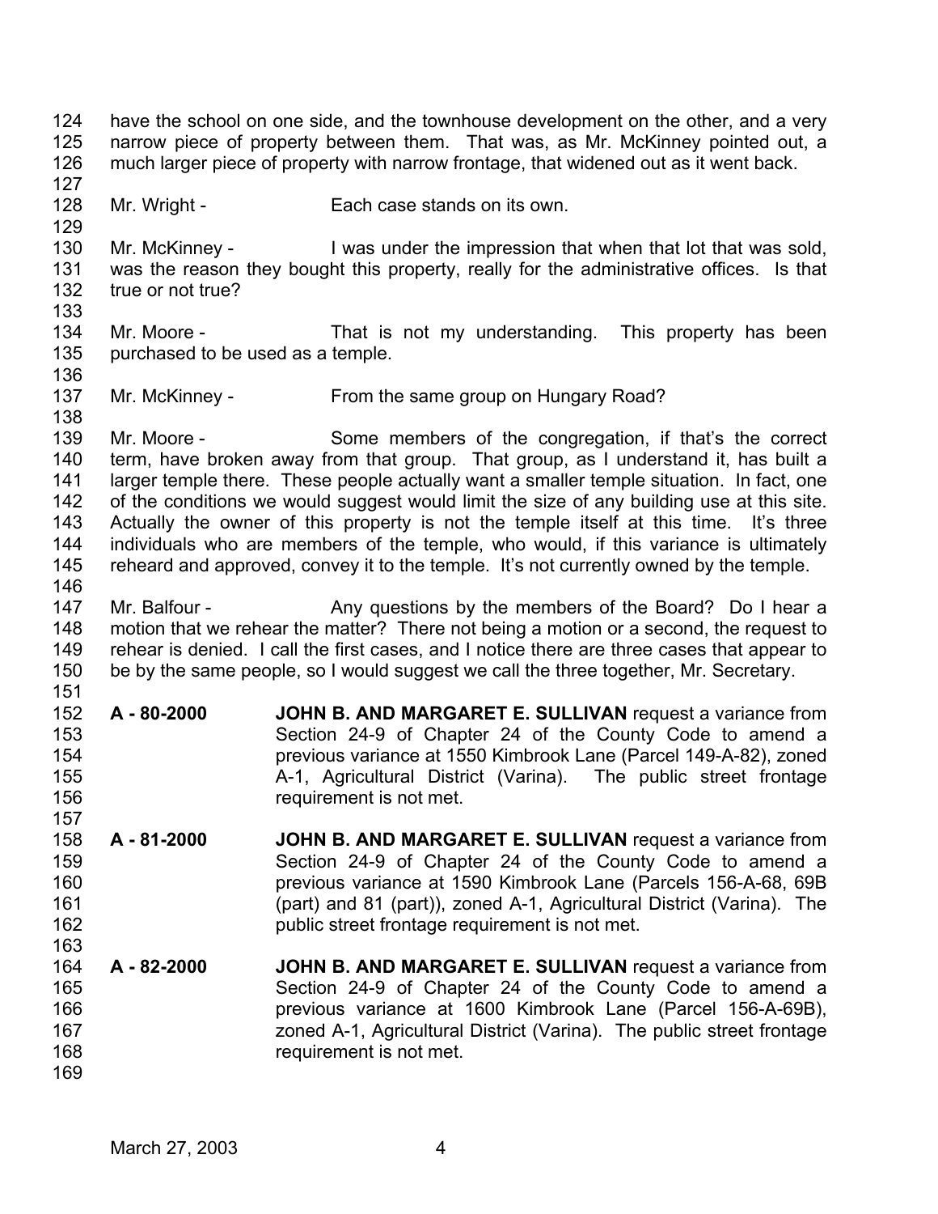have the school on one side, and the townhouse development on the other, and a very narrow piece of property between them. That was, as Mr. McKinney pointed out, a much larger piece of property with narrow frontage, that widened out as it went back.

Mr. Wright - Each case stands on its own.

Mr. McKinney - I was under the impression that when that lot that was sold, was the reason they bought this property, really for the administrative offices. Is that true or not true?

Mr. Moore - That is not my understanding. This property has been purchased to be used as a temple.

Mr. McKinney - From the same group on Hungary Road?

Mr. Moore - Some members of the congregation, if that's the correct term, have broken away from that group. That group, as I understand it, has built a larger temple there. These people actually want a smaller temple situation. In fact, one of the conditions we would suggest would limit the size of any building use at this site. Actually the owner of this property is not the temple itself at this time. It's three individuals who are members of the temple, who would, if this variance is ultimately reheard and approved, convey it to the temple. It's not currently owned by the temple.

Mr. Balfour - Any questions by the members of the Board? Do I hear a motion that we rehear the matter? There not being a motion or a second, the request to rehear is denied. I call the first cases, and I notice there are three cases that appear to be by the same people, so I would suggest we call the three together, Mr. Secretary.

**A - 80-2000** **JOHN B. AND MARGARET E. SULLIVAN** request a variance from Section 24-9 of Chapter 24 of the County Code to amend a previous variance at 1550 Kimbrook Lane (Parcel 149-A-82), zoned A-1, Agricultural District (Varina). The public street frontage requirement is not met.

**A - 81-2000** **JOHN B. AND MARGARET E. SULLIVAN** request a variance from Section 24-9 of Chapter 24 of the County Code to amend a previous variance at 1590 Kimbrook Lane (Parcels 156-A-68, 69B (part) and 81 (part)), zoned A-1, Agricultural District (Varina). The public street frontage requirement is not met.

**A - 82-2000** **JOHN B. AND MARGARET E. SULLIVAN** request a variance from Section 24-9 of Chapter 24 of the County Code to amend a previous variance at 1600 Kimbrook Lane (Parcel 156-A-69B), zoned A-1, Agricultural District (Varina). The public street frontage requirement is not met.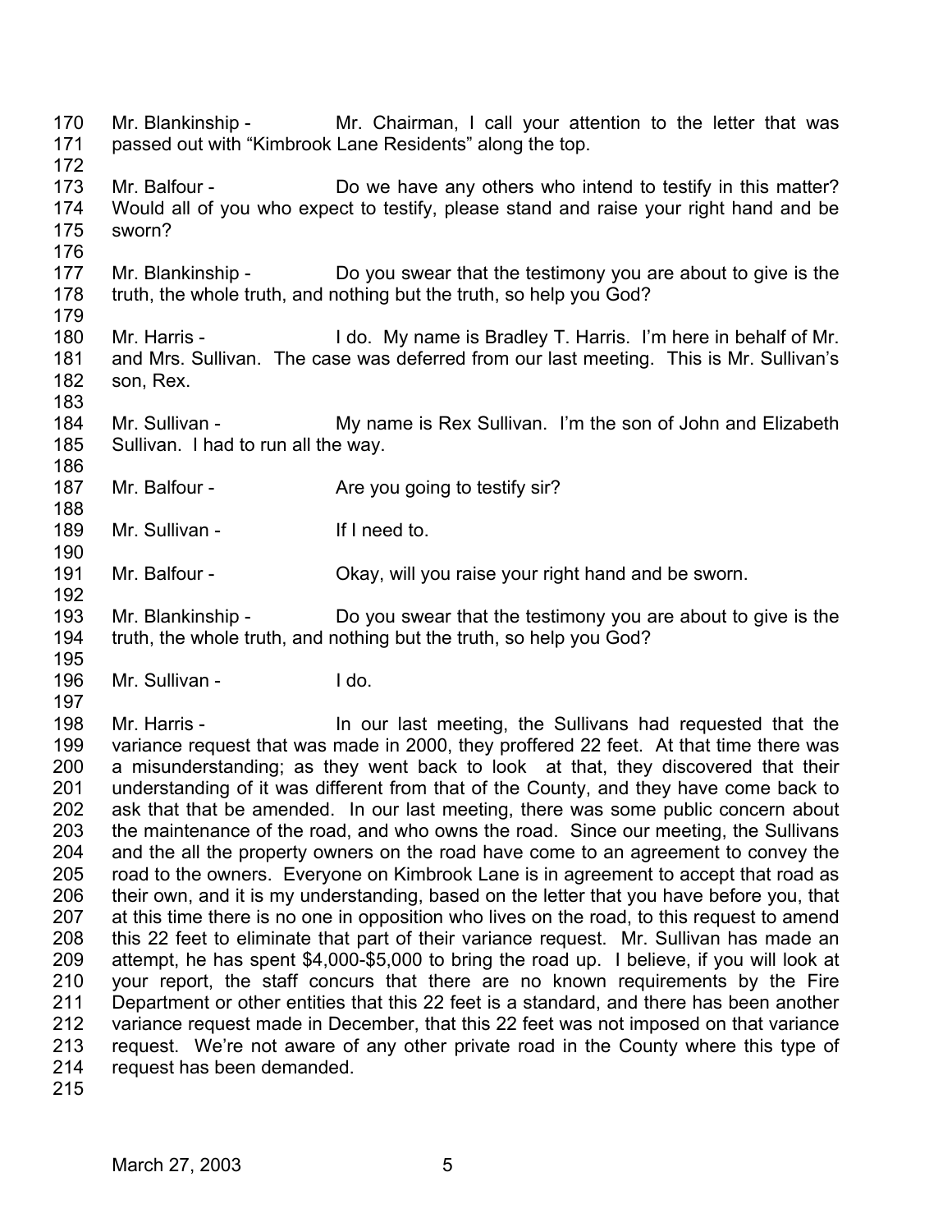170 Mr. Blankinship - Mr. Chairman, I call your attention to the letter that was
171 passed out with "Kimbrook Lane Residents" along the top.
172
173 Mr. Balfour - Do we have any others who intend to testify in this matter?
174 Would all of you who expect to testify, please stand and raise your right hand and be
175 sworn?
176
177 Mr. Blankinship - Do you swear that the testimony you are about to give is the
178 truth, the whole truth, and nothing but the truth, so help you God?
179
180 Mr. Harris - I do. My name is Bradley T. Harris. I'm here in behalf of Mr.
181 and Mrs. Sullivan. The case was deferred from our last meeting. This is Mr. Sullivan's
182 son, Rex.
183
184 Mr. Sullivan - My name is Rex Sullivan. I'm the son of John and Elizabeth
185 Sullivan. I had to run all the way.
186
187 Mr. Balfour - Are you going to testify sir?
188
189 Mr. Sullivan - If I need to.
190
191 Mr. Balfour - Okay, will you raise your right hand and be sworn.
192
193 Mr. Blankinship - Do you swear that the testimony you are about to give is the
194 truth, the whole truth, and nothing but the truth, so help you God?
195
196 Mr. Sullivan - I do.
197
198 Mr. Harris - In our last meeting, the Sullivans had requested that the
199 variance request that was made in 2000, they proffered 22 feet. At that time there was
200 a misunderstanding; as they went back to look at that, they discovered that their
201 understanding of it was different from that of the County, and they have come back to
202 ask that that be amended. In our last meeting, there was some public concern about
203 the maintenance of the road, and who owns the road. Since our meeting, the Sullivans
204 and the all the property owners on the road have come to an agreement to convey the
205 road to the owners. Everyone on Kimbrook Lane is in agreement to accept that road as
206 their own, and it is my understanding, based on the letter that you have before you, that
207 at this time there is no one in opposition who lives on the road, to this request to amend
208 this 22 feet to eliminate that part of their variance request. Mr. Sullivan has made an
209 attempt, he has spent $4,000-$5,000 to bring the road up. I believe, if you will look at
210 your report, the staff concurs that there are no known requirements by the Fire
211 Department or other entities that this 22 feet is a standard, and there has been another
212 variance request made in December, that this 22 feet was not imposed on that variance
213 request. We're not aware of any other private road in the County where this type of
214 request has been demanded.
215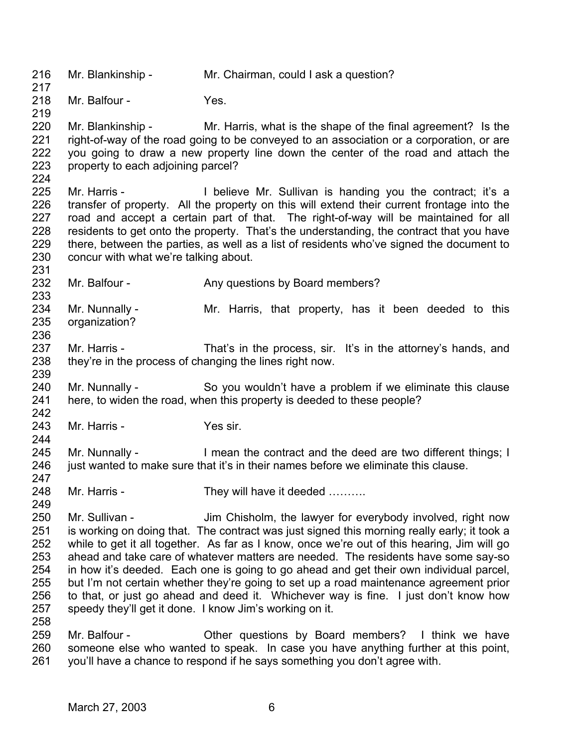Mr. Blankinship - Mr. Chairman, could I ask a question?

Mr. Balfour - Yes.

Mr. Blankinship - Mr. Harris, what is the shape of the final agreement? Is the right-of-way of the road going to be conveyed to an association or a corporation, or are you going to draw a new property line down the center of the road and attach the property to each adjoining parcel?

Mr. Harris - I believe Mr. Sullivan is handing you the contract; it's a transfer of property. All the property on this will extend their current frontage into the road and accept a certain part of that. The right-of-way will be maintained for all residents to get onto the property. That's the understanding, the contract that you have there, between the parties, as well as a list of residents who've signed the document to concur with what we're talking about.

Mr. Balfour - Any questions by Board members?

Mr. Nunnally - Mr. Harris, that property, has it been deeded to this organization?

Mr. Harris - That's in the process, sir. It's in the attorney's hands, and they're in the process of changing the lines right now.

Mr. Nunnally - So you wouldn't have a problem if we eliminate this clause here, to widen the road, when this property is deeded to these people?

Mr. Harris - Yes sir.

Mr. Nunnally - I mean the contract and the deed are two different things; I just wanted to make sure that it's in their names before we eliminate this clause.

Mr. Harris - They will have it deeded ……….

Mr. Sullivan - Jim Chisholm, the lawyer for everybody involved, right now is working on doing that. The contract was just signed this morning really early; it took a while to get it all together. As far as I know, once we're out of this hearing, Jim will go ahead and take care of whatever matters are needed. The residents have some say-so in how it's deeded. Each one is going to go ahead and get their own individual parcel, but I'm not certain whether they're going to set up a road maintenance agreement prior to that, or just go ahead and deed it. Whichever way is fine. I just don't know how speedy they'll get it done. I know Jim's working on it.

Mr. Balfour - Other questions by Board members? I think we have someone else who wanted to speak. In case you have anything further at this point, you'll have a chance to respond if he says something you don't agree with.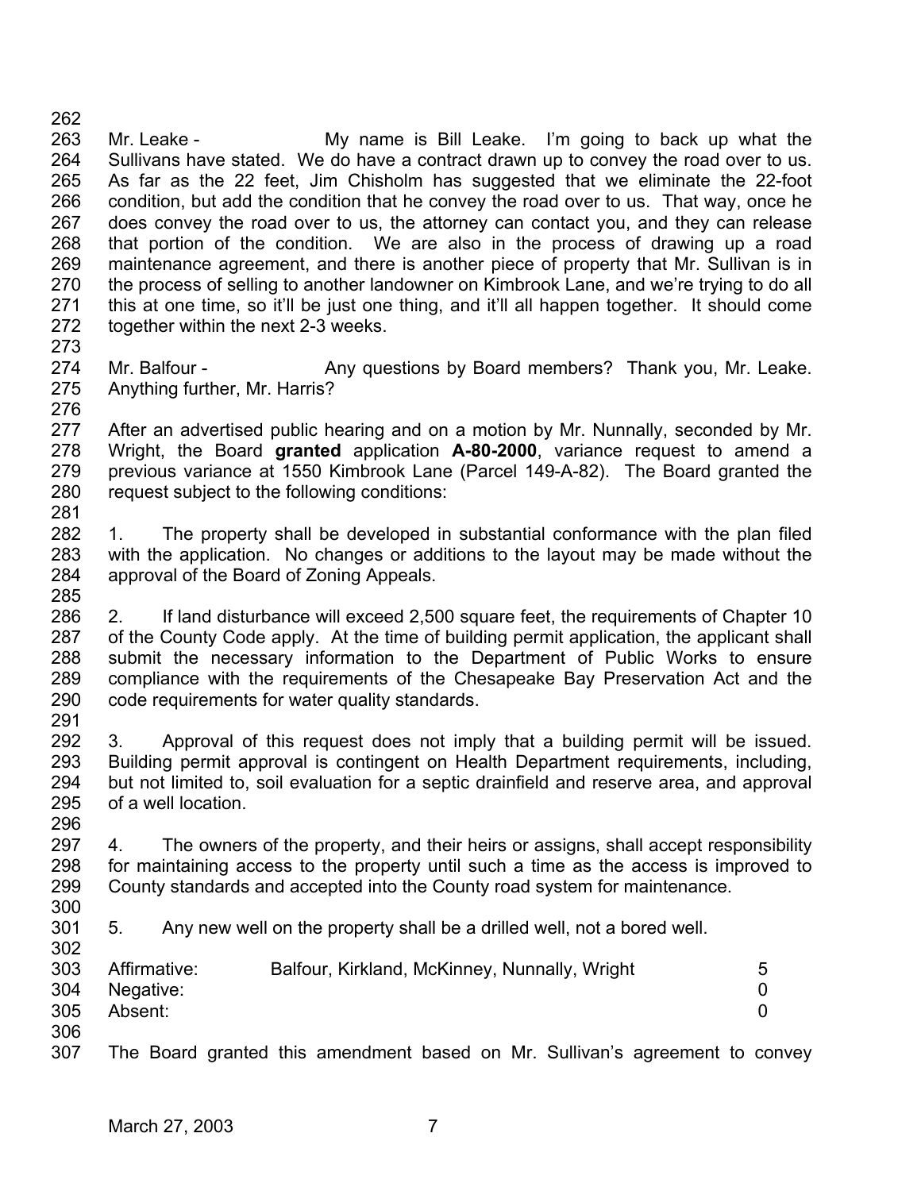Mr. Leake - My name is Bill Leake. I'm going to back up what the Sullivans have stated. We do have a contract drawn up to convey the road over to us. As far as the 22 feet, Jim Chisholm has suggested that we eliminate the 22-foot condition, but add the condition that he convey the road over to us. That way, once he does convey the road over to us, the attorney can contact you, and they can release that portion of the condition. We are also in the process of drawing up a road maintenance agreement, and there is another piece of property that Mr. Sullivan is in the process of selling to another landowner on Kimbrook Lane, and we're trying to do all this at one time, so it'll be just one thing, and it'll all happen together. It should come together within the next 2-3 weeks.

Mr. Balfour - Any questions by Board members? Thank you, Mr. Leake. Anything further, Mr. Harris?

After an advertised public hearing and on a motion by Mr. Nunnally, seconded by Mr. Wright, the Board **granted** application **A-80-2000**, variance request to amend a previous variance at 1550 Kimbrook Lane (Parcel 149-A-82). The Board granted the request subject to the following conditions:

1. The property shall be developed in substantial conformance with the plan filed with the application. No changes or additions to the layout may be made without the approval of the Board of Zoning Appeals.

2. If land disturbance will exceed 2,500 square feet, the requirements of Chapter 10 of the County Code apply. At the time of building permit application, the applicant shall submit the necessary information to the Department of Public Works to ensure compliance with the requirements of the Chesapeake Bay Preservation Act and the code requirements for water quality standards.

3. Approval of this request does not imply that a building permit will be issued. Building permit approval is contingent on Health Department requirements, including, but not limited to, soil evaluation for a septic drainfield and reserve area, and approval of a well location.

4. The owners of the property, and their heirs or assigns, shall accept responsibility for maintaining access to the property until such a time as the access is improved to County standards and accepted into the County road system for maintenance.

5. Any new well on the property shall be a drilled well, not a bored well.

| | | |
|---|---|---|
| Affirmative: | Balfour, Kirkland, McKinney, Nunnally, Wright | 5 |
| Negative: | | 0 |
| Absent: | | 0 |

The Board granted this amendment based on Mr. Sullivan's agreement to convey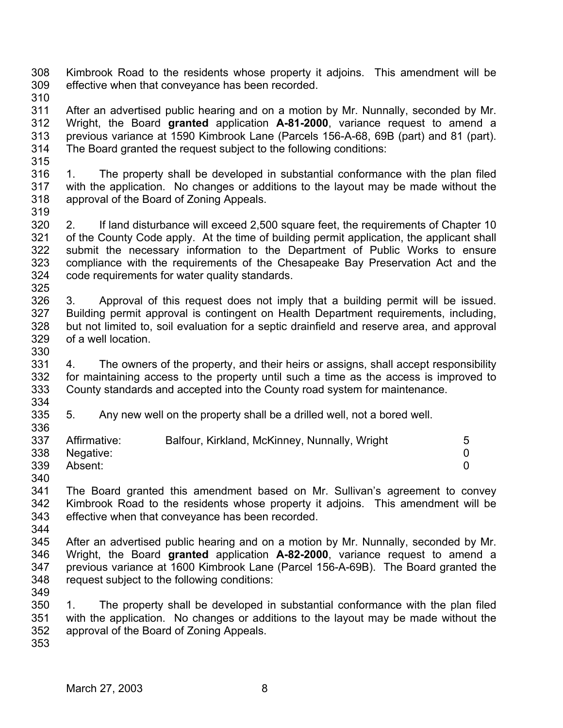Kimbrook Road to the residents whose property it adjoins. This amendment will be effective when that conveyance has been recorded.

After an advertised public hearing and on a motion by Mr. Nunnally, seconded by Mr. Wright, the Board **granted** application **A-81-2000**, variance request to amend a previous variance at 1590 Kimbrook Lane (Parcels 156-A-68, 69B (part) and 81 (part). The Board granted the request subject to the following conditions:

1. The property shall be developed in substantial conformance with the plan filed with the application. No changes or additions to the layout may be made without the approval of the Board of Zoning Appeals.

2. If land disturbance will exceed 2,500 square feet, the requirements of Chapter 10 of the County Code apply. At the time of building permit application, the applicant shall submit the necessary information to the Department of Public Works to ensure compliance with the requirements of the Chesapeake Bay Preservation Act and the code requirements for water quality standards.

3. Approval of this request does not imply that a building permit will be issued. Building permit approval is contingent on Health Department requirements, including, but not limited to, soil evaluation for a septic drainfield and reserve area, and approval of a well location.

4. The owners of the property, and their heirs or assigns, shall accept responsibility for maintaining access to the property until such a time as the access is improved to County standards and accepted into the County road system for maintenance.

5. Any new well on the property shall be a drilled well, not a bored well.

| | | |
|---|---|---|
| Affirmative: | Balfour, Kirkland, McKinney, Nunnally, Wright | 5 |
| Negative: | | 0 |
| Absent: | | 0 |

The Board granted this amendment based on Mr. Sullivan's agreement to convey Kimbrook Road to the residents whose property it adjoins. This amendment will be effective when that conveyance has been recorded.

After an advertised public hearing and on a motion by Mr. Nunnally, seconded by Mr. Wright, the Board **granted** application **A-82-2000**, variance request to amend a previous variance at 1600 Kimbrook Lane (Parcel 156-A-69B). The Board granted the request subject to the following conditions:

1. The property shall be developed in substantial conformance with the plan filed with the application. No changes or additions to the layout may be made without the approval of the Board of Zoning Appeals.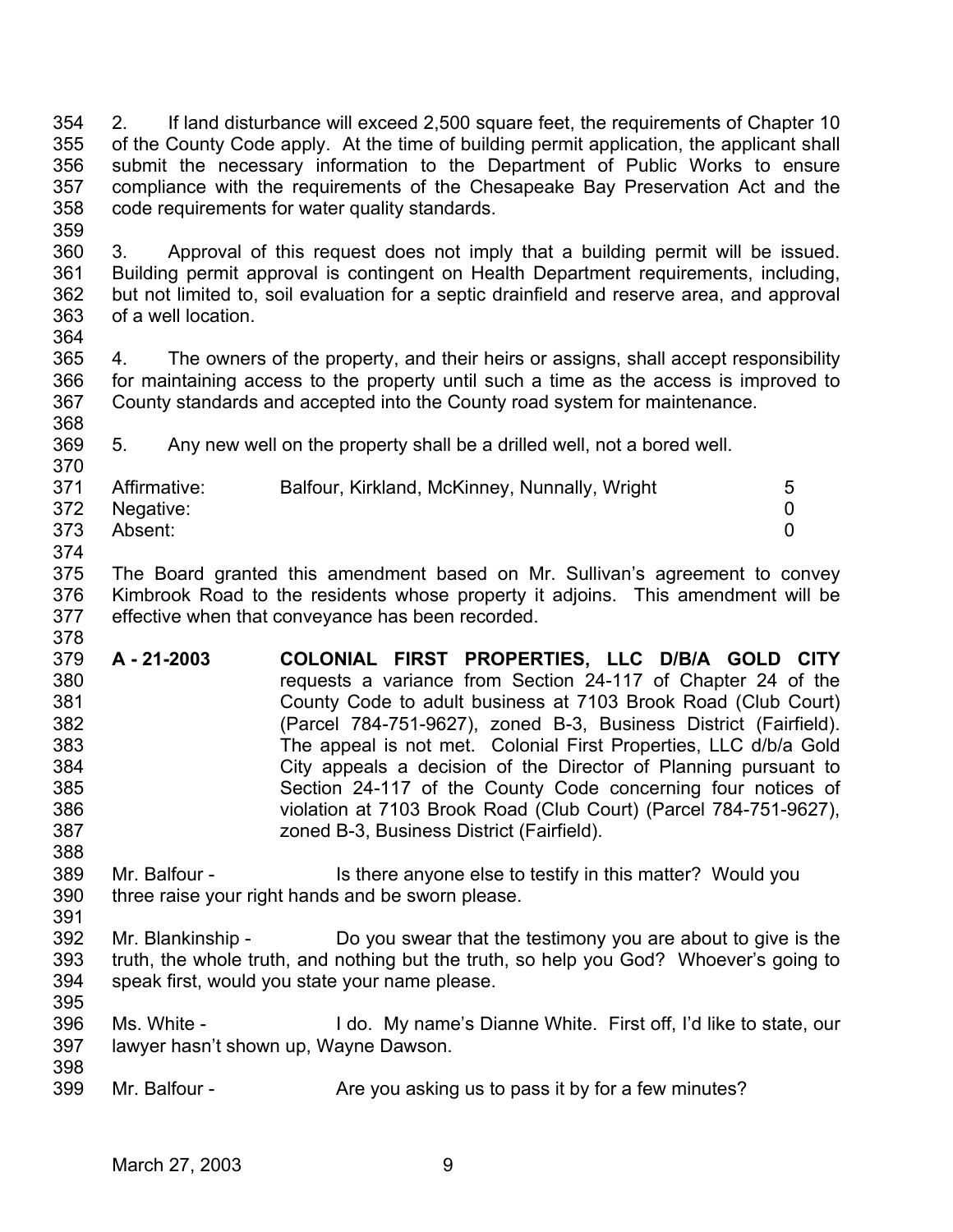2. If land disturbance will exceed 2,500 square feet, the requirements of Chapter 10 of the County Code apply. At the time of building permit application, the applicant shall submit the necessary information to the Department of Public Works to ensure compliance with the requirements of the Chesapeake Bay Preservation Act and the code requirements for water quality standards.

3. Approval of this request does not imply that a building permit will be issued. Building permit approval is contingent on Health Department requirements, including, but not limited to, soil evaluation for a septic drainfield and reserve area, and approval of a well location.

4. The owners of the property, and their heirs or assigns, shall accept responsibility for maintaining access to the property until such a time as the access is improved to County standards and accepted into the County road system for maintenance.

5. Any new well on the property shall be a drilled well, not a bored well.

| | | |
|---|---|---|
| Affirmative: | Balfour, Kirkland, McKinney, Nunnally, Wright | 5 |
| Negative: | | 0 |
| Absent: | | 0 |

The Board granted this amendment based on Mr. Sullivan's agreement to convey Kimbrook Road to the residents whose property it adjoins. This amendment will be effective when that conveyance has been recorded.

**A - 21-2003 COLONIAL FIRST PROPERTIES, LLC D/B/A GOLD CITY** requests a variance from Section 24-117 of Chapter 24 of the County Code to adult business at 7103 Brook Road (Club Court) (Parcel 784-751-9627), zoned B-3, Business District (Fairfield). The appeal is not met. Colonial First Properties, LLC d/b/a Gold City appeals a decision of the Director of Planning pursuant to Section 24-117 of the County Code concerning four notices of violation at 7103 Brook Road (Club Court) (Parcel 784-751-9627), zoned B-3, Business District (Fairfield).

Mr. Balfour - Is there anyone else to testify in this matter? Would you three raise your right hands and be sworn please.

Mr. Blankinship - Do you swear that the testimony you are about to give is the truth, the whole truth, and nothing but the truth, so help you God? Whoever's going to speak first, would you state your name please.

Ms. White - I do. My name's Dianne White. First off, I'd like to state, our lawyer hasn't shown up, Wayne Dawson.

Mr. Balfour - Are you asking us to pass it by for a few minutes?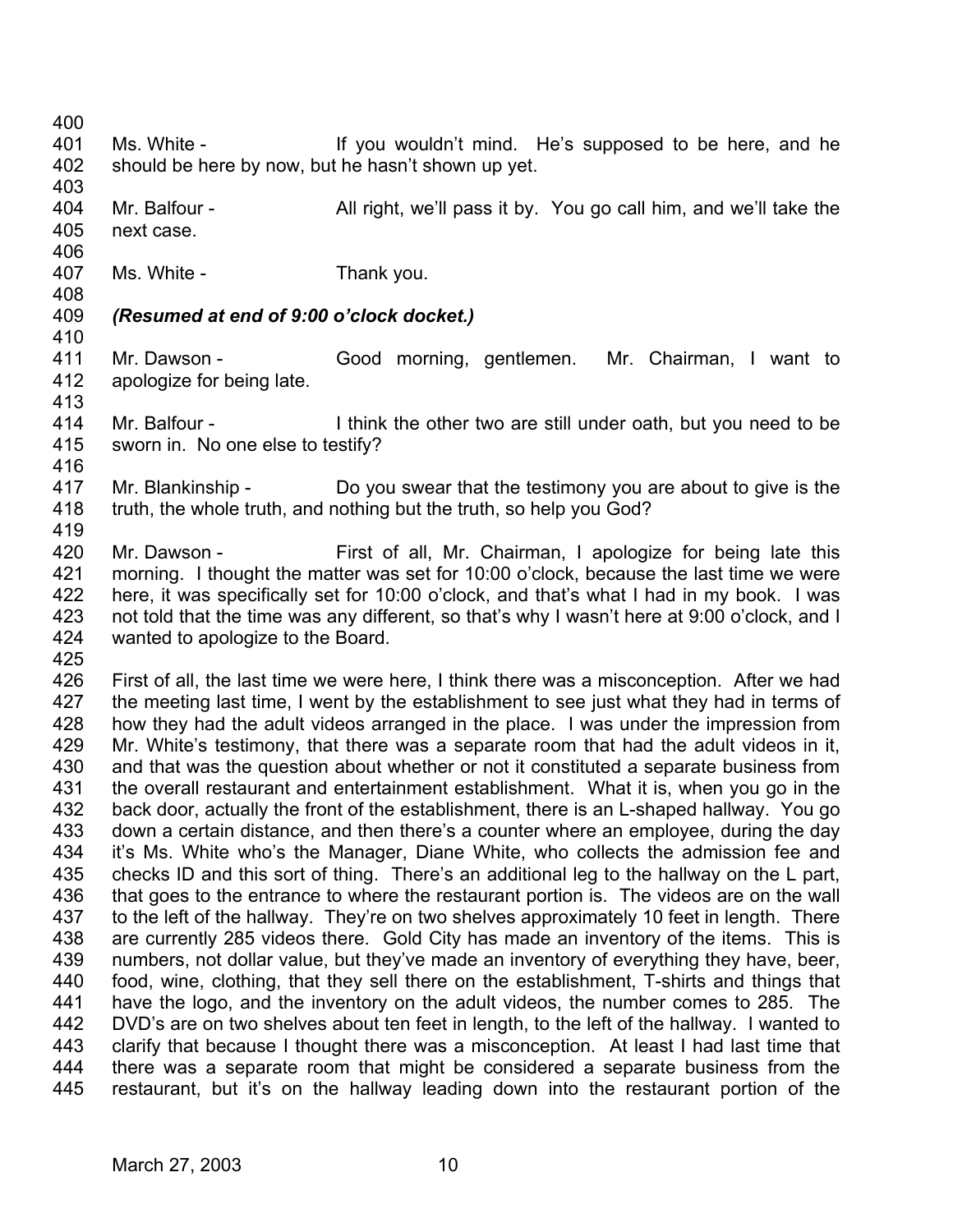Ms. White - If you wouldn't mind. He's supposed to be here, and he should be here by now, but he hasn't shown up yet.

Mr. Balfour - All right, we'll pass it by. You go call him, and we'll take the next case.

Ms. White - Thank you.

***(Resumed at end of 9:00 o'clock docket.)***

Mr. Dawson - Good morning, gentlemen. Mr. Chairman, I want to apologize for being late.

Mr. Balfour - I think the other two are still under oath, but you need to be sworn in. No one else to testify?

Mr. Blankinship - Do you swear that the testimony you are about to give is the truth, the whole truth, and nothing but the truth, so help you God?

Mr. Dawson - First of all, Mr. Chairman, I apologize for being late this morning. I thought the matter was set for 10:00 o'clock, because the last time we were here, it was specifically set for 10:00 o'clock, and that's what I had in my book. I was not told that the time was any different, so that's why I wasn't here at 9:00 o'clock, and I wanted to apologize to the Board.

First of all, the last time we were here, I think there was a misconception. After we had the meeting last time, I went by the establishment to see just what they had in terms of how they had the adult videos arranged in the place. I was under the impression from Mr. White's testimony, that there was a separate room that had the adult videos in it, and that was the question about whether or not it constituted a separate business from the overall restaurant and entertainment establishment. What it is, when you go in the back door, actually the front of the establishment, there is an L-shaped hallway. You go down a certain distance, and then there's a counter where an employee, during the day it's Ms. White who's the Manager, Diane White, who collects the admission fee and checks ID and this sort of thing. There's an additional leg to the hallway on the L part, that goes to the entrance to where the restaurant portion is. The videos are on the wall to the left of the hallway. They're on two shelves approximately 10 feet in length. There are currently 285 videos there. Gold City has made an inventory of the items. This is numbers, not dollar value, but they've made an inventory of everything they have, beer, food, wine, clothing, that they sell there on the establishment, T-shirts and things that have the logo, and the inventory on the adult videos, the number comes to 285. The DVD's are on two shelves about ten feet in length, to the left of the hallway. I wanted to clarify that because I thought there was a misconception. At least I had last time that there was a separate room that might be considered a separate business from the restaurant, but it's on the hallway leading down into the restaurant portion of the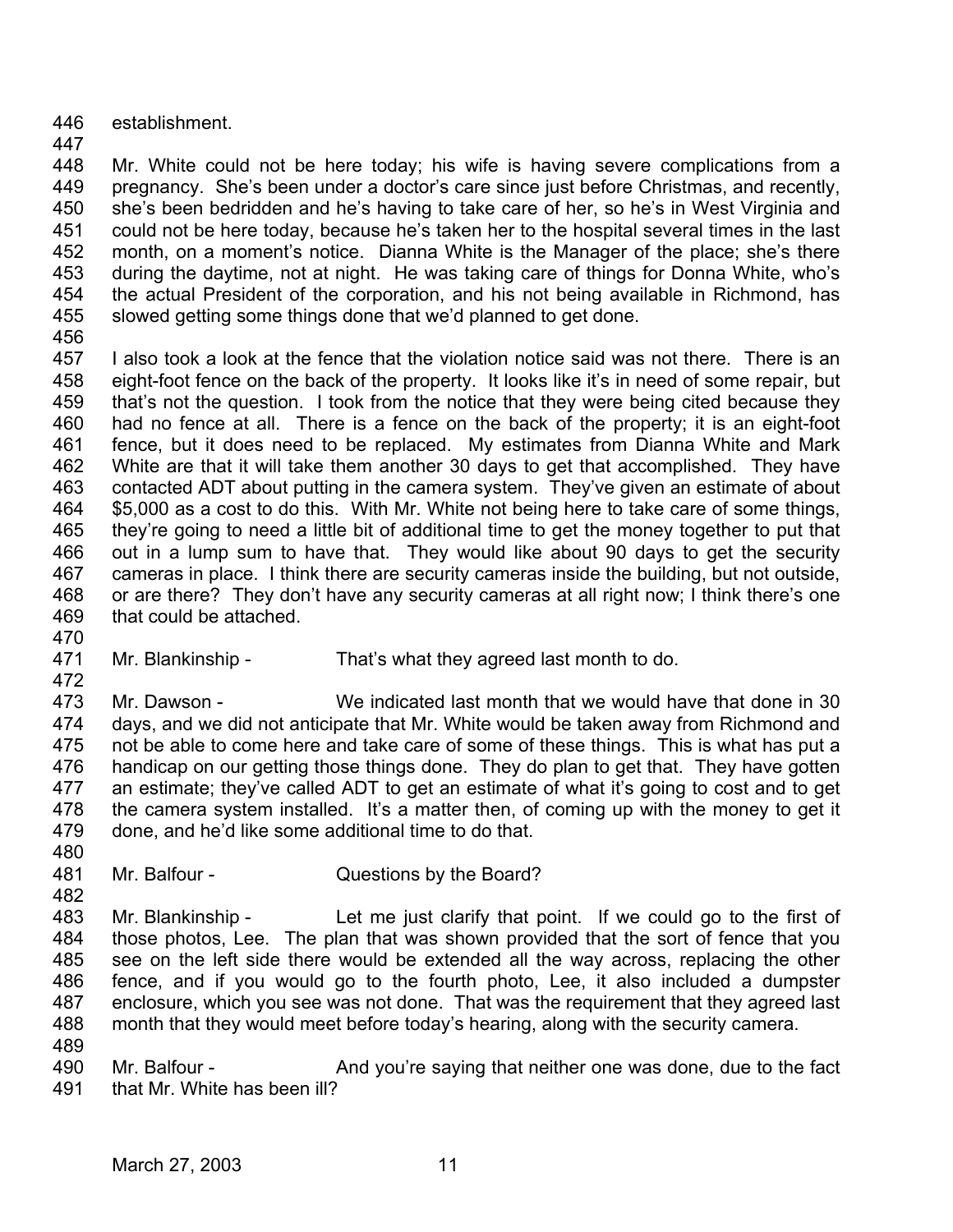establishment.

Mr. White could not be here today; his wife is having severe complications from a pregnancy. She's been under a doctor's care since just before Christmas, and recently, she's been bedridden and he's having to take care of her, so he's in West Virginia and could not be here today, because he's taken her to the hospital several times in the last month, on a moment's notice. Dianna White is the Manager of the place; she's there during the daytime, not at night. He was taking care of things for Donna White, who's the actual President of the corporation, and his not being available in Richmond, has slowed getting some things done that we'd planned to get done.

I also took a look at the fence that the violation notice said was not there. There is an eight-foot fence on the back of the property. It looks like it's in need of some repair, but that's not the question. I took from the notice that they were being cited because they had no fence at all. There is a fence on the back of the property; it is an eight-foot fence, but it does need to be replaced. My estimates from Dianna White and Mark White are that it will take them another 30 days to get that accomplished. They have contacted ADT about putting in the camera system. They've given an estimate of about $5,000 as a cost to do this. With Mr. White not being here to take care of some things, they're going to need a little bit of additional time to get the money together to put that out in a lump sum to have that. They would like about 90 days to get the security cameras in place. I think there are security cameras inside the building, but not outside, or are there? They don't have any security cameras at all right now; I think there's one that could be attached.

Mr. Blankinship - That's what they agreed last month to do.

Mr. Dawson - We indicated last month that we would have that done in 30 days, and we did not anticipate that Mr. White would be taken away from Richmond and not be able to come here and take care of some of these things. This is what has put a handicap on our getting those things done. They do plan to get that. They have gotten an estimate; they've called ADT to get an estimate of what it's going to cost and to get the camera system installed. It's a matter then, of coming up with the money to get it done, and he'd like some additional time to do that.

Mr. Balfour - Questions by the Board?

Mr. Blankinship - Let me just clarify that point. If we could go to the first of those photos, Lee. The plan that was shown provided that the sort of fence that you see on the left side there would be extended all the way across, replacing the other fence, and if you would go to the fourth photo, Lee, it also included a dumpster enclosure, which you see was not done. That was the requirement that they agreed last month that they would meet before today's hearing, along with the security camera.

Mr. Balfour - And you're saying that neither one was done, due to the fact that Mr. White has been ill?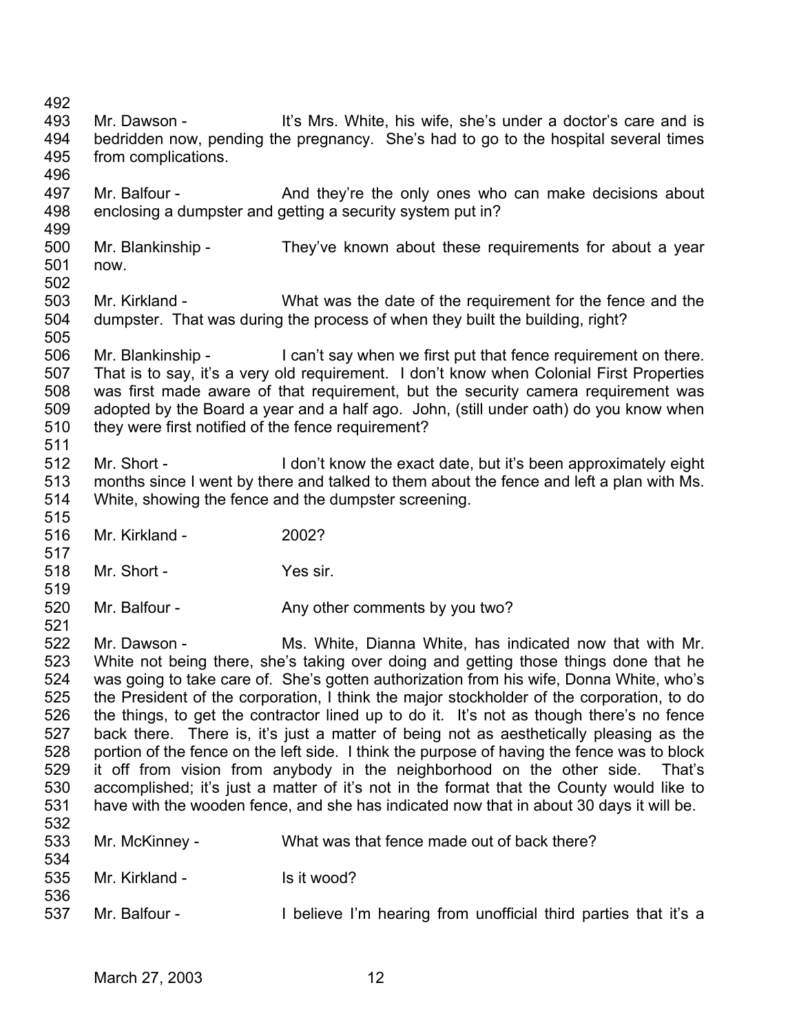Mr. Dawson - It's Mrs. White, his wife, she's under a doctor's care and is bedridden now, pending the pregnancy. She's had to go to the hospital several times from complications.

Mr. Balfour - And they're the only ones who can make decisions about enclosing a dumpster and getting a security system put in?

Mr. Blankinship - They've known about these requirements for about a year now.

Mr. Kirkland - What was the date of the requirement for the fence and the dumpster. That was during the process of when they built the building, right?

Mr. Blankinship - I can't say when we first put that fence requirement on there. That is to say, it's a very old requirement. I don't know when Colonial First Properties was first made aware of that requirement, but the security camera requirement was adopted by the Board a year and a half ago. John, (still under oath) do you know when they were first notified of the fence requirement?

Mr. Short - I don't know the exact date, but it's been approximately eight months since I went by there and talked to them about the fence and left a plan with Ms. White, showing the fence and the dumpster screening.

Mr. Kirkland - 2002?

Mr. Short - Yes sir.

Mr. Balfour - Any other comments by you two?

Mr. Dawson - Ms. White, Dianna White, has indicated now that with Mr. White not being there, she's taking over doing and getting those things done that he was going to take care of. She's gotten authorization from his wife, Donna White, who's the President of the corporation, I think the major stockholder of the corporation, to do the things, to get the contractor lined up to do it. It's not as though there's no fence back there. There is, it's just a matter of being not as aesthetically pleasing as the portion of the fence on the left side. I think the purpose of having the fence was to block it off from vision from anybody in the neighborhood on the other side. That's accomplished; it's just a matter of it's not in the format that the County would like to have with the wooden fence, and she has indicated now that in about 30 days it will be.

Mr. McKinney - What was that fence made out of back there?

Mr. Kirkland - Is it wood?

Mr. Balfour - I believe I'm hearing from unofficial third parties that it's a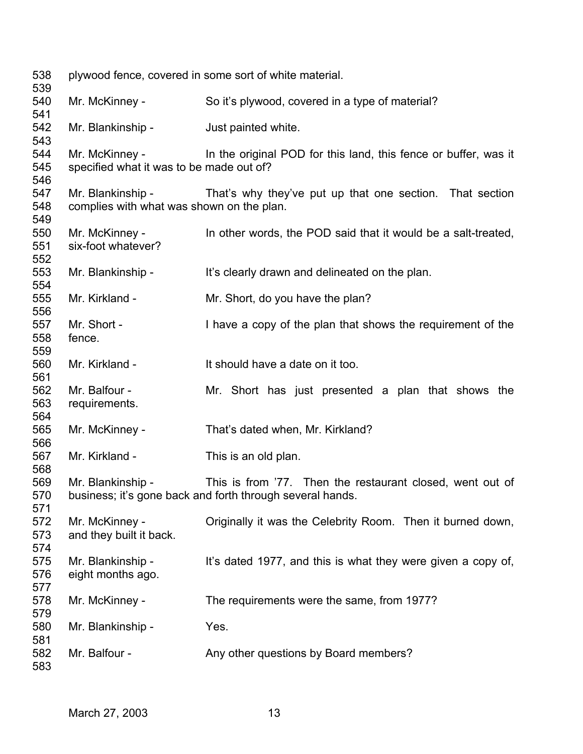plywood fence, covered in some sort of white material.

Mr. McKinney - So it's plywood, covered in a type of material?

Mr. Blankinship - Just painted white.

Mr. McKinney - In the original POD for this land, this fence or buffer, was it specified what it was to be made out of?

Mr. Blankinship - That's why they've put up that one section. That section complies with what was shown on the plan.

Mr. McKinney - In other words, the POD said that it would be a salt-treated, six-foot whatever?

Mr. Blankinship - It's clearly drawn and delineated on the plan.

Mr. Kirkland - Mr. Short, do you have the plan?

Mr. Short - I have a copy of the plan that shows the requirement of the fence.

Mr. Kirkland - It should have a date on it too.

Mr. Balfour - Mr. Short has just presented a plan that shows the requirements.

Mr. McKinney - That's dated when, Mr. Kirkland?

Mr. Kirkland - This is an old plan.

Mr. Blankinship - This is from '77. Then the restaurant closed, went out of business; it's gone back and forth through several hands.

Mr. McKinney - Originally it was the Celebrity Room. Then it burned down, and they built it back.

Mr. Blankinship - It's dated 1977, and this is what they were given a copy of, eight months ago.

Mr. McKinney - The requirements were the same, from 1977?

Mr. Blankinship - Yes.

Mr. Balfour - Any other questions by Board members?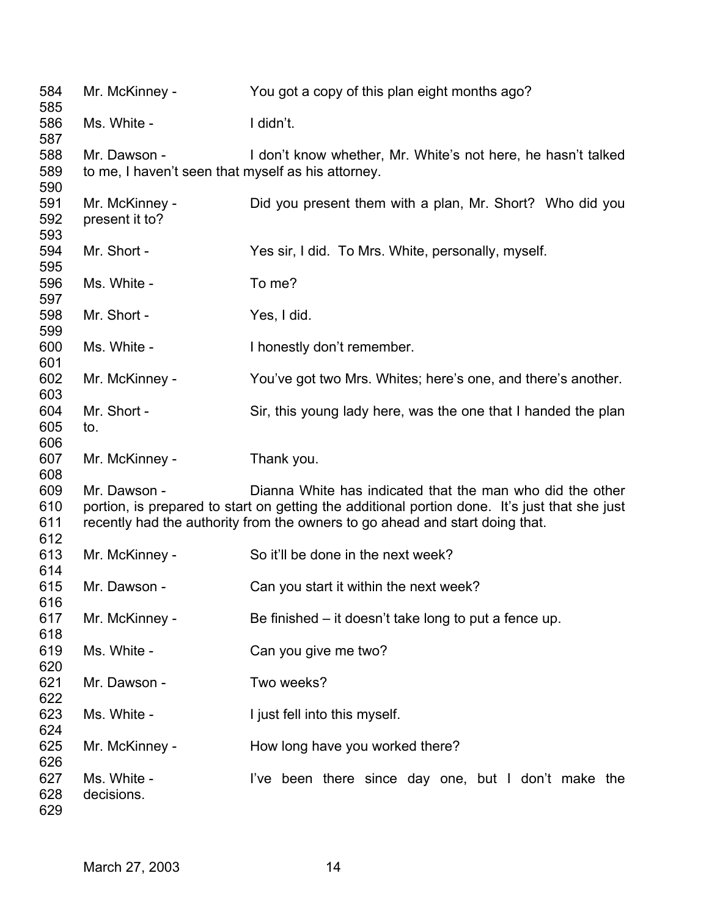Mr. McKinney - You got a copy of this plan eight months ago?

Ms. White - I didn't.

Mr. Dawson - I don't know whether, Mr. White's not here, he hasn't talked to me, I haven't seen that myself as his attorney.

Mr. McKinney - Did you present them with a plan, Mr. Short? Who did you present it to?

Mr. Short - Yes sir, I did. To Mrs. White, personally, myself.

Ms. White - To me?

Mr. Short - Yes, I did.

Ms. White - I honestly don't remember.

Mr. McKinney - You've got two Mrs. Whites; here's one, and there's another.

Mr. Short - Sir, this young lady here, was the one that I handed the plan to.

Mr. McKinney - Thank you.

Mr. Dawson - Dianna White has indicated that the man who did the other portion, is prepared to start on getting the additional portion done. It's just that she just recently had the authority from the owners to go ahead and start doing that.

Mr. McKinney - So it'll be done in the next week?

Mr. Dawson - Can you start it within the next week?

Mr. McKinney - Be finished – it doesn't take long to put a fence up.

Ms. White - Can you give me two?

Mr. Dawson - Two weeks?

Ms. White - I just fell into this myself.

Mr. McKinney - How long have you worked there?

Ms. White - I've been there since day one, but I don't make the decisions.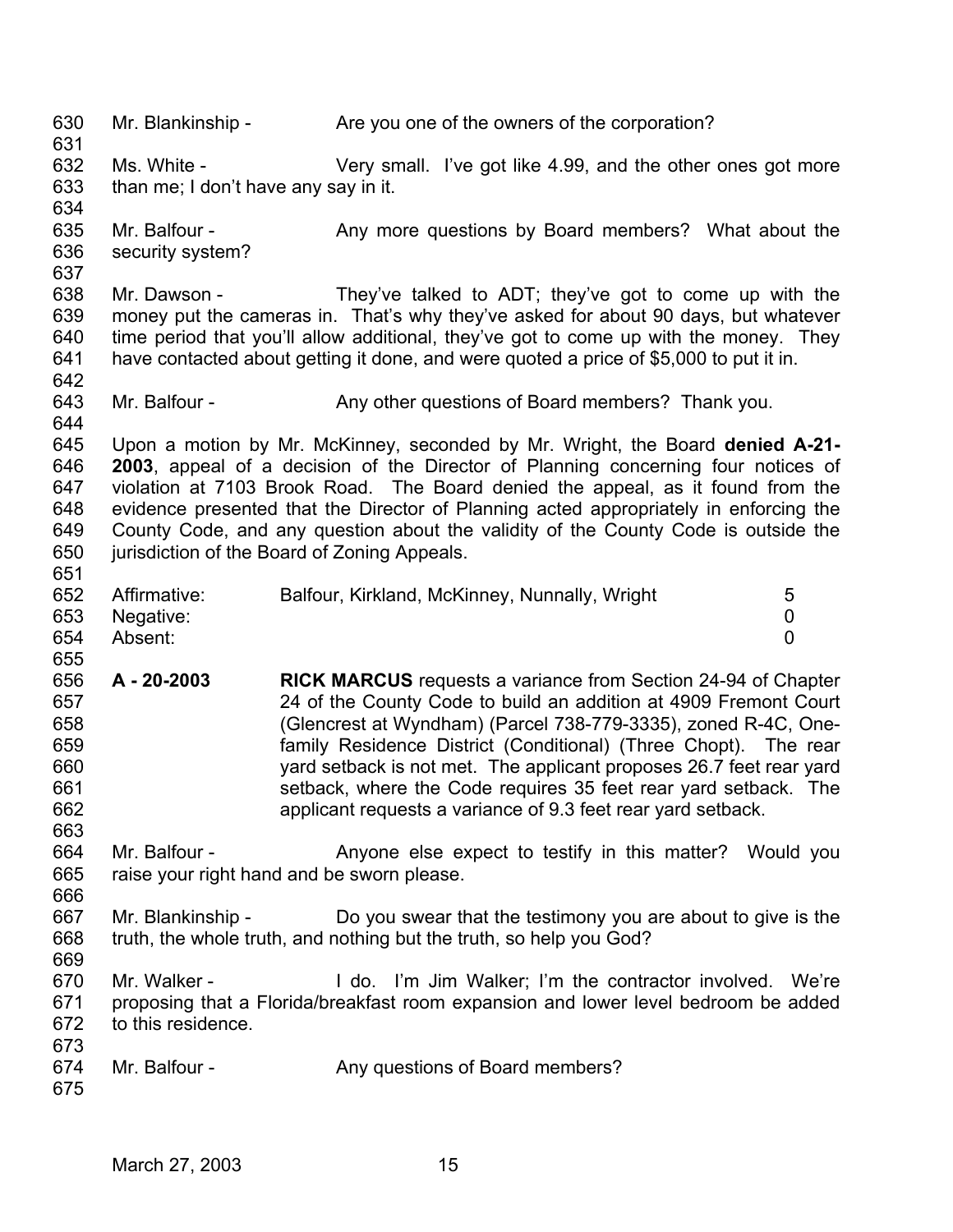Mr. Blankinship - Are you one of the owners of the corporation?

Ms. White - Very small. I've got like 4.99, and the other ones got more than me; I don't have any say in it.

Mr. Balfour - Any more questions by Board members? What about the security system?

Mr. Dawson - They've talked to ADT; they've got to come up with the money put the cameras in. That's why they've asked for about 90 days, but whatever time period that you'll allow additional, they've got to come up with the money. They have contacted about getting it done, and were quoted a price of $5,000 to put it in.

Mr. Balfour - Any other questions of Board members? Thank you.

Upon a motion by Mr. McKinney, seconded by Mr. Wright, the Board **denied A-21-2003**, appeal of a decision of the Director of Planning concerning four notices of violation at 7103 Brook Road. The Board denied the appeal, as it found from the evidence presented that the Director of Planning acted appropriately in enforcing the County Code, and any question about the validity of the County Code is outside the jurisdiction of the Board of Zoning Appeals.

| | | |
|---|---|---|
| Affirmative: | Balfour, Kirkland, McKinney, Nunnally, Wright | 5 |
| Negative: | | 0 |
| Absent: | | 0 |

**A - 20-2003** **RICK MARCUS** requests a variance from Section 24-94 of Chapter 24 of the County Code to build an addition at 4909 Fremont Court (Glencrest at Wyndham) (Parcel 738-779-3335), zoned R-4C, One-family Residence District (Conditional) (Three Chopt). The rear yard setback is not met. The applicant proposes 26.7 feet rear yard setback, where the Code requires 35 feet rear yard setback. The applicant requests a variance of 9.3 feet rear yard setback.

Mr. Balfour - Anyone else expect to testify in this matter? Would you raise your right hand and be sworn please.

Mr. Blankinship - Do you swear that the testimony you are about to give is the truth, the whole truth, and nothing but the truth, so help you God?

Mr. Walker - I do. I'm Jim Walker; I'm the contractor involved. We're proposing that a Florida/breakfast room expansion and lower level bedroom be added to this residence.

Mr. Balfour - Any questions of Board members?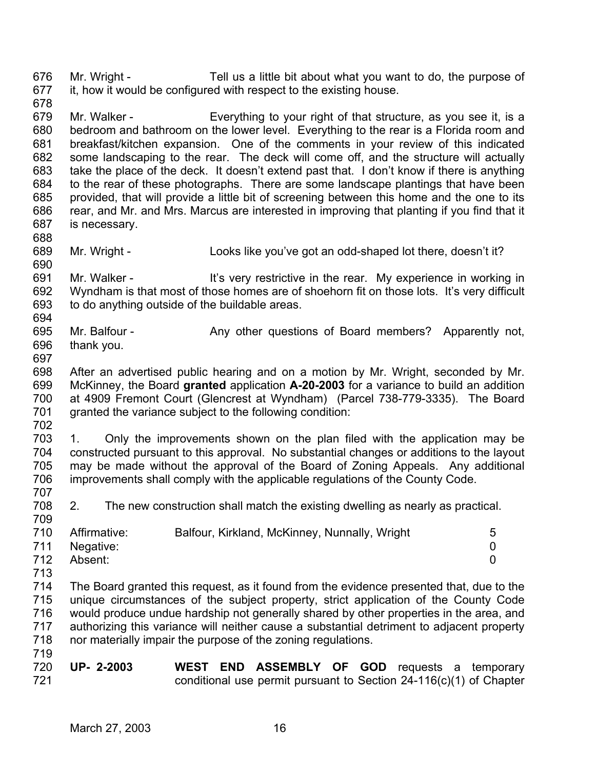Mr. Wright - Tell us a little bit about what you want to do, the purpose of it, how it would be configured with respect to the existing house.

Mr. Walker - Everything to your right of that structure, as you see it, is a bedroom and bathroom on the lower level. Everything to the rear is a Florida room and breakfast/kitchen expansion. One of the comments in your review of this indicated some landscaping to the rear. The deck will come off, and the structure will actually take the place of the deck. It doesn't extend past that. I don't know if there is anything to the rear of these photographs. There are some landscape plantings that have been provided, that will provide a little bit of screening between this home and the one to its rear, and Mr. and Mrs. Marcus are interested in improving that planting if you find that it is necessary.

Mr. Wright - Looks like you've got an odd-shaped lot there, doesn't it?

Mr. Walker - It's very restrictive in the rear. My experience in working in Wyndham is that most of those homes are of shoehorn fit on those lots. It's very difficult to do anything outside of the buildable areas.

Mr. Balfour - Any other questions of Board members? Apparently not, thank you.

After an advertised public hearing and on a motion by Mr. Wright, seconded by Mr. McKinney, the Board **granted** application **A-20-2003** for a variance to build an addition at 4909 Fremont Court (Glencrest at Wyndham) (Parcel 738-779-3335). The Board granted the variance subject to the following condition:

1. Only the improvements shown on the plan filed with the application may be constructed pursuant to this approval. No substantial changes or additions to the layout may be made without the approval of the Board of Zoning Appeals. Any additional improvements shall comply with the applicable regulations of the County Code.

2. The new construction shall match the existing dwelling as nearly as practical.

| | | |
|---|---|---|
| Affirmative: | Balfour, Kirkland, McKinney, Nunnally, Wright | 5 |
| Negative: | | 0 |
| Absent: | | 0 |

The Board granted this request, as it found from the evidence presented that, due to the unique circumstances of the subject property, strict application of the County Code would produce undue hardship not generally shared by other properties in the area, and authorizing this variance will neither cause a substantial detriment to adjacent property nor materially impair the purpose of the zoning regulations.

**UP- 2-2003** **WEST END ASSEMBLY OF GOD** requests a temporary conditional use permit pursuant to Section 24-116(c)(1) of Chapter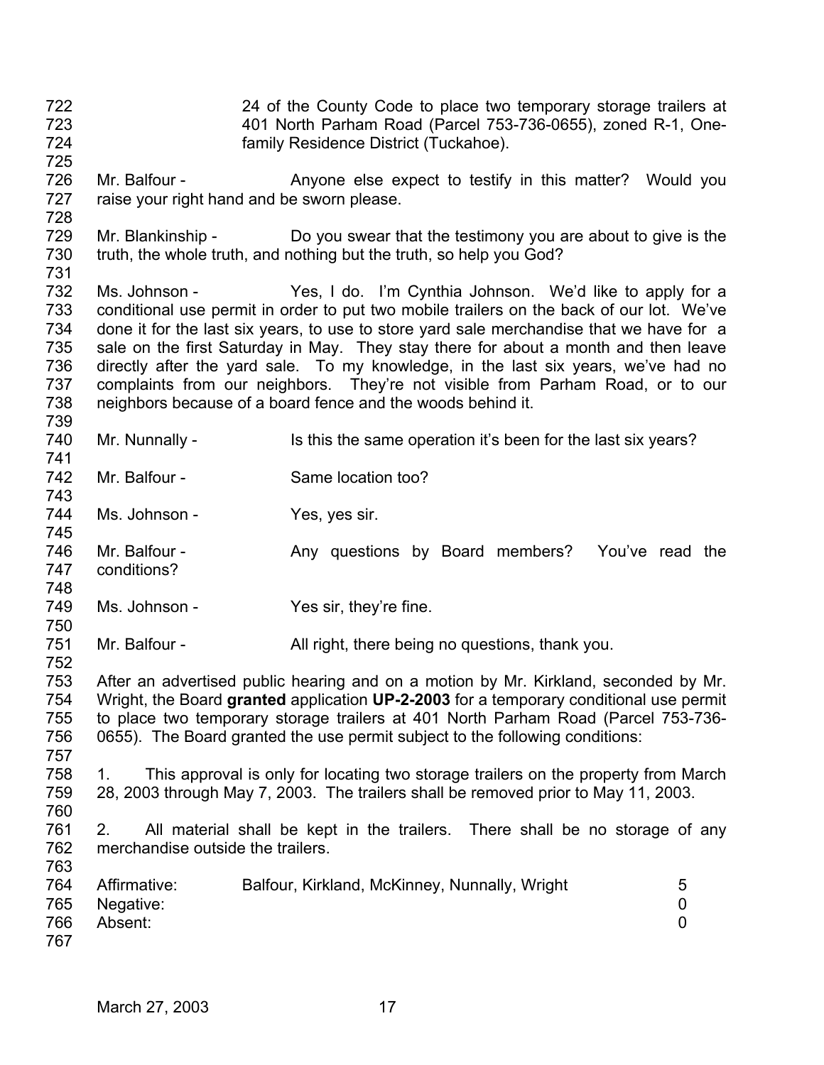24 of the County Code to place two temporary storage trailers at 401 North Parham Road (Parcel 753-736-0655), zoned R-1, One-family Residence District (Tuckahoe).

Mr. Balfour - Anyone else expect to testify in this matter? Would you raise your right hand and be sworn please.

Mr. Blankinship - Do you swear that the testimony you are about to give is the truth, the whole truth, and nothing but the truth, so help you God?

Ms. Johnson - Yes, I do. I'm Cynthia Johnson. We'd like to apply for a conditional use permit in order to put two mobile trailers on the back of our lot. We've done it for the last six years, to use to store yard sale merchandise that we have for a sale on the first Saturday in May. They stay there for about a month and then leave directly after the yard sale. To my knowledge, in the last six years, we've had no complaints from our neighbors. They're not visible from Parham Road, or to our neighbors because of a board fence and the woods behind it.

Mr. Nunnally - Is this the same operation it's been for the last six years?

Mr. Balfour - Same location too?

Ms. Johnson - Yes, yes sir.

Mr. Balfour - Any questions by Board members? You've read the conditions?

Ms. Johnson - Yes sir, they're fine.

Mr. Balfour - All right, there being no questions, thank you.

After an advertised public hearing and on a motion by Mr. Kirkland, seconded by Mr. Wright, the Board **granted** application **UP-2-2003** for a temporary conditional use permit to place two temporary storage trailers at 401 North Parham Road (Parcel 753-736-0655). The Board granted the use permit subject to the following conditions:

1. This approval is only for locating two storage trailers on the property from March 28, 2003 through May 7, 2003. The trailers shall be removed prior to May 11, 2003.

2. All material shall be kept in the trailers. There shall be no storage of any merchandise outside the trailers.

| | | |
|---|---|---|
| Affirmative: | Balfour, Kirkland, McKinney, Nunnally, Wright | 5 |
| Negative: | | 0 |
| Absent: | | 0 |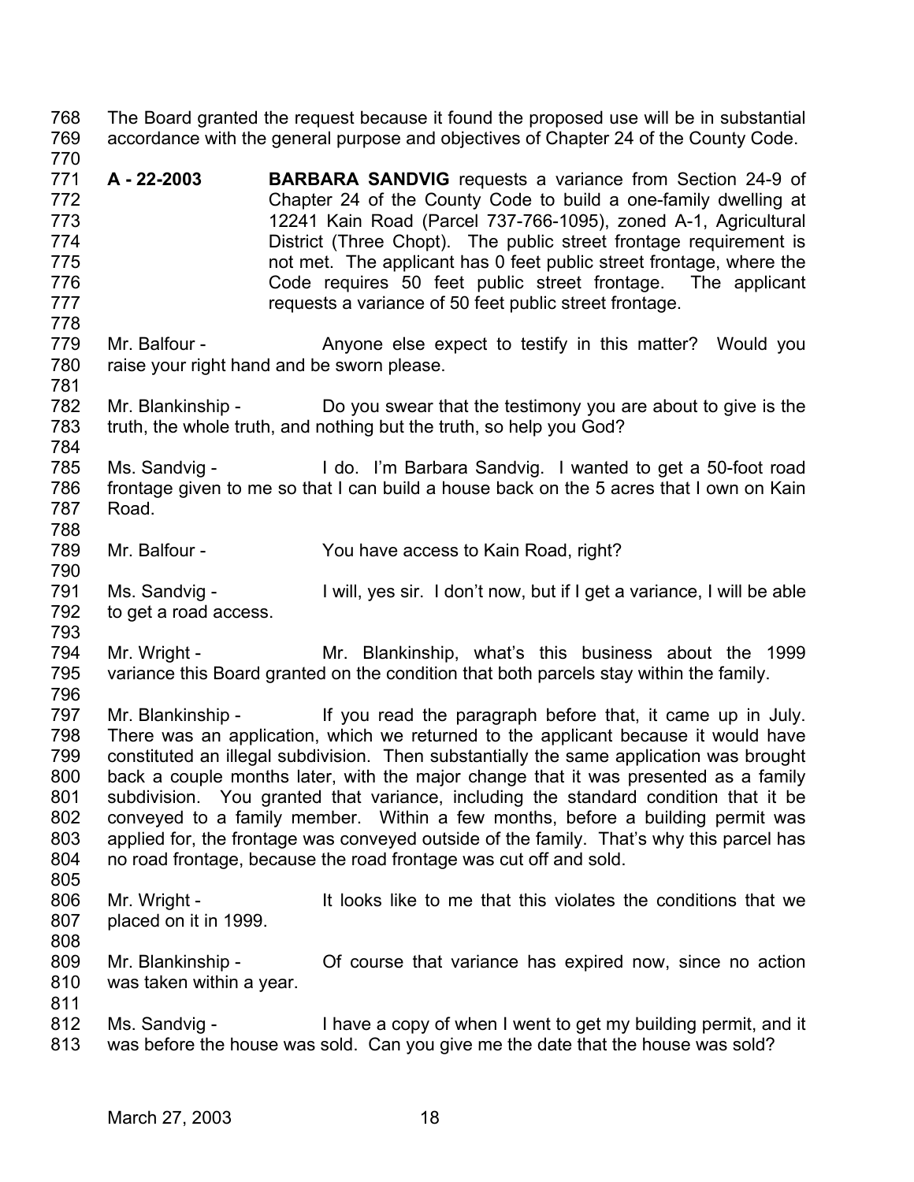The Board granted the request because it found the proposed use will be in substantial accordance with the general purpose and objectives of Chapter 24 of the County Code.

**A - 22-2003** **BARBARA SANDVIG** requests a variance from Section 24-9 of Chapter 24 of the County Code to build a one-family dwelling at 12241 Kain Road (Parcel 737-766-1095), zoned A-1, Agricultural District (Three Chopt). The public street frontage requirement is not met. The applicant has 0 feet public street frontage, where the Code requires 50 feet public street frontage. The applicant requests a variance of 50 feet public street frontage.

Mr. Balfour - Anyone else expect to testify in this matter? Would you raise your right hand and be sworn please.

Mr. Blankinship - Do you swear that the testimony you are about to give is the truth, the whole truth, and nothing but the truth, so help you God?

Ms. Sandvig - I do. I'm Barbara Sandvig. I wanted to get a 50-foot road frontage given to me so that I can build a house back on the 5 acres that I own on Kain Road.

Mr. Balfour - You have access to Kain Road, right?

Ms. Sandvig - I will, yes sir. I don't now, but if I get a variance, I will be able to get a road access.

Mr. Wright - Mr. Blankinship, what's this business about the 1999 variance this Board granted on the condition that both parcels stay within the family.

Mr. Blankinship - If you read the paragraph before that, it came up in July. There was an application, which we returned to the applicant because it would have constituted an illegal subdivision. Then substantially the same application was brought back a couple months later, with the major change that it was presented as a family subdivision. You granted that variance, including the standard condition that it be conveyed to a family member. Within a few months, before a building permit was applied for, the frontage was conveyed outside of the family. That's why this parcel has no road frontage, because the road frontage was cut off and sold.

Mr. Wright - It looks like to me that this violates the conditions that we placed on it in 1999.

Mr. Blankinship - Of course that variance has expired now, since no action was taken within a year.

Ms. Sandvig - I have a copy of when I went to get my building permit, and it was before the house was sold. Can you give me the date that the house was sold?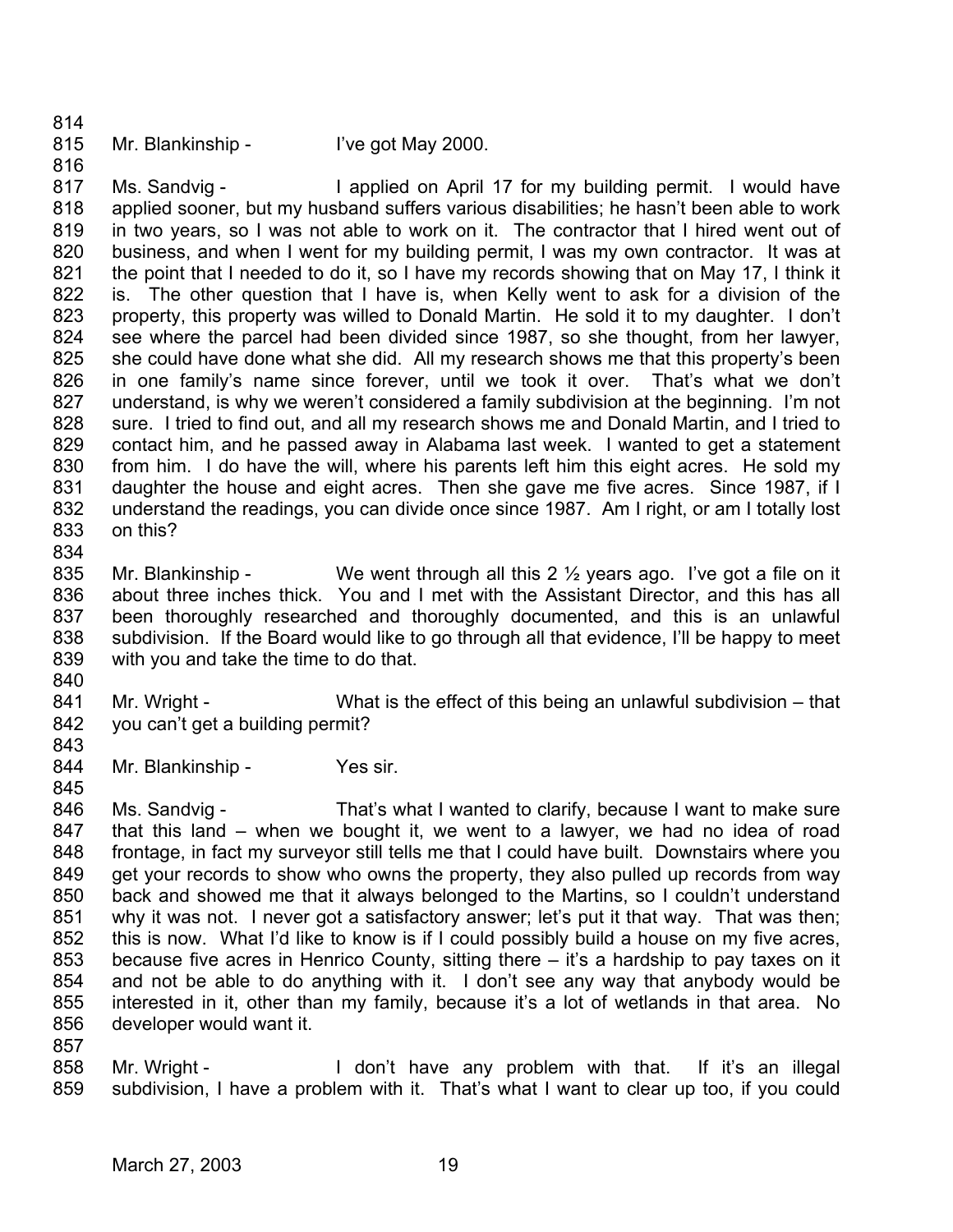Mr. Blankinship - I've got May 2000.

Ms. Sandvig - I applied on April 17 for my building permit. I would have applied sooner, but my husband suffers various disabilities; he hasn't been able to work in two years, so I was not able to work on it. The contractor that I hired went out of business, and when I went for my building permit, I was my own contractor. It was at the point that I needed to do it, so I have my records showing that on May 17, I think it is. The other question that I have is, when Kelly went to ask for a division of the property, this property was willed to Donald Martin. He sold it to my daughter. I don't see where the parcel had been divided since 1987, so she thought, from her lawyer, she could have done what she did. All my research shows me that this property's been in one family's name since forever, until we took it over. That's what we don't understand, is why we weren't considered a family subdivision at the beginning. I'm not sure. I tried to find out, and all my research shows me and Donald Martin, and I tried to contact him, and he passed away in Alabama last week. I wanted to get a statement from him. I do have the will, where his parents left him this eight acres. He sold my daughter the house and eight acres. Then she gave me five acres. Since 1987, if I understand the readings, you can divide once since 1987. Am I right, or am I totally lost on this?

Mr. Blankinship - We went through all this 2 ½ years ago. I've got a file on it about three inches thick. You and I met with the Assistant Director, and this has all been thoroughly researched and thoroughly documented, and this is an unlawful subdivision. If the Board would like to go through all that evidence, I'll be happy to meet with you and take the time to do that.

Mr. Wright - What is the effect of this being an unlawful subdivision – that you can't get a building permit?

Mr. Blankinship - Yes sir.

Ms. Sandvig - That's what I wanted to clarify, because I want to make sure that this land – when we bought it, we went to a lawyer, we had no idea of road frontage, in fact my surveyor still tells me that I could have built. Downstairs where you get your records to show who owns the property, they also pulled up records from way back and showed me that it always belonged to the Martins, so I couldn't understand why it was not. I never got a satisfactory answer; let's put it that way. That was then; this is now. What I'd like to know is if I could possibly build a house on my five acres, because five acres in Henrico County, sitting there – it's a hardship to pay taxes on it and not be able to do anything with it. I don't see any way that anybody would be interested in it, other than my family, because it's a lot of wetlands in that area. No developer would want it.

Mr. Wright - I don't have any problem with that. If it's an illegal subdivision, I have a problem with it. That's what I want to clear up too, if you could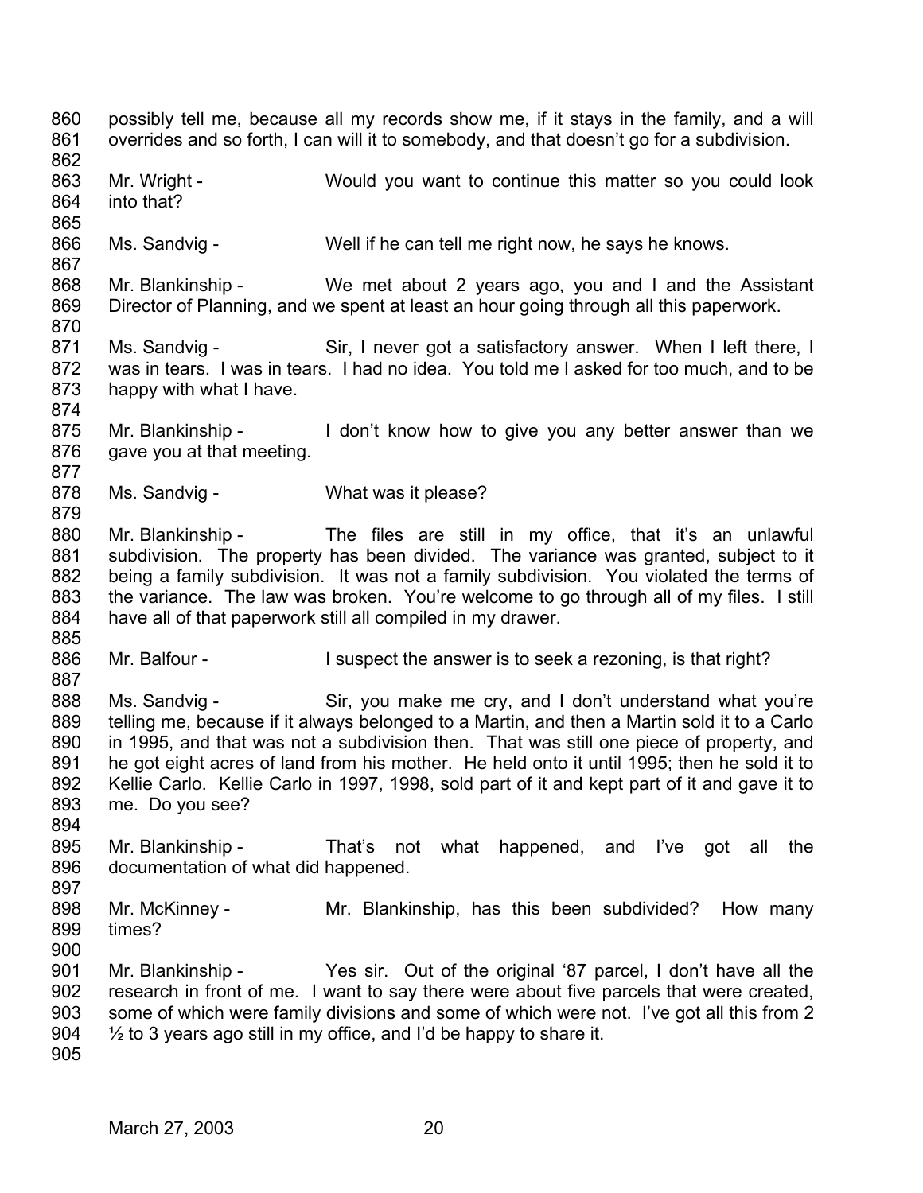possibly tell me, because all my records show me, if it stays in the family, and a will overrides and so forth, I can will it to somebody, and that doesn't go for a subdivision.

Mr. Wright - Would you want to continue this matter so you could look into that?

Ms. Sandvig - Well if he can tell me right now, he says he knows.

Mr. Blankinship - We met about 2 years ago, you and I and the Assistant Director of Planning, and we spent at least an hour going through all this paperwork.

Ms. Sandvig - Sir, I never got a satisfactory answer. When I left there, I was in tears. I was in tears. I had no idea. You told me I asked for too much, and to be happy with what I have.

Mr. Blankinship - I don't know how to give you any better answer than we gave you at that meeting.

Ms. Sandvig - What was it please?

Mr. Blankinship - The files are still in my office, that it's an unlawful subdivision. The property has been divided. The variance was granted, subject to it being a family subdivision. It was not a family subdivision. You violated the terms of the variance. The law was broken. You're welcome to go through all of my files. I still have all of that paperwork still all compiled in my drawer.

Mr. Balfour - I suspect the answer is to seek a rezoning, is that right?

Ms. Sandvig - Sir, you make me cry, and I don't understand what you're telling me, because if it always belonged to a Martin, and then a Martin sold it to a Carlo in 1995, and that was not a subdivision then. That was still one piece of property, and he got eight acres of land from his mother. He held onto it until 1995; then he sold it to Kellie Carlo. Kellie Carlo in 1997, 1998, sold part of it and kept part of it and gave it to me. Do you see?

Mr. Blankinship - That's not what happened, and I've got all the documentation of what did happened.

Mr. McKinney - Mr. Blankinship, has this been subdivided? How many times?

Mr. Blankinship - Yes sir. Out of the original '87 parcel, I don't have all the research in front of me. I want to say there were about five parcels that were created, some of which were family divisions and some of which were not. I've got all this from 2 ½ to 3 years ago still in my office, and I'd be happy to share it.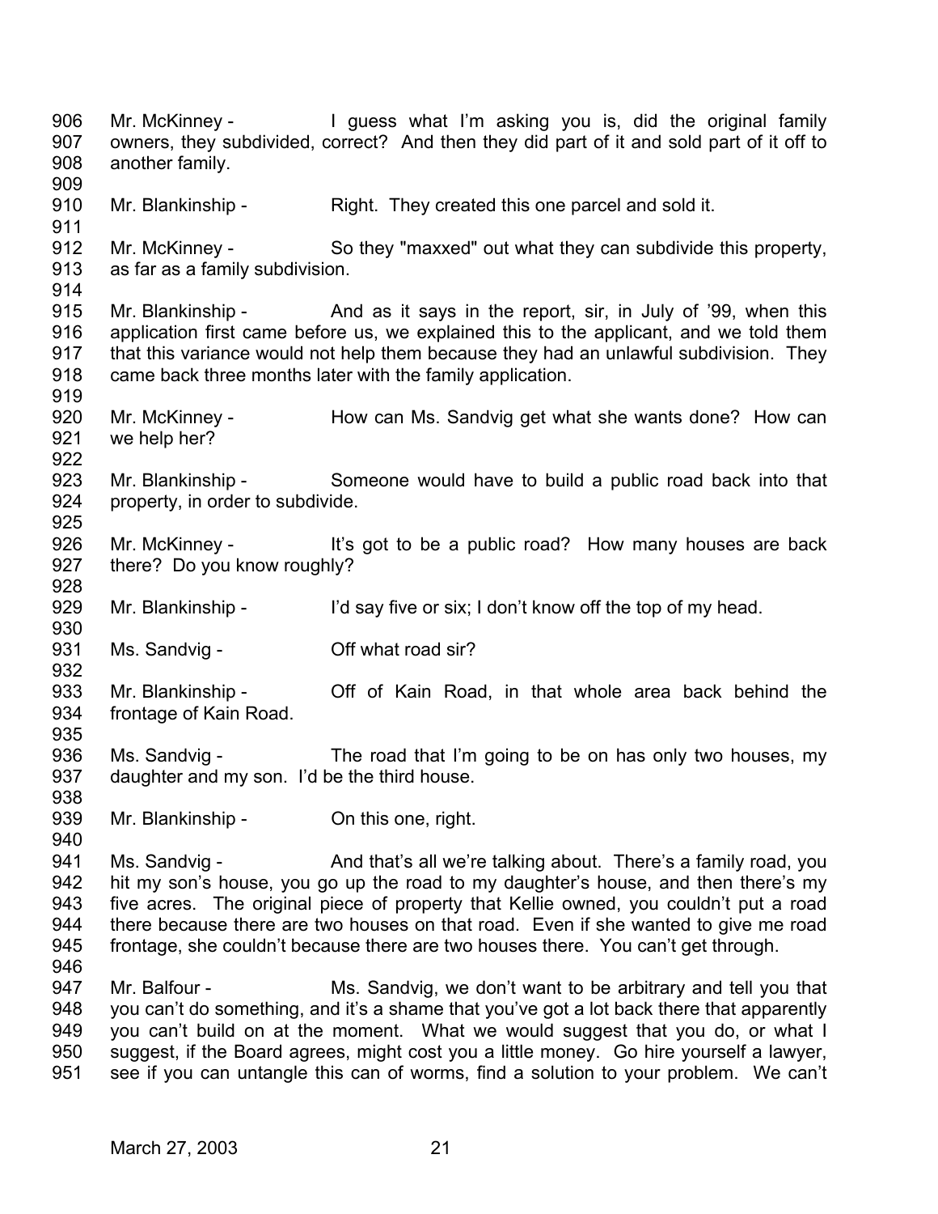906 Mr. McKinney - I guess what I'm asking you is, did the original family
907 owners, they subdivided, correct? And then they did part of it and sold part of it off to
908 another family.
909
910 Mr. Blankinship - Right. They created this one parcel and sold it.
911
912 Mr. McKinney - So they "maxxed" out what they can subdivide this property,
913 as far as a family subdivision.
914
915 Mr. Blankinship - And as it says in the report, sir, in July of '99, when this
916 application first came before us, we explained this to the applicant, and we told them
917 that this variance would not help them because they had an unlawful subdivision. They
918 came back three months later with the family application.
919
920 Mr. McKinney - How can Ms. Sandvig get what she wants done? How can
921 we help her?
922
923 Mr. Blankinship - Someone would have to build a public road back into that
924 property, in order to subdivide.
925
926 Mr. McKinney - It's got to be a public road? How many houses are back
927 there? Do you know roughly?
928
929 Mr. Blankinship - I'd say five or six; I don't know off the top of my head.
930
931 Ms. Sandvig - Off what road sir?
932
933 Mr. Blankinship - Off of Kain Road, in that whole area back behind the
934 frontage of Kain Road.
935
936 Ms. Sandvig - The road that I'm going to be on has only two houses, my
937 daughter and my son. I'd be the third house.
938
939 Mr. Blankinship - On this one, right.
940
941 Ms. Sandvig - And that's all we're talking about. There's a family road, you
942 hit my son's house, you go up the road to my daughter's house, and then there's my
943 five acres. The original piece of property that Kellie owned, you couldn't put a road
944 there because there are two houses on that road. Even if she wanted to give me road
945 frontage, she couldn't because there are two houses there. You can't get through.
946
947 Mr. Balfour - Ms. Sandvig, we don't want to be arbitrary and tell you that
948 you can't do something, and it's a shame that you've got a lot back there that apparently
949 you can't build on at the moment. What we would suggest that you do, or what I
950 suggest, if the Board agrees, might cost you a little money. Go hire yourself a lawyer,
951 see if you can untangle this can of worms, find a solution to your problem. We can't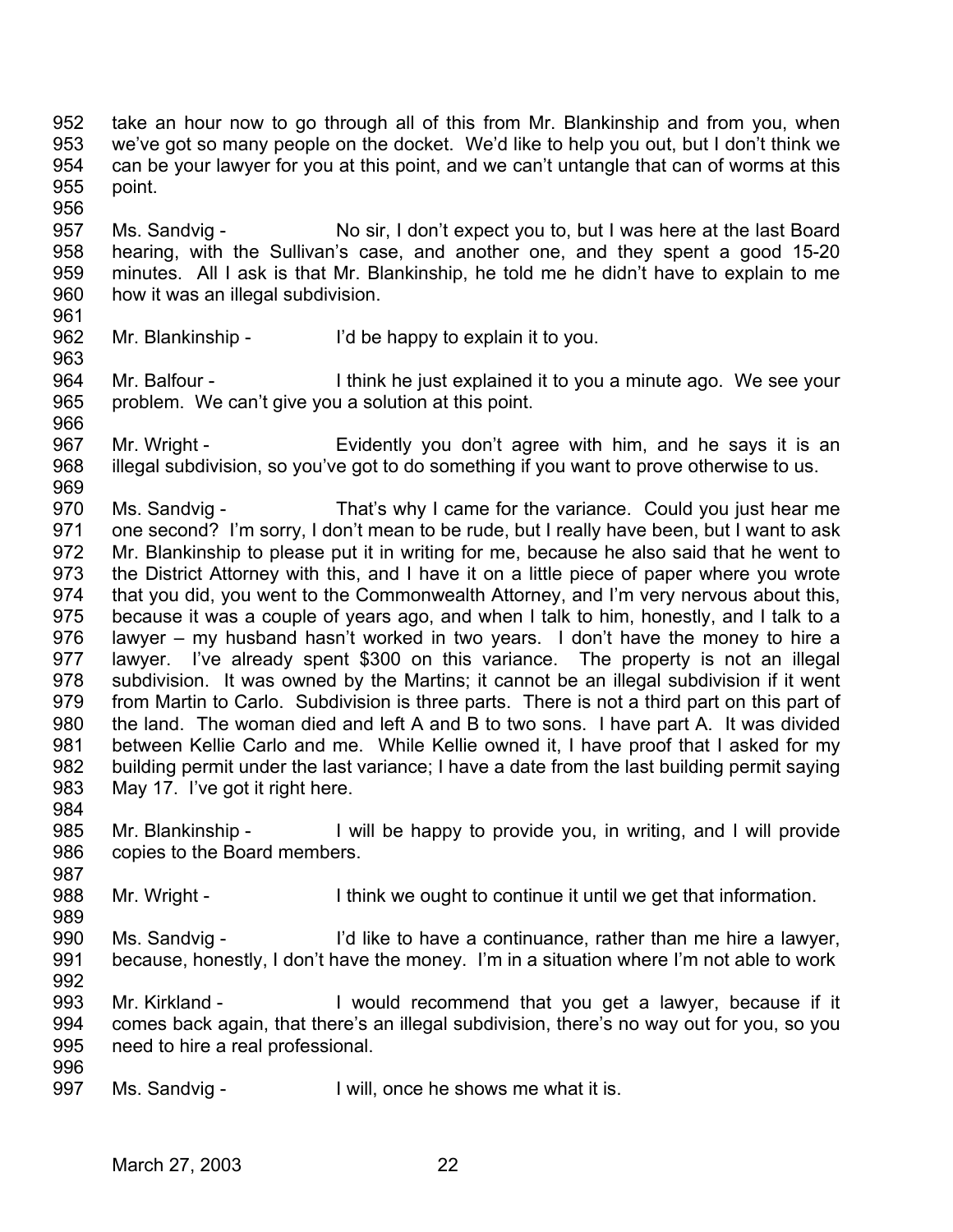take an hour now to go through all of this from Mr. Blankinship and from you, when we've got so many people on the docket. We'd like to help you out, but I don't think we can be your lawyer for you at this point, and we can't untangle that can of worms at this point.

Ms. Sandvig - No sir, I don't expect you to, but I was here at the last Board hearing, with the Sullivan's case, and another one, and they spent a good 15-20 minutes. All I ask is that Mr. Blankinship, he told me he didn't have to explain to me how it was an illegal subdivision.

Mr. Blankinship - I'd be happy to explain it to you.

Mr. Balfour - I think he just explained it to you a minute ago. We see your problem. We can't give you a solution at this point.

Mr. Wright - Evidently you don't agree with him, and he says it is an illegal subdivision, so you've got to do something if you want to prove otherwise to us.

Ms. Sandvig - That's why I came for the variance. Could you just hear me one second? I'm sorry, I don't mean to be rude, but I really have been, but I want to ask Mr. Blankinship to please put it in writing for me, because he also said that he went to the District Attorney with this, and I have it on a little piece of paper where you wrote that you did, you went to the Commonwealth Attorney, and I'm very nervous about this, because it was a couple of years ago, and when I talk to him, honestly, and I talk to a lawyer – my husband hasn't worked in two years. I don't have the money to hire a lawyer. I've already spent $300 on this variance. The property is not an illegal subdivision. It was owned by the Martins; it cannot be an illegal subdivision if it went from Martin to Carlo. Subdivision is three parts. There is not a third part on this part of the land. The woman died and left A and B to two sons. I have part A. It was divided between Kellie Carlo and me. While Kellie owned it, I have proof that I asked for my building permit under the last variance; I have a date from the last building permit saying May 17. I've got it right here.

Mr. Blankinship - I will be happy to provide you, in writing, and I will provide copies to the Board members.

Mr. Wright - I think we ought to continue it until we get that information.

Ms. Sandvig - I'd like to have a continuance, rather than me hire a lawyer, because, honestly, I don't have the money. I'm in a situation where I'm not able to work

Mr. Kirkland - I would recommend that you get a lawyer, because if it comes back again, that there's an illegal subdivision, there's no way out for you, so you need to hire a real professional.

Ms. Sandvig - I will, once he shows me what it is.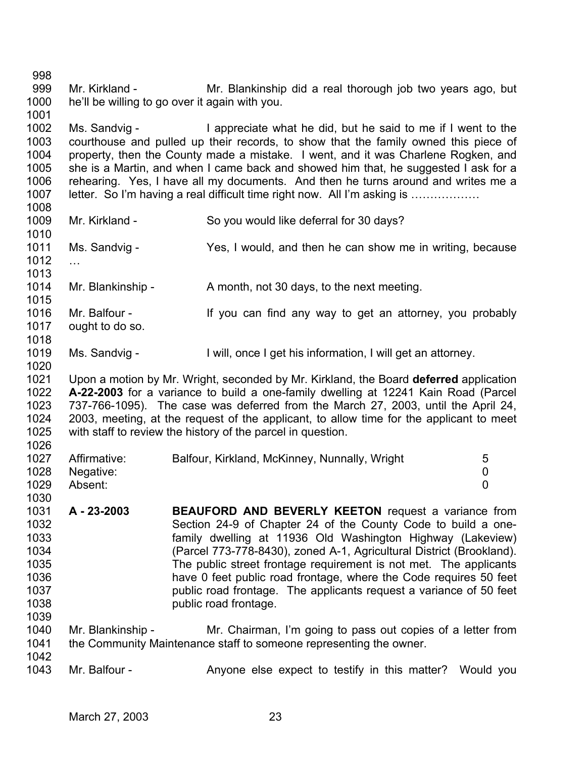Mr. Kirkland - Mr. Blankinship did a real thorough job two years ago, but he'll be willing to go over it again with you.

Ms. Sandvig - I appreciate what he did, but he said to me if I went to the courthouse and pulled up their records, to show that the family owned this piece of property, then the County made a mistake. I went, and it was Charlene Rogken, and she is a Martin, and when I came back and showed him that, he suggested I ask for a rehearing. Yes, I have all my documents. And then he turns around and writes me a letter. So I'm having a real difficult time right now. All I'm asking is ………………

Mr. Kirkland - So you would like deferral for 30 days?

Ms. Sandvig - Yes, I would, and then he can show me in writing, because …

Mr. Blankinship - A month, not 30 days, to the next meeting.

Mr. Balfour - If you can find any way to get an attorney, you probably ought to do so.

Ms. Sandvig - I will, once I get his information, I will get an attorney.

Upon a motion by Mr. Wright, seconded by Mr. Kirkland, the Board **deferred** application **A-22-2003** for a variance to build a one-family dwelling at 12241 Kain Road (Parcel 737-766-1095). The case was deferred from the March 27, 2003, until the April 24, 2003, meeting, at the request of the applicant, to allow time for the applicant to meet with staff to review the history of the parcel in question.

| | | |
|---|---|---|
| Affirmative: | Balfour, Kirkland, McKinney, Nunnally, Wright | 5 |
| Negative: | | 0 |
| Absent: | | 0 |

**A - 23-2003** **BEAUFORD AND BEVERLY KEETON** request a variance from Section 24-9 of Chapter 24 of the County Code to build a one-family dwelling at 11936 Old Washington Highway (Lakeview) (Parcel 773-778-8430), zoned A-1, Agricultural District (Brookland). The public street frontage requirement is not met. The applicants have 0 feet public road frontage, where the Code requires 50 feet public road frontage. The applicants request a variance of 50 feet public road frontage.

Mr. Blankinship - Mr. Chairman, I'm going to pass out copies of a letter from the Community Maintenance staff to someone representing the owner.

Mr. Balfour - Anyone else expect to testify in this matter? Would you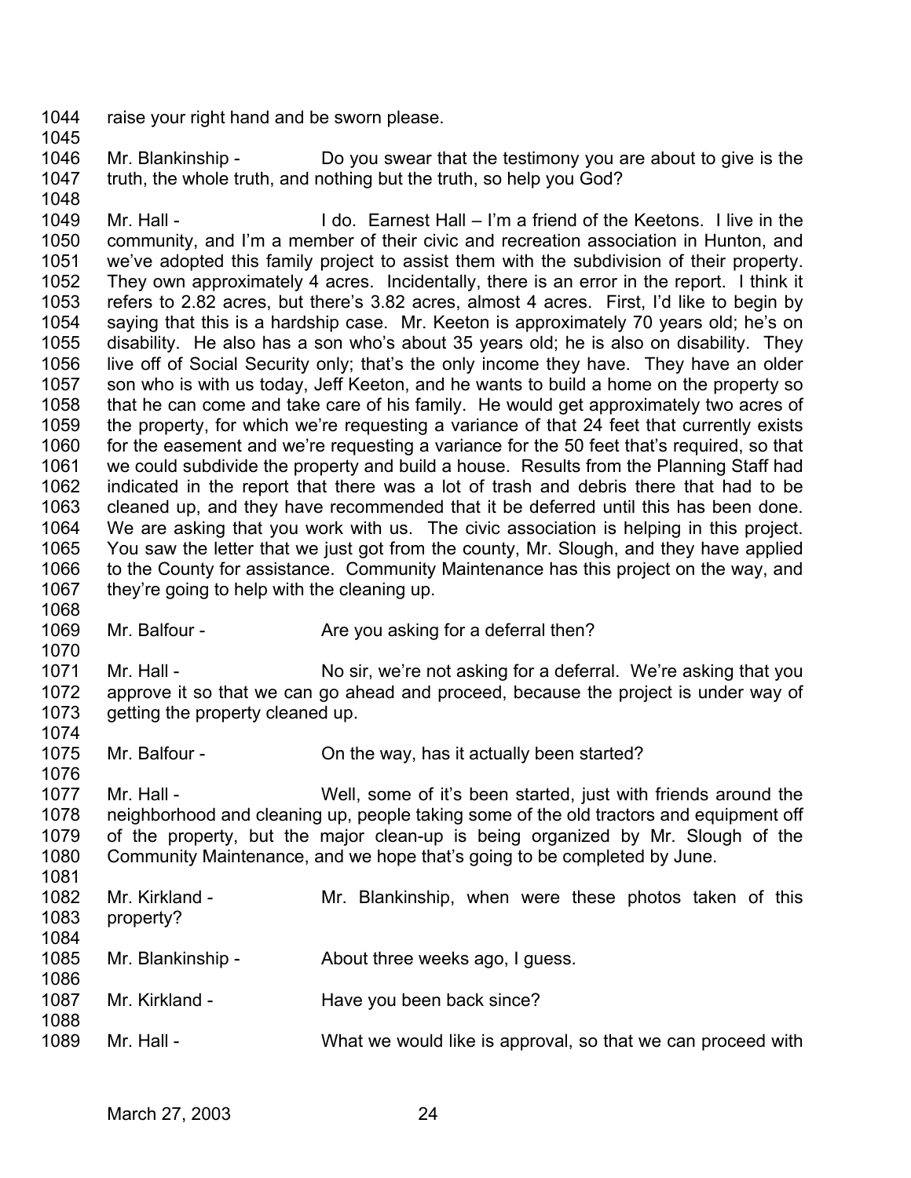1044 raise your right hand and be sworn please.

1045

1046 Mr. Blankinship - Do you swear that the testimony you are about to give is the
1047 truth, the whole truth, and nothing but the truth, so help you God?

1048

1049 Mr. Hall - I do. Earnest Hall – I'm a friend of the Keetons. I live in the
1050 community, and I'm a member of their civic and recreation association in Hunton, and
1051 we've adopted this family project to assist them with the subdivision of their property.
1052 They own approximately 4 acres. Incidentally, there is an error in the report. I think it
1053 refers to 2.82 acres, but there's 3.82 acres, almost 4 acres. First, I'd like to begin by
1054 saying that this is a hardship case. Mr. Keeton is approximately 70 years old; he's on
1055 disability. He also has a son who's about 35 years old; he is also on disability. They
1056 live off of Social Security only; that's the only income they have. They have an older
1057 son who is with us today, Jeff Keeton, and he wants to build a home on the property so
1058 that he can come and take care of his family. He would get approximately two acres of
1059 the property, for which we're requesting a variance of that 24 feet that currently exists
1060 for the easement and we're requesting a variance for the 50 feet that's required, so that
1061 we could subdivide the property and build a house. Results from the Planning Staff had
1062 indicated in the report that there was a lot of trash and debris there that had to be
1063 cleaned up, and they have recommended that it be deferred until this has been done.
1064 We are asking that you work with us. The civic association is helping in this project.
1065 You saw the letter that we just got from the county, Mr. Slough, and they have applied
1066 to the County for assistance. Community Maintenance has this project on the way, and
1067 they're going to help with the cleaning up.

1068

1069 Mr. Balfour - Are you asking for a deferral then?

1070

1071 Mr. Hall - No sir, we're not asking for a deferral. We're asking that you
1072 approve it so that we can go ahead and proceed, because the project is under way of
1073 getting the property cleaned up.

1074

1075 Mr. Balfour - On the way, has it actually been started?

1076

1077 Mr. Hall - Well, some of it's been started, just with friends around the
1078 neighborhood and cleaning up, people taking some of the old tractors and equipment off
1079 of the property, but the major clean-up is being organized by Mr. Slough of the
1080 Community Maintenance, and we hope that's going to be completed by June.

1081

1082 Mr. Kirkland - Mr. Blankinship, when were these photos taken of this
1083 property?

1084

1085 Mr. Blankinship - About three weeks ago, I guess.

1086

1087 Mr. Kirkland - Have you been back since?

1088

1089 Mr. Hall - What we would like is approval, so that we can proceed with

March 27, 2003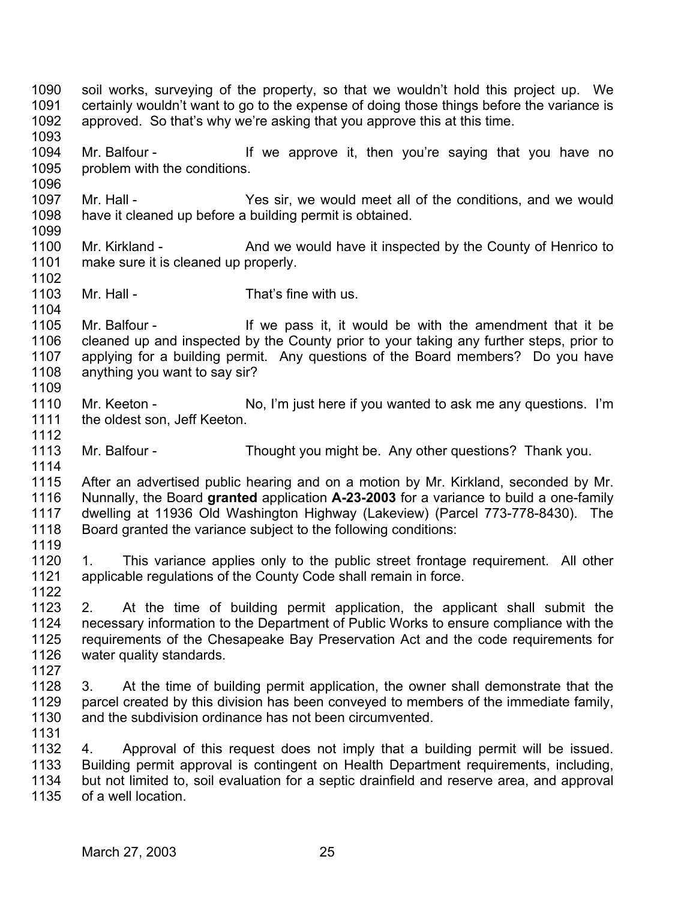soil works, surveying of the property, so that we wouldn't hold this project up. We certainly wouldn't want to go to the expense of doing those things before the variance is approved. So that's why we're asking that you approve this at this time.

Mr. Balfour - If we approve it, then you're saying that you have no problem with the conditions.

Mr. Hall - Yes sir, we would meet all of the conditions, and we would have it cleaned up before a building permit is obtained.

Mr. Kirkland - And we would have it inspected by the County of Henrico to make sure it is cleaned up properly.

Mr. Hall - That's fine with us.

Mr. Balfour - If we pass it, it would be with the amendment that it be cleaned up and inspected by the County prior to your taking any further steps, prior to applying for a building permit. Any questions of the Board members? Do you have anything you want to say sir?

Mr. Keeton - No, I'm just here if you wanted to ask me any questions. I'm the oldest son, Jeff Keeton.

Mr. Balfour - Thought you might be. Any other questions? Thank you.

After an advertised public hearing and on a motion by Mr. Kirkland, seconded by Mr. Nunnally, the Board **granted** application **A-23-2003** for a variance to build a one-family dwelling at 11936 Old Washington Highway (Lakeview) (Parcel 773-778-8430). The Board granted the variance subject to the following conditions:

1. This variance applies only to the public street frontage requirement. All other applicable regulations of the County Code shall remain in force.

2. At the time of building permit application, the applicant shall submit the necessary information to the Department of Public Works to ensure compliance with the requirements of the Chesapeake Bay Preservation Act and the code requirements for water quality standards.

3. At the time of building permit application, the owner shall demonstrate that the parcel created by this division has been conveyed to members of the immediate family, and the subdivision ordinance has not been circumvented.

4. Approval of this request does not imply that a building permit will be issued. Building permit approval is contingent on Health Department requirements, including, but not limited to, soil evaluation for a septic drainfield and reserve area, and approval of a well location.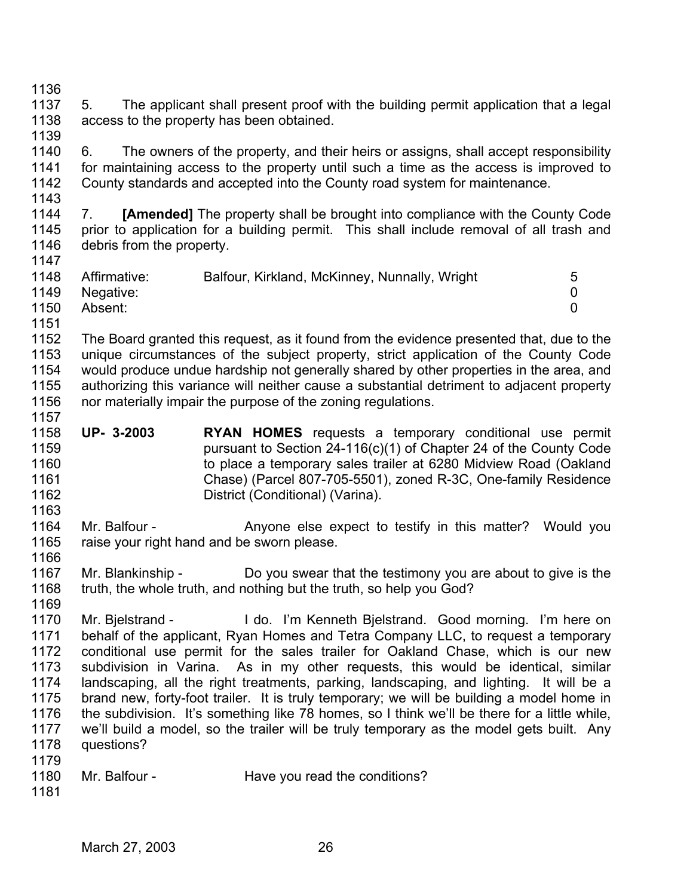5. The applicant shall present proof with the building permit application that a legal access to the property has been obtained.

6. The owners of the property, and their heirs or assigns, shall accept responsibility for maintaining access to the property until such a time as the access is improved to County standards and accepted into the County road system for maintenance.

7. **[Amended]** The property shall be brought into compliance with the County Code prior to application for a building permit. This shall include removal of all trash and debris from the property.

| | | |
|---|---|---|
| Affirmative: | Balfour, Kirkland, McKinney, Nunnally, Wright | 5 |
| Negative: | | 0 |
| Absent: | | 0 |

The Board granted this request, as it found from the evidence presented that, due to the unique circumstances of the subject property, strict application of the County Code would produce undue hardship not generally shared by other properties in the area, and authorizing this variance will neither cause a substantial detriment to adjacent property nor materially impair the purpose of the zoning regulations.

**UP- 3-2003** **RYAN HOMES** requests a temporary conditional use permit pursuant to Section 24-116(c)(1) of Chapter 24 of the County Code to place a temporary sales trailer at 6280 Midview Road (Oakland Chase) (Parcel 807-705-5501), zoned R-3C, One-family Residence District (Conditional) (Varina).

Mr. Balfour - Anyone else expect to testify in this matter? Would you raise your right hand and be sworn please.

Mr. Blankinship - Do you swear that the testimony you are about to give is the truth, the whole truth, and nothing but the truth, so help you God?

Mr. Bjelstrand - I do. I'm Kenneth Bjelstrand. Good morning. I'm here on behalf of the applicant, Ryan Homes and Tetra Company LLC, to request a temporary conditional use permit for the sales trailer for Oakland Chase, which is our new subdivision in Varina. As in my other requests, this would be identical, similar landscaping, all the right treatments, parking, landscaping, and lighting. It will be a brand new, forty-foot trailer. It is truly temporary; we will be building a model home in the subdivision. It's something like 78 homes, so I think we'll be there for a little while, we'll build a model, so the trailer will be truly temporary as the model gets built. Any questions?

Mr. Balfour - Have you read the conditions?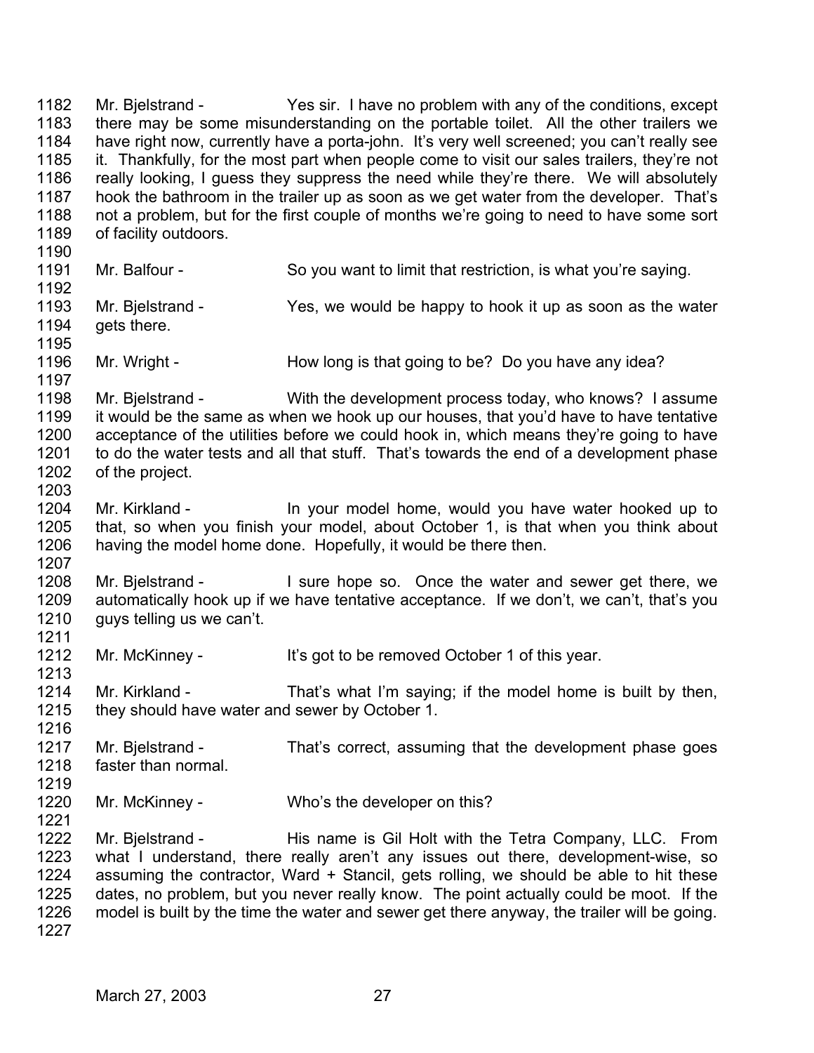1182 Mr. Bjelstrand - Yes sir. I have no problem with any of the conditions, except
1183 there may be some misunderstanding on the portable toilet. All the other trailers we
1184 have right now, currently have a porta-john. It's very well screened; you can't really see
1185 it. Thankfully, for the most part when people come to visit our sales trailers, they're not
1186 really looking, I guess they suppress the need while they're there. We will absolutely
1187 hook the bathroom in the trailer up as soon as we get water from the developer. That's
1188 not a problem, but for the first couple of months we're going to need to have some sort
1189 of facility outdoors.
1190
1191 Mr. Balfour - So you want to limit that restriction, is what you're saying.
1192
1193 Mr. Bjelstrand - Yes, we would be happy to hook it up as soon as the water
1194 gets there.
1195
1196 Mr. Wright - How long is that going to be? Do you have any idea?
1197
1198 Mr. Bjelstrand - With the development process today, who knows? I assume
1199 it would be the same as when we hook up our houses, that you'd have to have tentative
1200 acceptance of the utilities before we could hook in, which means they're going to have
1201 to do the water tests and all that stuff. That's towards the end of a development phase
1202 of the project.
1203
1204 Mr. Kirkland - In your model home, would you have water hooked up to
1205 that, so when you finish your model, about October 1, is that when you think about
1206 having the model home done. Hopefully, it would be there then.
1207
1208 Mr. Bjelstrand - I sure hope so. Once the water and sewer get there, we
1209 automatically hook up if we have tentative acceptance. If we don't, we can't, that's you
1210 guys telling us we can't.
1211
1212 Mr. McKinney - It's got to be removed October 1 of this year.
1213
1214 Mr. Kirkland - That's what I'm saying; if the model home is built by then,
1215 they should have water and sewer by October 1.
1216
1217 Mr. Bjelstrand - That's correct, assuming that the development phase goes
1218 faster than normal.
1219
1220 Mr. McKinney - Who's the developer on this?
1221
1222 Mr. Bjelstrand - His name is Gil Holt with the Tetra Company, LLC. From
1223 what I understand, there really aren't any issues out there, development-wise, so
1224 assuming the contractor, Ward + Stancil, gets rolling, we should be able to hit these
1225 dates, no problem, but you never really know. The point actually could be moot. If the
1226 model is built by the time the water and sewer get there anyway, the trailer will be going.
1227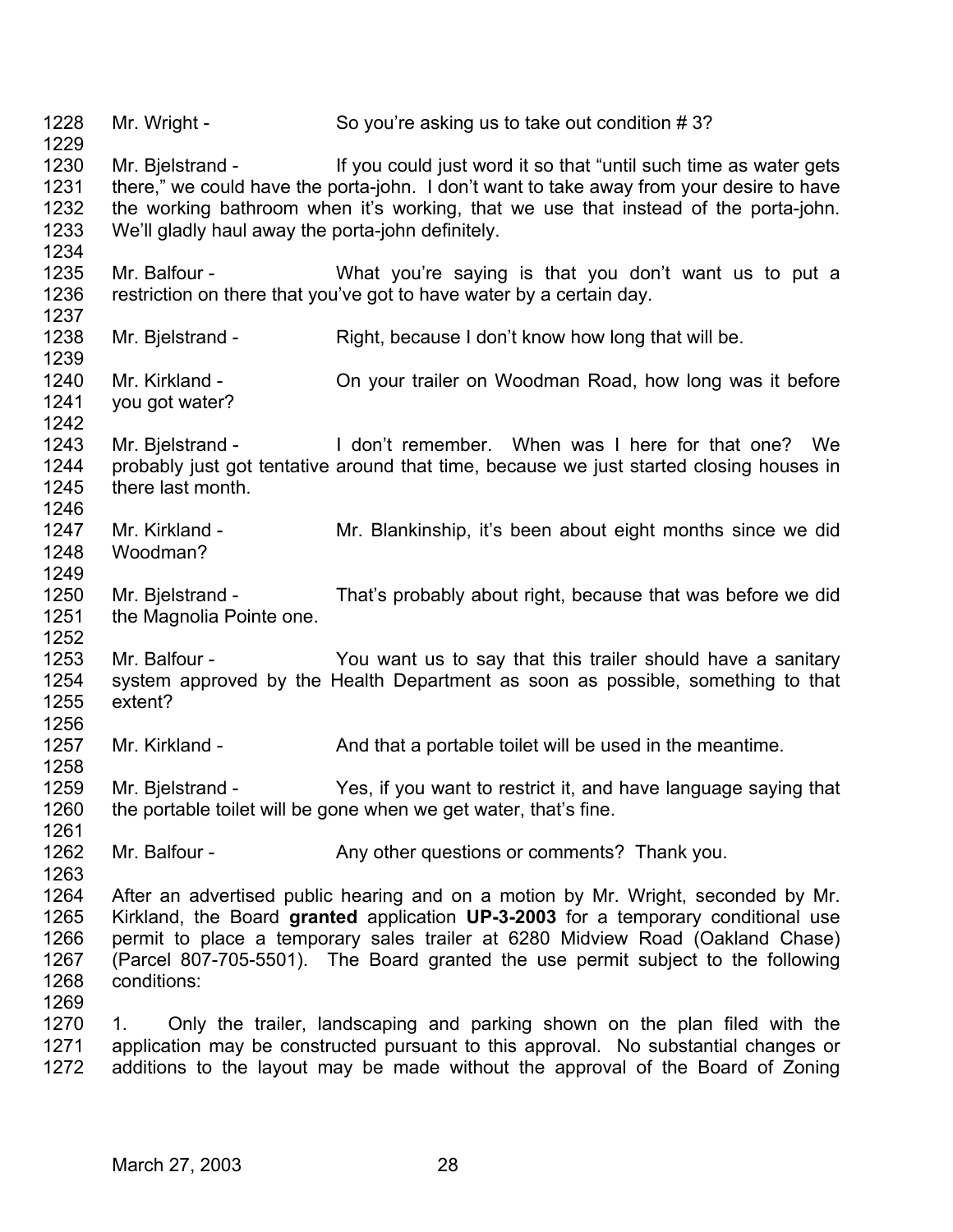Mr. Wright - So you're asking us to take out condition # 3?

Mr. Bjelstrand - If you could just word it so that "until such time as water gets there," we could have the porta-john. I don't want to take away from your desire to have the working bathroom when it's working, that we use that instead of the porta-john. We'll gladly haul away the porta-john definitely.

Mr. Balfour - What you're saying is that you don't want us to put a restriction on there that you've got to have water by a certain day.

Mr. Bjelstrand - Right, because I don't know how long that will be.

Mr. Kirkland - On your trailer on Woodman Road, how long was it before you got water?

Mr. Bjelstrand - I don't remember. When was I here for that one? We probably just got tentative around that time, because we just started closing houses in there last month.

Mr. Kirkland - Mr. Blankinship, it's been about eight months since we did Woodman?

Mr. Bjelstrand - That's probably about right, because that was before we did the Magnolia Pointe one.

Mr. Balfour - You want us to say that this trailer should have a sanitary system approved by the Health Department as soon as possible, something to that extent?

Mr. Kirkland - And that a portable toilet will be used in the meantime.

Mr. Bjelstrand - Yes, if you want to restrict it, and have language saying that the portable toilet will be gone when we get water, that's fine.

Mr. Balfour - Any other questions or comments? Thank you.

After an advertised public hearing and on a motion by Mr. Wright, seconded by Mr. Kirkland, the Board **granted** application **UP-3-2003** for a temporary conditional use permit to place a temporary sales trailer at 6280 Midview Road (Oakland Chase) (Parcel 807-705-5501). The Board granted the use permit subject to the following conditions:

1. Only the trailer, landscaping and parking shown on the plan filed with the application may be constructed pursuant to this approval. No substantial changes or additions to the layout may be made without the approval of the Board of Zoning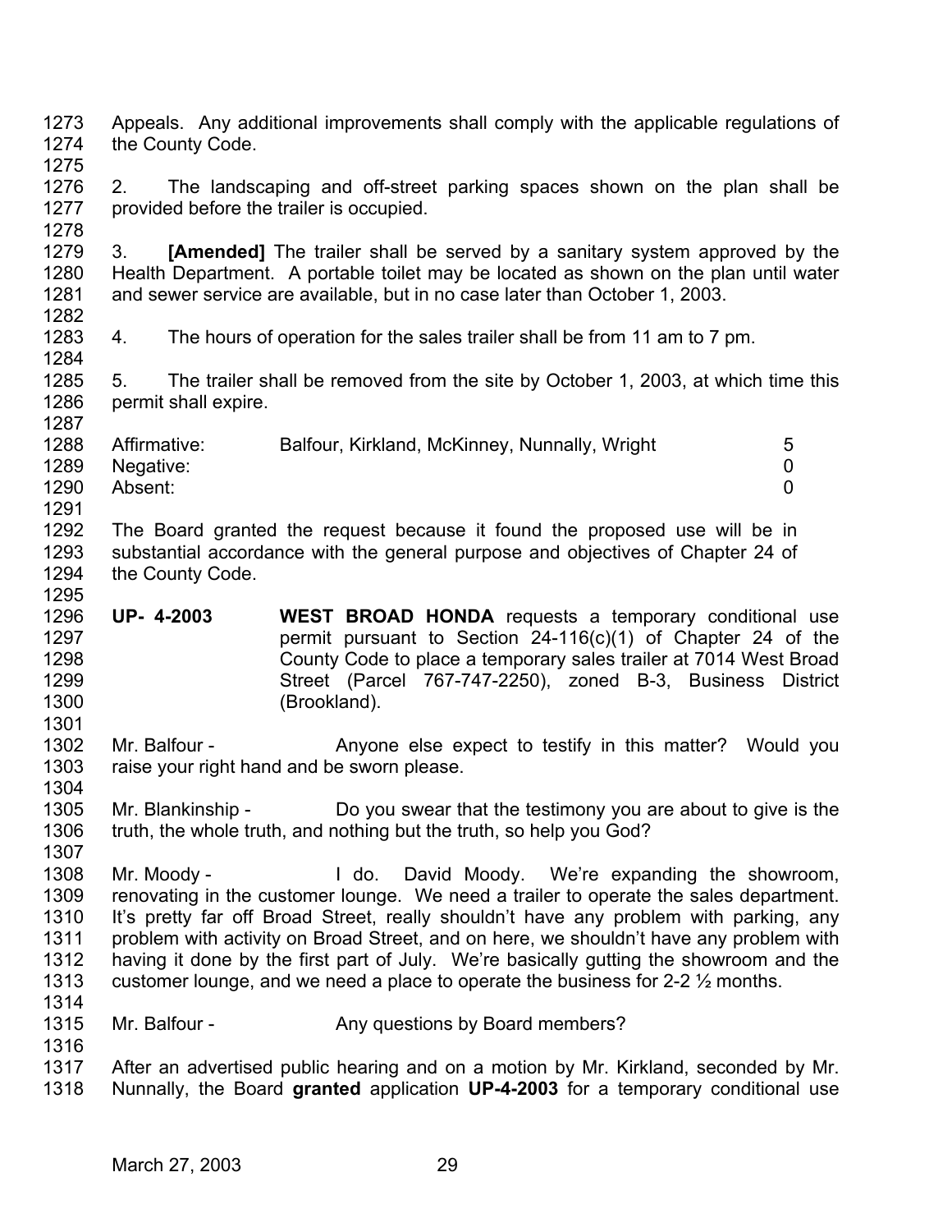Appeals. Any additional improvements shall comply with the applicable regulations of the County Code.

2. The landscaping and off-street parking spaces shown on the plan shall be provided before the trailer is occupied.

3. **[Amended]** The trailer shall be served by a sanitary system approved by the Health Department. A portable toilet may be located as shown on the plan until water and sewer service are available, but in no case later than October 1, 2003.

4. The hours of operation for the sales trailer shall be from 11 am to 7 pm.

5. The trailer shall be removed from the site by October 1, 2003, at which time this permit shall expire.

| | | |
|---|---|---|
| Affirmative: | Balfour, Kirkland, McKinney, Nunnally, Wright | 5 |
| Negative: | | 0 |
| Absent: | | 0 |

The Board granted the request because it found the proposed use will be in substantial accordance with the general purpose and objectives of Chapter 24 of the County Code.

**UP- 4-2003** **WEST BROAD HONDA** requests a temporary conditional use permit pursuant to Section 24-116(c)(1) of Chapter 24 of the County Code to place a temporary sales trailer at 7014 West Broad Street (Parcel 767-747-2250), zoned B-3, Business District (Brookland).

Mr. Balfour - Anyone else expect to testify in this matter? Would you raise your right hand and be sworn please.

Mr. Blankinship - Do you swear that the testimony you are about to give is the truth, the whole truth, and nothing but the truth, so help you God?

Mr. Moody - I do. David Moody. We're expanding the showroom, renovating in the customer lounge. We need a trailer to operate the sales department. It's pretty far off Broad Street, really shouldn't have any problem with parking, any problem with activity on Broad Street, and on here, we shouldn't have any problem with having it done by the first part of July. We're basically gutting the showroom and the customer lounge, and we need a place to operate the business for 2-2 ½ months.

Mr. Balfour - Any questions by Board members?

After an advertised public hearing and on a motion by Mr. Kirkland, seconded by Mr. Nunnally, the Board **granted** application **UP-4-2003** for a temporary conditional use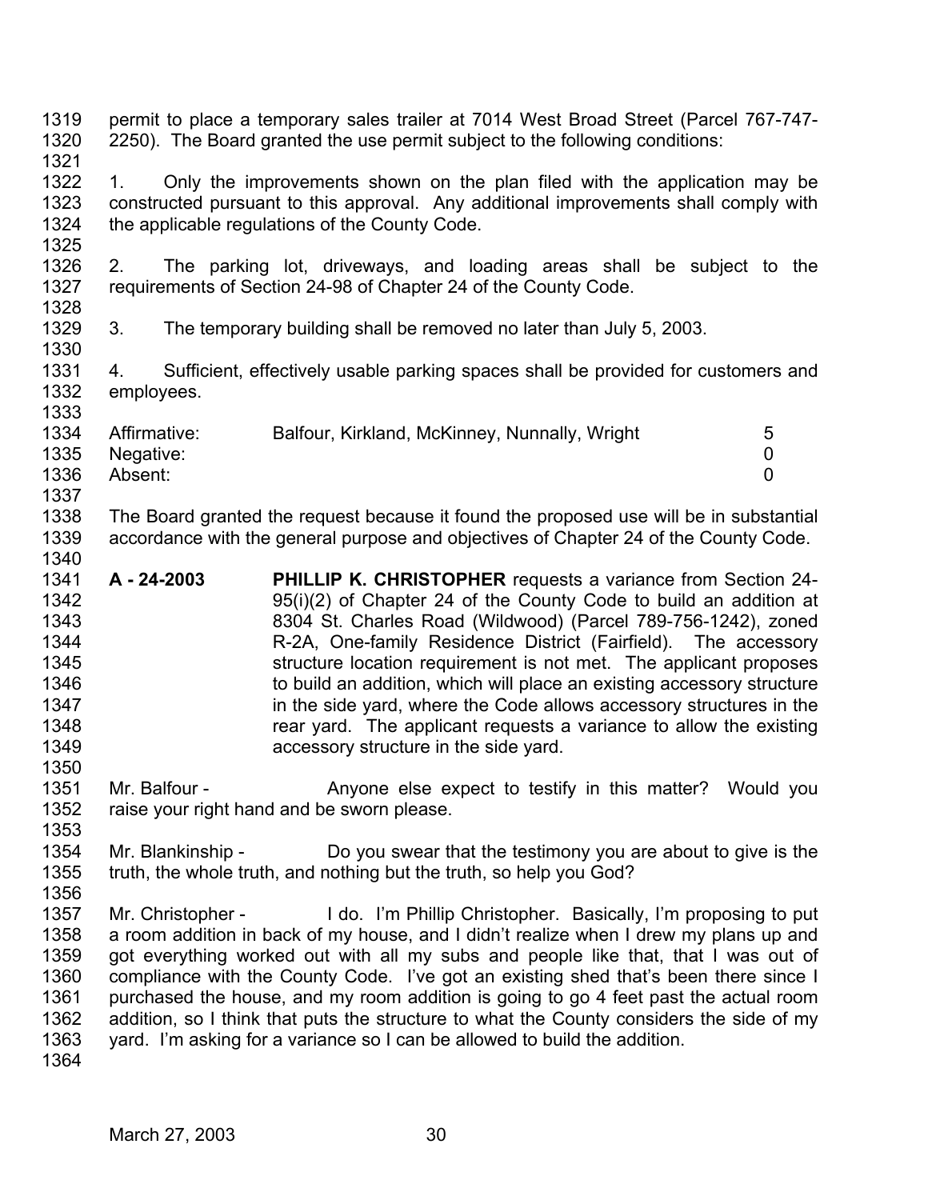permit to place a temporary sales trailer at 7014 West Broad Street (Parcel 767-747-2250). The Board granted the use permit subject to the following conditions:

1. Only the improvements shown on the plan filed with the application may be constructed pursuant to this approval. Any additional improvements shall comply with the applicable regulations of the County Code.

2. The parking lot, driveways, and loading areas shall be subject to the requirements of Section 24-98 of Chapter 24 of the County Code.

3. The temporary building shall be removed no later than July 5, 2003.

4. Sufficient, effectively usable parking spaces shall be provided for customers and employees.

| | | |
|---|---|---|
| Affirmative: | Balfour, Kirkland, McKinney, Nunnally, Wright | 5 |
| Negative: | | 0 |
| Absent: | | 0 |

The Board granted the request because it found the proposed use will be in substantial accordance with the general purpose and objectives of Chapter 24 of the County Code.

**A - 24-2003** **PHILLIP K. CHRISTOPHER** requests a variance from Section 24-95(i)(2) of Chapter 24 of the County Code to build an addition at 8304 St. Charles Road (Wildwood) (Parcel 789-756-1242), zoned R-2A, One-family Residence District (Fairfield). The accessory structure location requirement is not met. The applicant proposes to build an addition, which will place an existing accessory structure in the side yard, where the Code allows accessory structures in the rear yard. The applicant requests a variance to allow the existing accessory structure in the side yard.

Mr. Balfour - Anyone else expect to testify in this matter? Would you raise your right hand and be sworn please.

Mr. Blankinship - Do you swear that the testimony you are about to give is the truth, the whole truth, and nothing but the truth, so help you God?

Mr. Christopher - I do. I'm Phillip Christopher. Basically, I'm proposing to put a room addition in back of my house, and I didn't realize when I drew my plans up and got everything worked out with all my subs and people like that, that I was out of compliance with the County Code. I've got an existing shed that's been there since I purchased the house, and my room addition is going to go 4 feet past the actual room addition, so I think that puts the structure to what the County considers the side of my yard. I'm asking for a variance so I can be allowed to build the addition.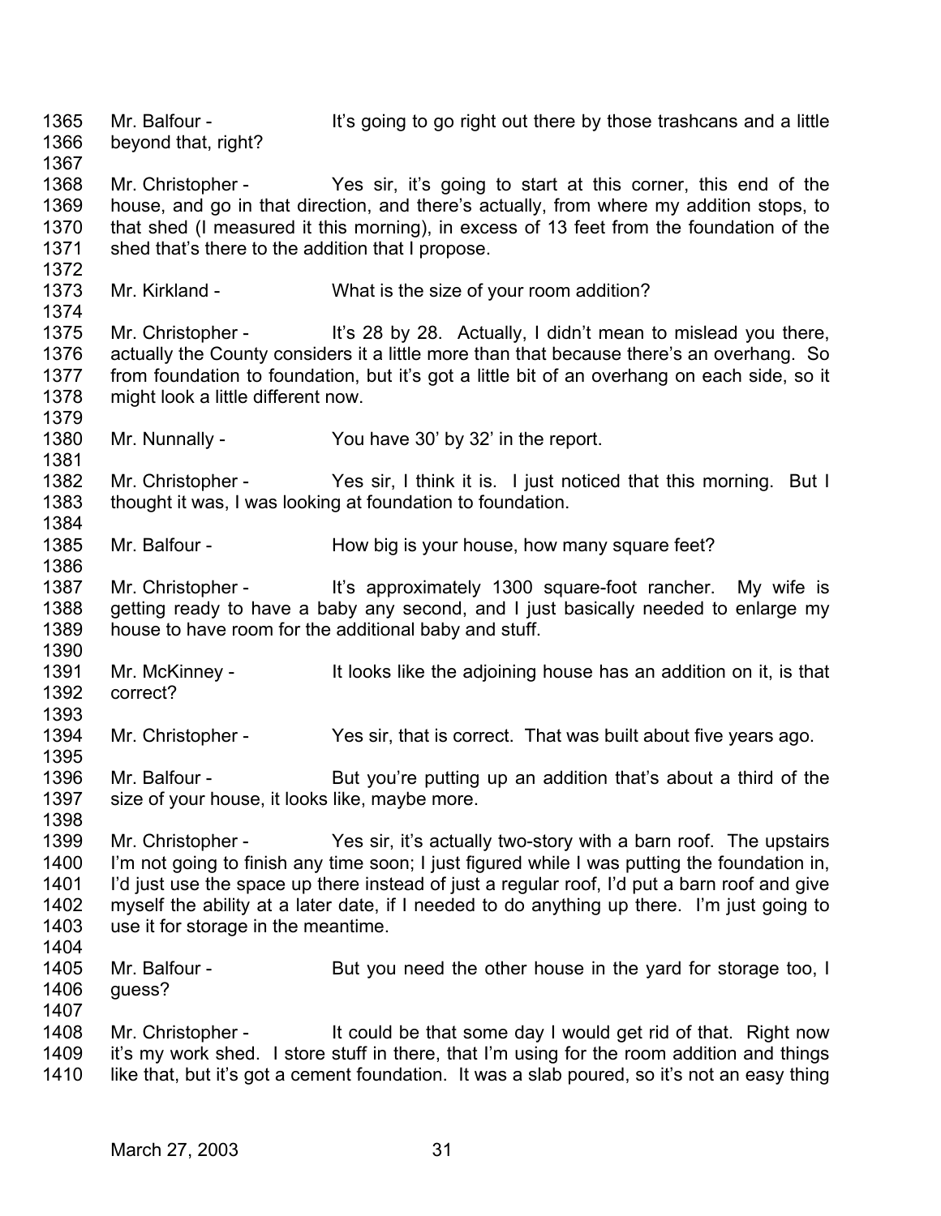1365 Mr. Balfour - It's going to go right out there by those trashcans and a little
1366 beyond that, right?
1367
1368 Mr. Christopher - Yes sir, it's going to start at this corner, this end of the
1369 house, and go in that direction, and there's actually, from where my addition stops, to
1370 that shed (I measured it this morning), in excess of 13 feet from the foundation of the
1371 shed that's there to the addition that I propose.
1372
1373 Mr. Kirkland - What is the size of your room addition?
1374
1375 Mr. Christopher - It's 28 by 28. Actually, I didn't mean to mislead you there,
1376 actually the County considers it a little more than that because there's an overhang. So
1377 from foundation to foundation, but it's got a little bit of an overhang on each side, so it
1378 might look a little different now.
1379
1380 Mr. Nunnally - You have 30' by 32' in the report.
1381
1382 Mr. Christopher - Yes sir, I think it is. I just noticed that this morning. But I
1383 thought it was, I was looking at foundation to foundation.
1384
1385 Mr. Balfour - How big is your house, how many square feet?
1386
1387 Mr. Christopher - It's approximately 1300 square-foot rancher. My wife is
1388 getting ready to have a baby any second, and I just basically needed to enlarge my
1389 house to have room for the additional baby and stuff.
1390
1391 Mr. McKinney - It looks like the adjoining house has an addition on it, is that
1392 correct?
1393
1394 Mr. Christopher - Yes sir, that is correct. That was built about five years ago.
1395
1396 Mr. Balfour - But you're putting up an addition that's about a third of the
1397 size of your house, it looks like, maybe more.
1398
1399 Mr. Christopher - Yes sir, it's actually two-story with a barn roof. The upstairs
1400 I'm not going to finish any time soon; I just figured while I was putting the foundation in,
1401 I'd just use the space up there instead of just a regular roof, I'd put a barn roof and give
1402 myself the ability at a later date, if I needed to do anything up there. I'm just going to
1403 use it for storage in the meantime.
1404
1405 Mr. Balfour - But you need the other house in the yard for storage too, I
1406 guess?
1407
1408 Mr. Christopher - It could be that some day I would get rid of that. Right now
1409 it's my work shed. I store stuff in there, that I'm using for the room addition and things
1410 like that, but it's got a cement foundation. It was a slab poured, so it's not an easy thing

March 27, 2003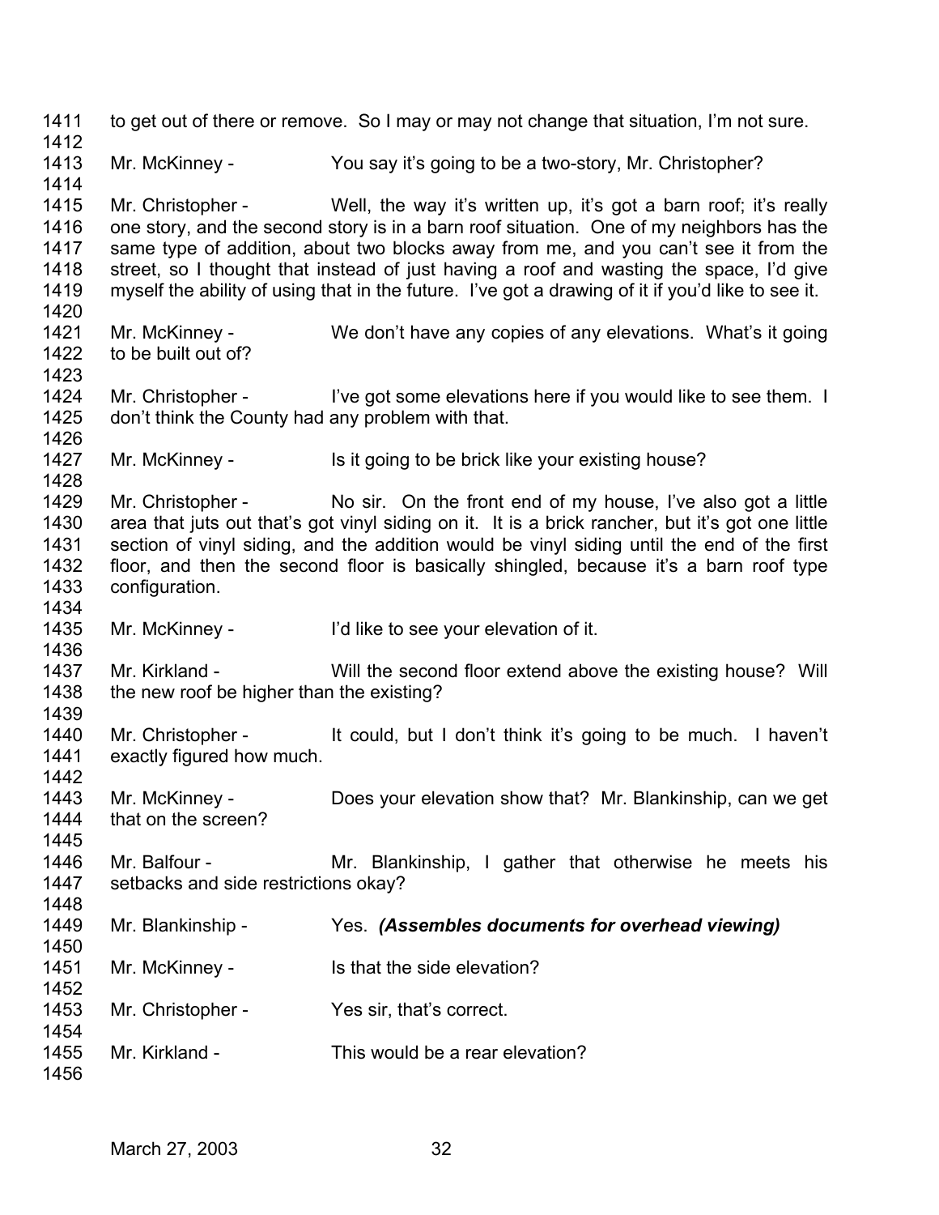to get out of there or remove. So I may or may not change that situation, I'm not sure.

Mr. McKinney - You say it's going to be a two-story, Mr. Christopher?

Mr. Christopher - Well, the way it's written up, it's got a barn roof; it's really one story, and the second story is in a barn roof situation. One of my neighbors has the same type of addition, about two blocks away from me, and you can't see it from the street, so I thought that instead of just having a roof and wasting the space, I'd give myself the ability of using that in the future. I've got a drawing of it if you'd like to see it.

Mr. McKinney - We don't have any copies of any elevations. What's it going to be built out of?

Mr. Christopher - I've got some elevations here if you would like to see them. I don't think the County had any problem with that.

Mr. McKinney - Is it going to be brick like your existing house?

Mr. Christopher - No sir. On the front end of my house, I've also got a little area that juts out that's got vinyl siding on it. It is a brick rancher, but it's got one little section of vinyl siding, and the addition would be vinyl siding until the end of the first floor, and then the second floor is basically shingled, because it's a barn roof type configuration.

Mr. McKinney - I'd like to see your elevation of it.

Mr. Kirkland - Will the second floor extend above the existing house? Will the new roof be higher than the existing?

Mr. Christopher - It could, but I don't think it's going to be much. I haven't exactly figured how much.

Mr. McKinney - Does your elevation show that? Mr. Blankinship, can we get that on the screen?

Mr. Balfour - Mr. Blankinship, I gather that otherwise he meets his setbacks and side restrictions okay?

Mr. Blankinship - Yes. ***(Assembles documents for overhead viewing)***

Mr. McKinney - Is that the side elevation?

Mr. Christopher - Yes sir, that's correct.

Mr. Kirkland - This would be a rear elevation?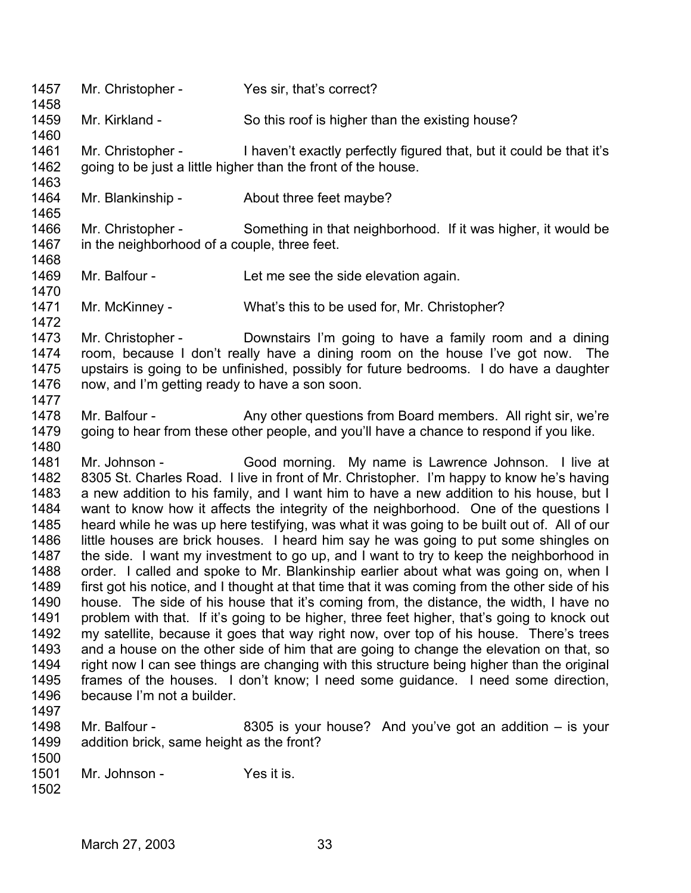1457 Mr. Christopher - Yes sir, that's correct?
1458
1459 Mr. Kirkland - So this roof is higher than the existing house?
1460
1461 Mr. Christopher - I haven't exactly perfectly figured that, but it could be that it's
1462 going to be just a little higher than the front of the house.
1463
1464 Mr. Blankinship - About three feet maybe?
1465
1466 Mr. Christopher - Something in that neighborhood. If it was higher, it would be
1467 in the neighborhood of a couple, three feet.
1468
1469 Mr. Balfour - Let me see the side elevation again.
1470
1471 Mr. McKinney - What's this to be used for, Mr. Christopher?
1472
1473 Mr. Christopher - Downstairs I'm going to have a family room and a dining
1474 room, because I don't really have a dining room on the house I've got now. The
1475 upstairs is going to be unfinished, possibly for future bedrooms. I do have a daughter
1476 now, and I'm getting ready to have a son soon.
1477
1478 Mr. Balfour - Any other questions from Board members. All right sir, we're
1479 going to hear from these other people, and you'll have a chance to respond if you like.
1480
1481 Mr. Johnson - Good morning. My name is Lawrence Johnson. I live at
1482 8305 St. Charles Road. I live in front of Mr. Christopher. I'm happy to know he's having
1483 a new addition to his family, and I want him to have a new addition to his house, but I
1484 want to know how it affects the integrity of the neighborhood. One of the questions I
1485 heard while he was up here testifying, was what it was going to be built out of. All of our
1486 little houses are brick houses. I heard him say he was going to put some shingles on
1487 the side. I want my investment to go up, and I want to try to keep the neighborhood in
1488 order. I called and spoke to Mr. Blankinship earlier about what was going on, when I
1489 first got his notice, and I thought at that time that it was coming from the other side of his
1490 house. The side of his house that it's coming from, the distance, the width, I have no
1491 problem with that. If it's going to be higher, three feet higher, that's going to knock out
1492 my satellite, because it goes that way right now, over top of his house. There's trees
1493 and a house on the other side of him that are going to change the elevation on that, so
1494 right now I can see things are changing with this structure being higher than the original
1495 frames of the houses. I don't know; I need some guidance. I need some direction,
1496 because I'm not a builder.
1497
1498 Mr. Balfour - 8305 is your house? And you've got an addition – is your
1499 addition brick, same height as the front?
1500
1501 Mr. Johnson - Yes it is.
1502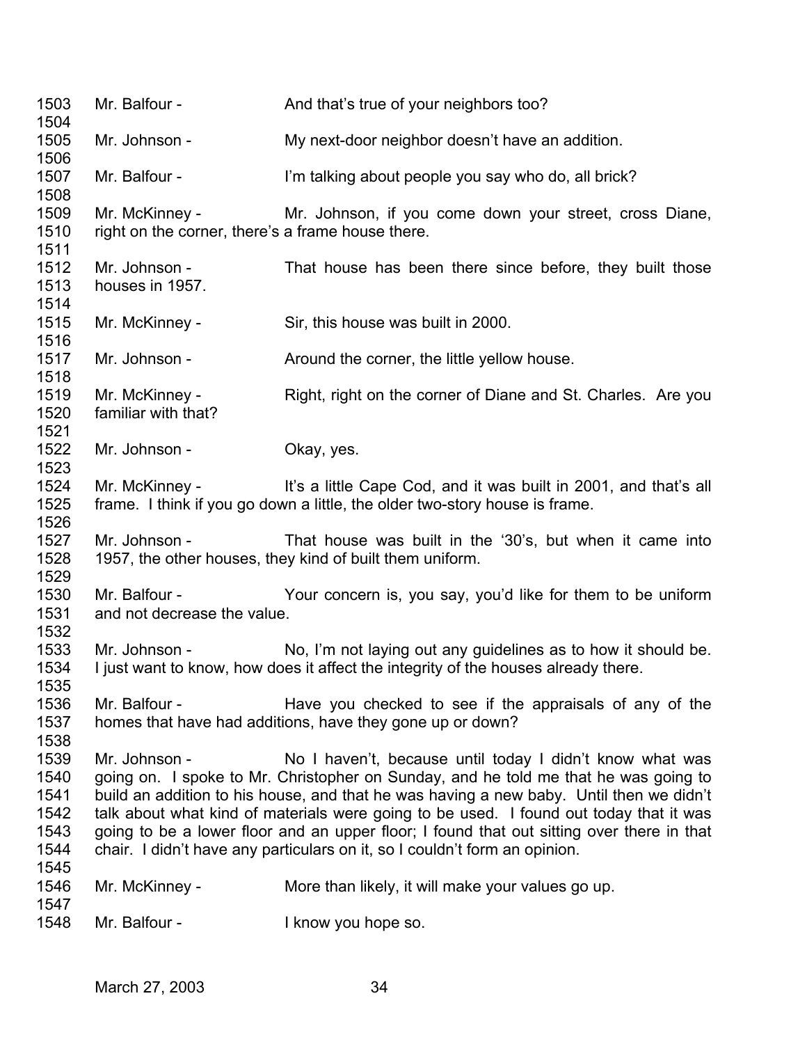1503 Mr. Balfour - And that's true of your neighbors too?
1504
1505 Mr. Johnson - My next-door neighbor doesn't have an addition.
1506
1507 Mr. Balfour - I'm talking about people you say who do, all brick?
1508
1509 Mr. McKinney - Mr. Johnson, if you come down your street, cross Diane,
1510 right on the corner, there's a frame house there.
1511
1512 Mr. Johnson - That house has been there since before, they built those
1513 houses in 1957.
1514
1515 Mr. McKinney - Sir, this house was built in 2000.
1516
1517 Mr. Johnson - Around the corner, the little yellow house.
1518
1519 Mr. McKinney - Right, right on the corner of Diane and St. Charles. Are you
1520 familiar with that?
1521
1522 Mr. Johnson - Okay, yes.
1523
1524 Mr. McKinney - It's a little Cape Cod, and it was built in 2001, and that's all
1525 frame. I think if you go down a little, the older two-story house is frame.
1526
1527 Mr. Johnson - That house was built in the '30's, but when it came into
1528 1957, the other houses, they kind of built them uniform.
1529
1530 Mr. Balfour - Your concern is, you say, you'd like for them to be uniform
1531 and not decrease the value.
1532
1533 Mr. Johnson - No, I'm not laying out any guidelines as to how it should be.
1534 I just want to know, how does it affect the integrity of the houses already there.
1535
1536 Mr. Balfour - Have you checked to see if the appraisals of any of the
1537 homes that have had additions, have they gone up or down?
1538
1539 Mr. Johnson - No I haven't, because until today I didn't know what was
1540 going on. I spoke to Mr. Christopher on Sunday, and he told me that he was going to
1541 build an addition to his house, and that he was having a new baby. Until then we didn't
1542 talk about what kind of materials were going to be used. I found out today that it was
1543 going to be a lower floor and an upper floor; I found that out sitting over there in that
1544 chair. I didn't have any particulars on it, so I couldn't form an opinion.
1545
1546 Mr. McKinney - More than likely, it will make your values go up.
1547
1548 Mr. Balfour - I know you hope so.

March 27, 2003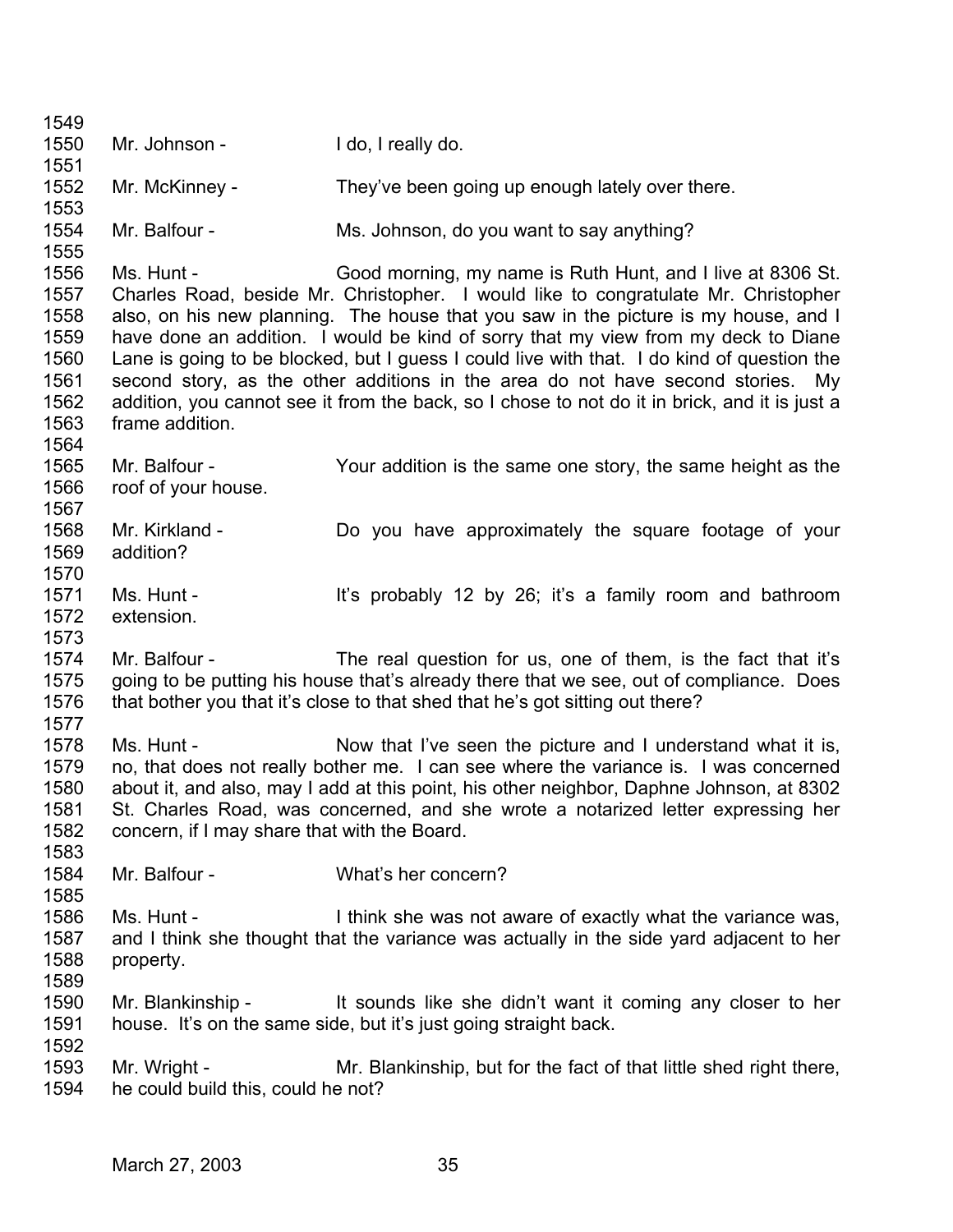Mr. Johnson - I do, I really do.

Mr. McKinney - They've been going up enough lately over there.

Mr. Balfour - Ms. Johnson, do you want to say anything?

Ms. Hunt - Good morning, my name is Ruth Hunt, and I live at 8306 St. Charles Road, beside Mr. Christopher. I would like to congratulate Mr. Christopher also, on his new planning. The house that you saw in the picture is my house, and I have done an addition. I would be kind of sorry that my view from my deck to Diane Lane is going to be blocked, but I guess I could live with that. I do kind of question the second story, as the other additions in the area do not have second stories. My addition, you cannot see it from the back, so I chose to not do it in brick, and it is just a frame addition.

Mr. Balfour - Your addition is the same one story, the same height as the roof of your house.

Mr. Kirkland - Do you have approximately the square footage of your addition?

Ms. Hunt - It's probably 12 by 26; it's a family room and bathroom extension.

Mr. Balfour - The real question for us, one of them, is the fact that it's going to be putting his house that's already there that we see, out of compliance. Does that bother you that it's close to that shed that he's got sitting out there?

Ms. Hunt - Now that I've seen the picture and I understand what it is, no, that does not really bother me. I can see where the variance is. I was concerned about it, and also, may I add at this point, his other neighbor, Daphne Johnson, at 8302 St. Charles Road, was concerned, and she wrote a notarized letter expressing her concern, if I may share that with the Board.

Mr. Balfour - What's her concern?

Ms. Hunt - I think she was not aware of exactly what the variance was, and I think she thought that the variance was actually in the side yard adjacent to her property.

Mr. Blankinship - It sounds like she didn't want it coming any closer to her house. It's on the same side, but it's just going straight back.

Mr. Wright - Mr. Blankinship, but for the fact of that little shed right there, he could build this, could he not?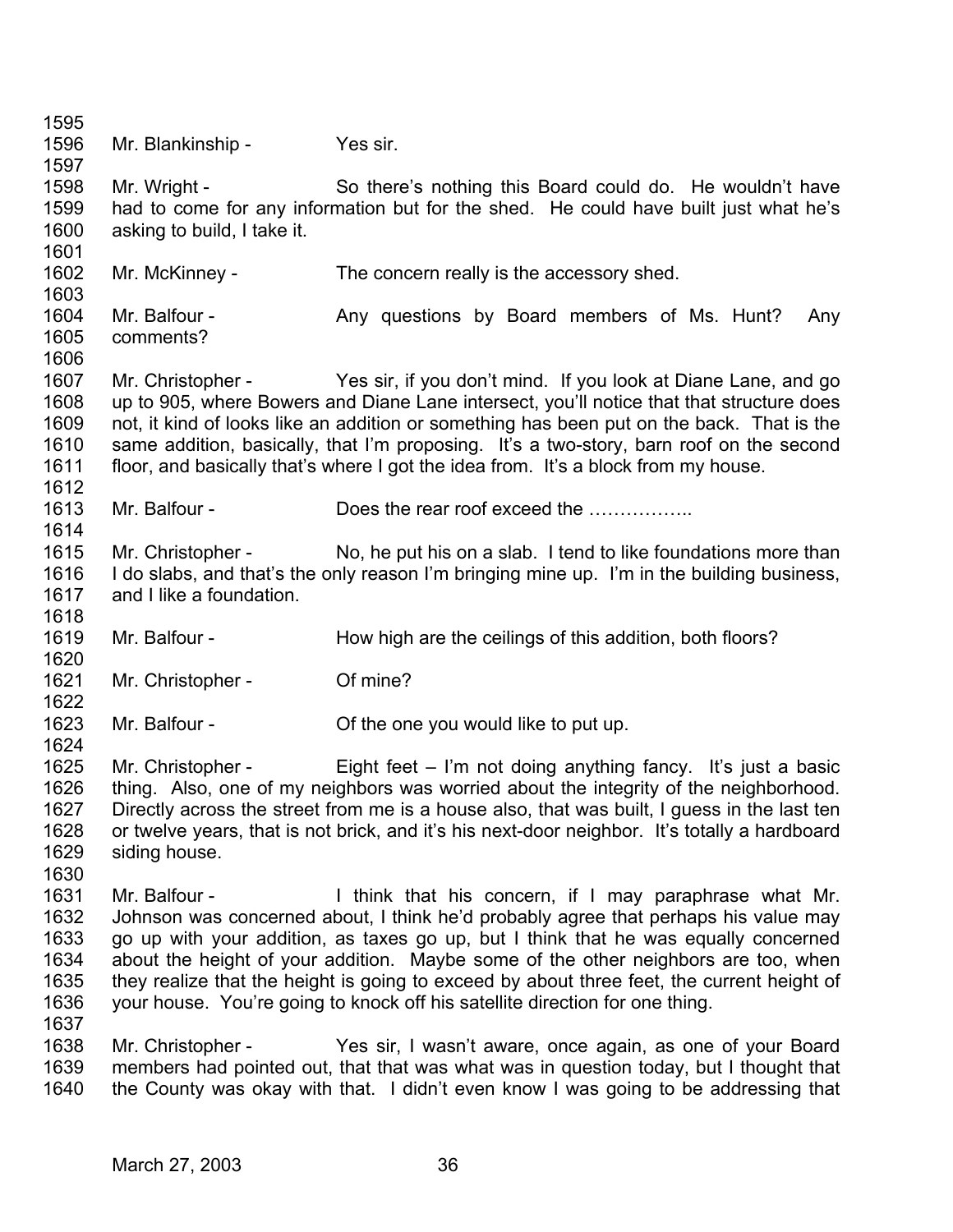Mr. Blankinship - Yes sir.

Mr. Wright - So there's nothing this Board could do. He wouldn't have had to come for any information but for the shed. He could have built just what he's asking to build, I take it.

Mr. McKinney - The concern really is the accessory shed.

Mr. Balfour - Any questions by Board members of Ms. Hunt? Any comments?

Mr. Christopher - Yes sir, if you don't mind. If you look at Diane Lane, and go up to 905, where Bowers and Diane Lane intersect, you'll notice that that structure does not, it kind of looks like an addition or something has been put on the back. That is the same addition, basically, that I'm proposing. It's a two-story, barn roof on the second floor, and basically that's where I got the idea from. It's a block from my house.

Mr. Balfour - Does the rear roof exceed the ……………..

Mr. Christopher - No, he put his on a slab. I tend to like foundations more than I do slabs, and that's the only reason I'm bringing mine up. I'm in the building business, and I like a foundation.

Mr. Balfour - How high are the ceilings of this addition, both floors?

Mr. Christopher - Of mine?

Mr. Balfour - Of the one you would like to put up.

Mr. Christopher - Eight feet – I'm not doing anything fancy. It's just a basic thing. Also, one of my neighbors was worried about the integrity of the neighborhood. Directly across the street from me is a house also, that was built, I guess in the last ten or twelve years, that is not brick, and it's his next-door neighbor. It's totally a hardboard siding house.

Mr. Balfour - I think that his concern, if I may paraphrase what Mr. Johnson was concerned about, I think he'd probably agree that perhaps his value may go up with your addition, as taxes go up, but I think that he was equally concerned about the height of your addition. Maybe some of the other neighbors are too, when they realize that the height is going to exceed by about three feet, the current height of your house. You're going to knock off his satellite direction for one thing.

Mr. Christopher - Yes sir, I wasn't aware, once again, as one of your Board members had pointed out, that that was what was in question today, but I thought that the County was okay with that. I didn't even know I was going to be addressing that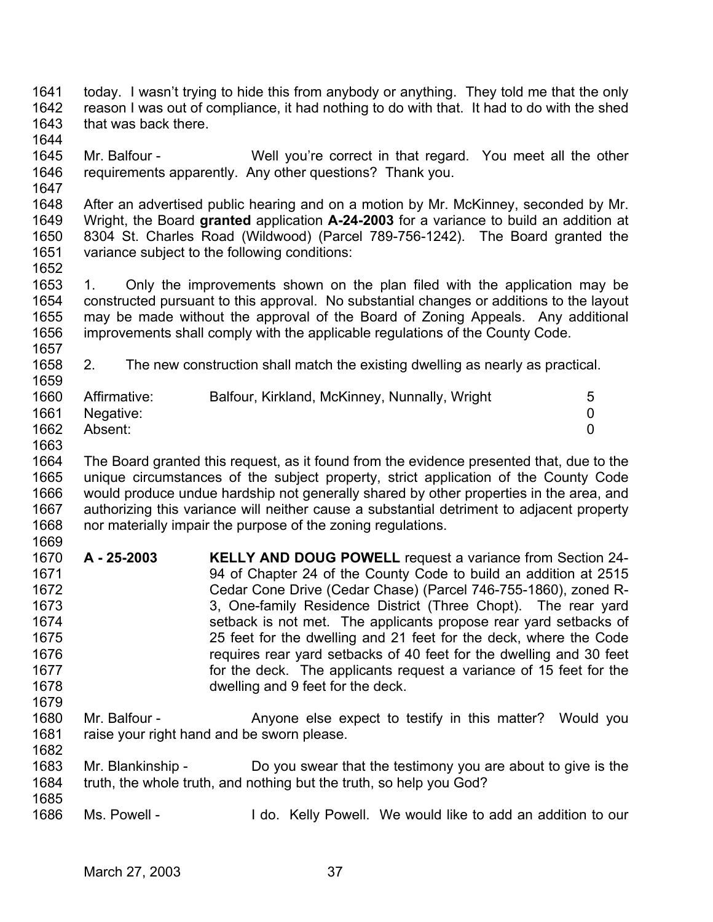today. I wasn't trying to hide this from anybody or anything. They told me that the only reason I was out of compliance, it had nothing to do with that. It had to do with the shed that was back there.

Mr. Balfour - Well you're correct in that regard. You meet all the other requirements apparently. Any other questions? Thank you.

After an advertised public hearing and on a motion by Mr. McKinney, seconded by Mr. Wright, the Board **granted** application **A-24-2003** for a variance to build an addition at 8304 St. Charles Road (Wildwood) (Parcel 789-756-1242). The Board granted the variance subject to the following conditions:

1. Only the improvements shown on the plan filed with the application may be constructed pursuant to this approval. No substantial changes or additions to the layout may be made without the approval of the Board of Zoning Appeals. Any additional improvements shall comply with the applicable regulations of the County Code.

2. The new construction shall match the existing dwelling as nearly as practical.

| | | |
|---|---|---|
| Affirmative: | Balfour, Kirkland, McKinney, Nunnally, Wright | 5 |
| Negative: | | 0 |
| Absent: | | 0 |

The Board granted this request, as it found from the evidence presented that, due to the unique circumstances of the subject property, strict application of the County Code would produce undue hardship not generally shared by other properties in the area, and authorizing this variance will neither cause a substantial detriment to adjacent property nor materially impair the purpose of the zoning regulations.

**A - 25-2003** **KELLY AND DOUG POWELL** request a variance from Section 24-94 of Chapter 24 of the County Code to build an addition at 2515 Cedar Cone Drive (Cedar Chase) (Parcel 746-755-1860), zoned R-3, One-family Residence District (Three Chopt). The rear yard setback is not met. The applicants propose rear yard setbacks of 25 feet for the dwelling and 21 feet for the deck, where the Code requires rear yard setbacks of 40 feet for the dwelling and 30 feet for the deck. The applicants request a variance of 15 feet for the dwelling and 9 feet for the deck.

Mr. Balfour - Anyone else expect to testify in this matter? Would you raise your right hand and be sworn please.

Mr. Blankinship - Do you swear that the testimony you are about to give is the truth, the whole truth, and nothing but the truth, so help you God?

Ms. Powell - I do. Kelly Powell. We would like to add an addition to our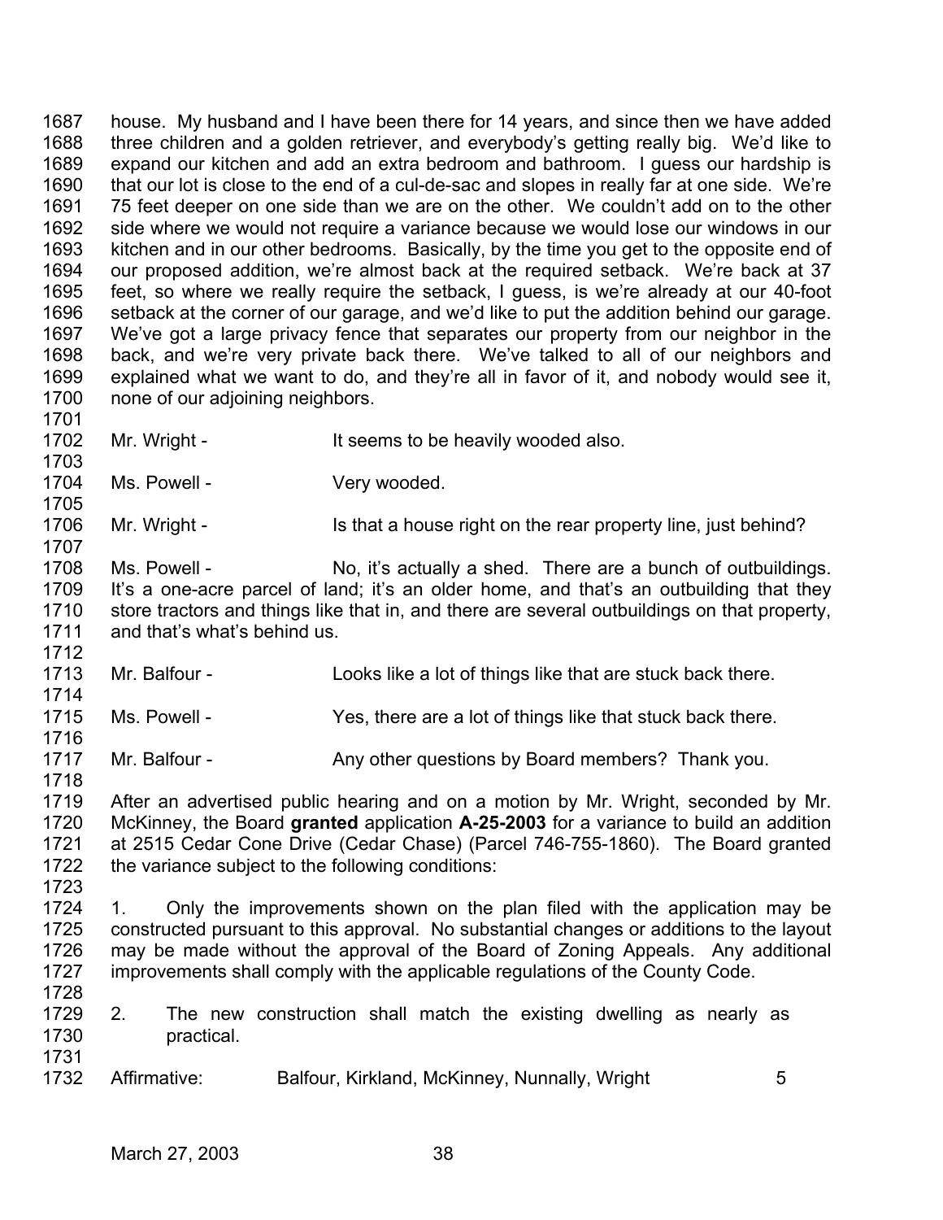house. My husband and I have been there for 14 years, and since then we have added three children and a golden retriever, and everybody's getting really big. We'd like to expand our kitchen and add an extra bedroom and bathroom. I guess our hardship is that our lot is close to the end of a cul-de-sac and slopes in really far at one side. We're 75 feet deeper on one side than we are on the other. We couldn't add on to the other side where we would not require a variance because we would lose our windows in our kitchen and in our other bedrooms. Basically, by the time you get to the opposite end of our proposed addition, we're almost back at the required setback. We're back at 37 feet, so where we really require the setback, I guess, is we're already at our 40-foot setback at the corner of our garage, and we'd like to put the addition behind our garage. We've got a large privacy fence that separates our property from our neighbor in the back, and we're very private back there. We've talked to all of our neighbors and explained what we want to do, and they're all in favor of it, and nobody would see it, none of our adjoining neighbors.

Mr. Wright - It seems to be heavily wooded also.

Ms. Powell - Very wooded.

Mr. Wright - Is that a house right on the rear property line, just behind?

Ms. Powell - No, it's actually a shed. There are a bunch of outbuildings. It's a one-acre parcel of land; it's an older home, and that's an outbuilding that they store tractors and things like that in, and there are several outbuildings on that property, and that's what's behind us.

Mr. Balfour - Looks like a lot of things like that are stuck back there.

Ms. Powell - Yes, there are a lot of things like that stuck back there.

Mr. Balfour - Any other questions by Board members? Thank you.

After an advertised public hearing and on a motion by Mr. Wright, seconded by Mr. McKinney, the Board **granted** application **A-25-2003** for a variance to build an addition at 2515 Cedar Cone Drive (Cedar Chase) (Parcel 746-755-1860). The Board granted the variance subject to the following conditions:

1. Only the improvements shown on the plan filed with the application may be constructed pursuant to this approval. No substantial changes or additions to the layout may be made without the approval of the Board of Zoning Appeals. Any additional improvements shall comply with the applicable regulations of the County Code.

2. The new construction shall match the existing dwelling as nearly as practical.

Affirmative: Balfour, Kirkland, McKinney, Nunnally, Wright 5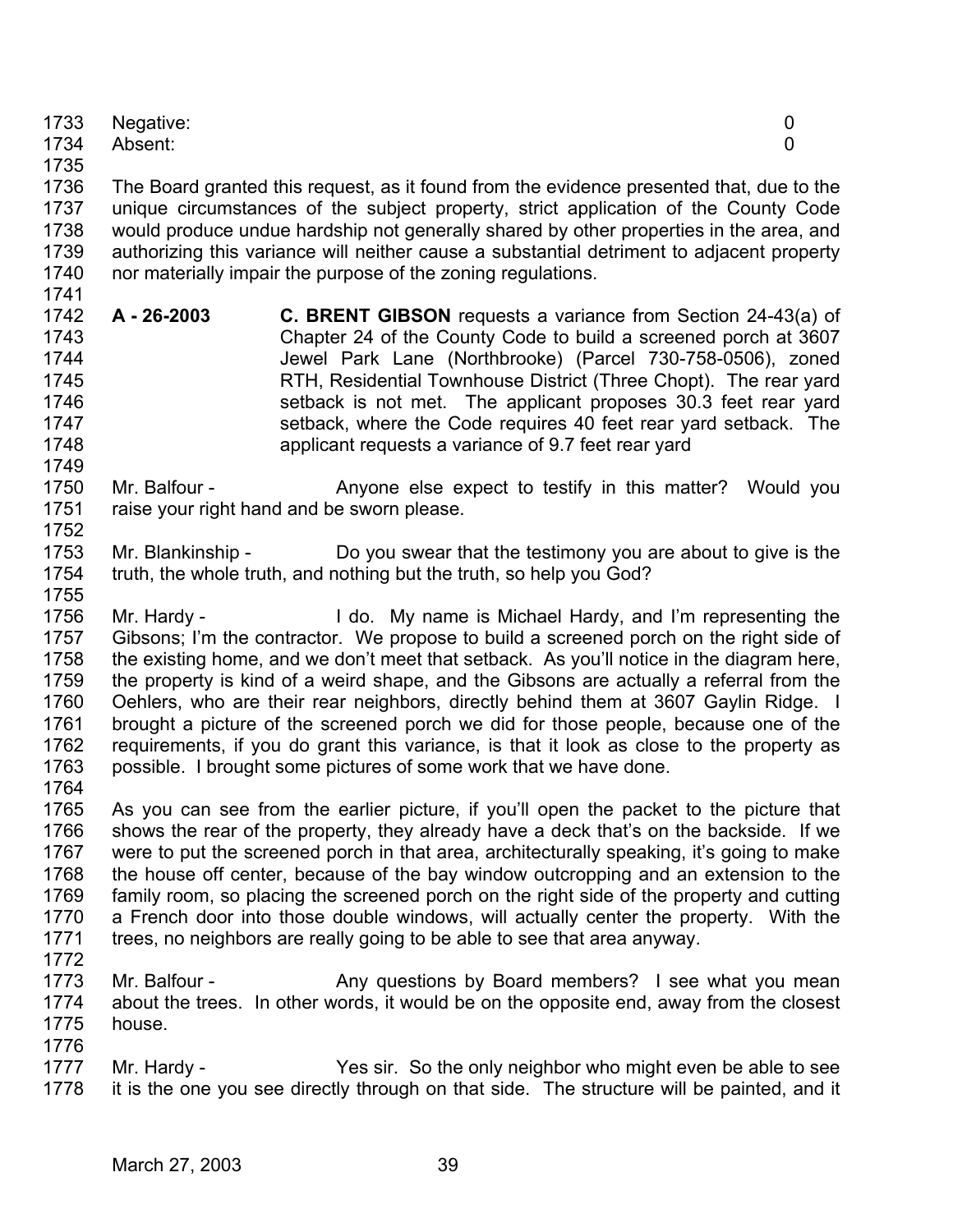Negative: 0
Absent: 0

The Board granted this request, as it found from the evidence presented that, due to the unique circumstances of the subject property, strict application of the County Code would produce undue hardship not generally shared by other properties in the area, and authorizing this variance will neither cause a substantial detriment to adjacent property nor materially impair the purpose of the zoning regulations.

**A - 26-2003** **C. BRENT GIBSON** requests a variance from Section 24-43(a) of Chapter 24 of the County Code to build a screened porch at 3607 Jewel Park Lane (Northbrooke) (Parcel 730-758-0506), zoned RTH, Residential Townhouse District (Three Chopt). The rear yard setback is not met. The applicant proposes 30.3 feet rear yard setback, where the Code requires 40 feet rear yard setback. The applicant requests a variance of 9.7 feet rear yard

Mr. Balfour - Anyone else expect to testify in this matter? Would you raise your right hand and be sworn please.

Mr. Blankinship - Do you swear that the testimony you are about to give is the truth, the whole truth, and nothing but the truth, so help you God?

Mr. Hardy - I do. My name is Michael Hardy, and I'm representing the Gibsons; I'm the contractor. We propose to build a screened porch on the right side of the existing home, and we don't meet that setback. As you'll notice in the diagram here, the property is kind of a weird shape, and the Gibsons are actually a referral from the Oehlers, who are their rear neighbors, directly behind them at 3607 Gaylin Ridge. I brought a picture of the screened porch we did for those people, because one of the requirements, if you do grant this variance, is that it look as close to the property as possible. I brought some pictures of some work that we have done.

As you can see from the earlier picture, if you'll open the packet to the picture that shows the rear of the property, they already have a deck that's on the backside. If we were to put the screened porch in that area, architecturally speaking, it's going to make the house off center, because of the bay window outcropping and an extension to the family room, so placing the screened porch on the right side of the property and cutting a French door into those double windows, will actually center the property. With the trees, no neighbors are really going to be able to see that area anyway.

Mr. Balfour - Any questions by Board members? I see what you mean about the trees. In other words, it would be on the opposite end, away from the closest house.

Mr. Hardy - Yes sir. So the only neighbor who might even be able to see it is the one you see directly through on that side. The structure will be painted, and it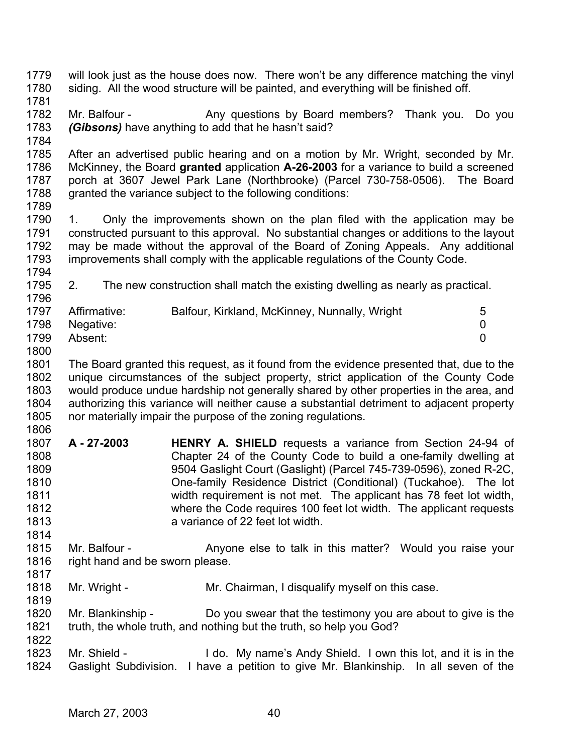will look just as the house does now. There won't be any difference matching the vinyl siding. All the wood structure will be painted, and everything will be finished off.

Mr. Balfour - Any questions by Board members? Thank you. Do you ***(Gibsons)*** have anything to add that he hasn't said?

After an advertised public hearing and on a motion by Mr. Wright, seconded by Mr. McKinney, the Board **granted** application **A-26-2003** for a variance to build a screened porch at 3607 Jewel Park Lane (Northbrooke) (Parcel 730-758-0506). The Board granted the variance subject to the following conditions:

1. Only the improvements shown on the plan filed with the application may be constructed pursuant to this approval. No substantial changes or additions to the layout may be made without the approval of the Board of Zoning Appeals. Any additional improvements shall comply with the applicable regulations of the County Code.

2. The new construction shall match the existing dwelling as nearly as practical.

| | | |
|---|---|---|
| Affirmative: | Balfour, Kirkland, McKinney, Nunnally, Wright | 5 |
| Negative: | | 0 |
| Absent: | | 0 |

The Board granted this request, as it found from the evidence presented that, due to the unique circumstances of the subject property, strict application of the County Code would produce undue hardship not generally shared by other properties in the area, and authorizing this variance will neither cause a substantial detriment to adjacent property nor materially impair the purpose of the zoning regulations.

**A - 27-2003** **HENRY A. SHIELD** requests a variance from Section 24-94 of Chapter 24 of the County Code to build a one-family dwelling at 9504 Gaslight Court (Gaslight) (Parcel 745-739-0596), zoned R-2C, One-family Residence District (Conditional) (Tuckahoe). The lot width requirement is not met. The applicant has 78 feet lot width, where the Code requires 100 feet lot width. The applicant requests a variance of 22 feet lot width.

Mr. Balfour - Anyone else to talk in this matter? Would you raise your right hand and be sworn please.

Mr. Wright - Mr. Chairman, I disqualify myself on this case.

Mr. Blankinship - Do you swear that the testimony you are about to give is the truth, the whole truth, and nothing but the truth, so help you God?

Mr. Shield - I do. My name's Andy Shield. I own this lot, and it is in the Gaslight Subdivision. I have a petition to give Mr. Blankinship. In all seven of the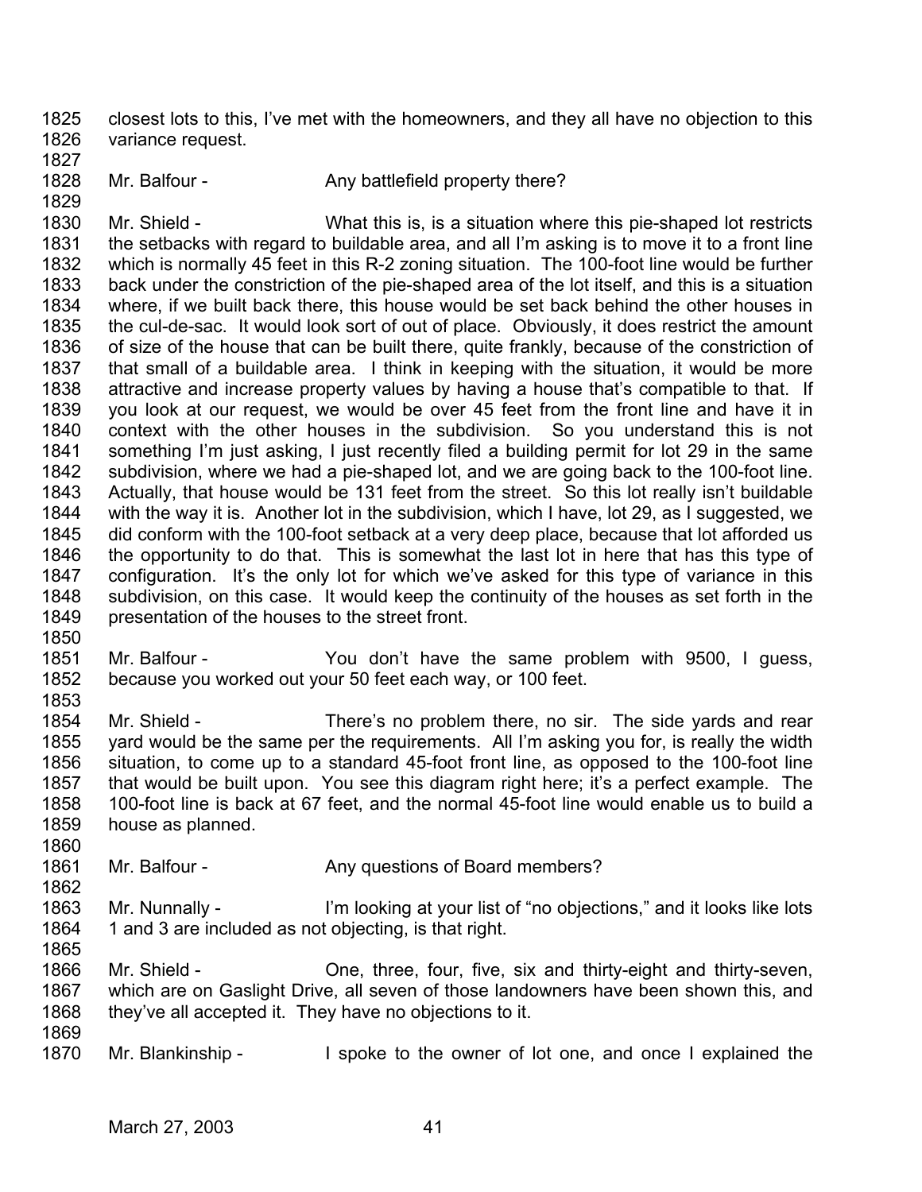1825 closest lots to this, I've met with the homeowners, and they all have no objection to this
1826 variance request.
1827
1828 Mr. Balfour - Any battlefield property there?
1829
1830 Mr. Shield - What this is, is a situation where this pie-shaped lot restricts
1831 the setbacks with regard to buildable area, and all I'm asking is to move it to a front line
1832 which is normally 45 feet in this R-2 zoning situation. The 100-foot line would be further
1833 back under the constriction of the pie-shaped area of the lot itself, and this is a situation
1834 where, if we built back there, this house would be set back behind the other houses in
1835 the cul-de-sac. It would look sort of out of place. Obviously, it does restrict the amount
1836 of size of the house that can be built there, quite frankly, because of the constriction of
1837 that small of a buildable area. I think in keeping with the situation, it would be more
1838 attractive and increase property values by having a house that's compatible to that. If
1839 you look at our request, we would be over 45 feet from the front line and have it in
1840 context with the other houses in the subdivision. So you understand this is not
1841 something I'm just asking, I just recently filed a building permit for lot 29 in the same
1842 subdivision, where we had a pie-shaped lot, and we are going back to the 100-foot line.
1843 Actually, that house would be 131 feet from the street. So this lot really isn't buildable
1844 with the way it is. Another lot in the subdivision, which I have, lot 29, as I suggested, we
1845 did conform with the 100-foot setback at a very deep place, because that lot afforded us
1846 the opportunity to do that. This is somewhat the last lot in here that has this type of
1847 configuration. It's the only lot for which we've asked for this type of variance in this
1848 subdivision, on this case. It would keep the continuity of the houses as set forth in the
1849 presentation of the houses to the street front.
1850
1851 Mr. Balfour - You don't have the same problem with 9500, I guess,
1852 because you worked out your 50 feet each way, or 100 feet.
1853
1854 Mr. Shield - There's no problem there, no sir. The side yards and rear
1855 yard would be the same per the requirements. All I'm asking you for, is really the width
1856 situation, to come up to a standard 45-foot front line, as opposed to the 100-foot line
1857 that would be built upon. You see this diagram right here; it's a perfect example. The
1858 100-foot line is back at 67 feet, and the normal 45-foot line would enable us to build a
1859 house as planned.
1860
1861 Mr. Balfour - Any questions of Board members?
1862
1863 Mr. Nunnally - I'm looking at your list of "no objections," and it looks like lots
1864 1 and 3 are included as not objecting, is that right.
1865
1866 Mr. Shield - One, three, four, five, six and thirty-eight and thirty-seven,
1867 which are on Gaslight Drive, all seven of those landowners have been shown this, and
1868 they've all accepted it. They have no objections to it.
1869
1870 Mr. Blankinship - I spoke to the owner of lot one, and once I explained the

March 27, 2003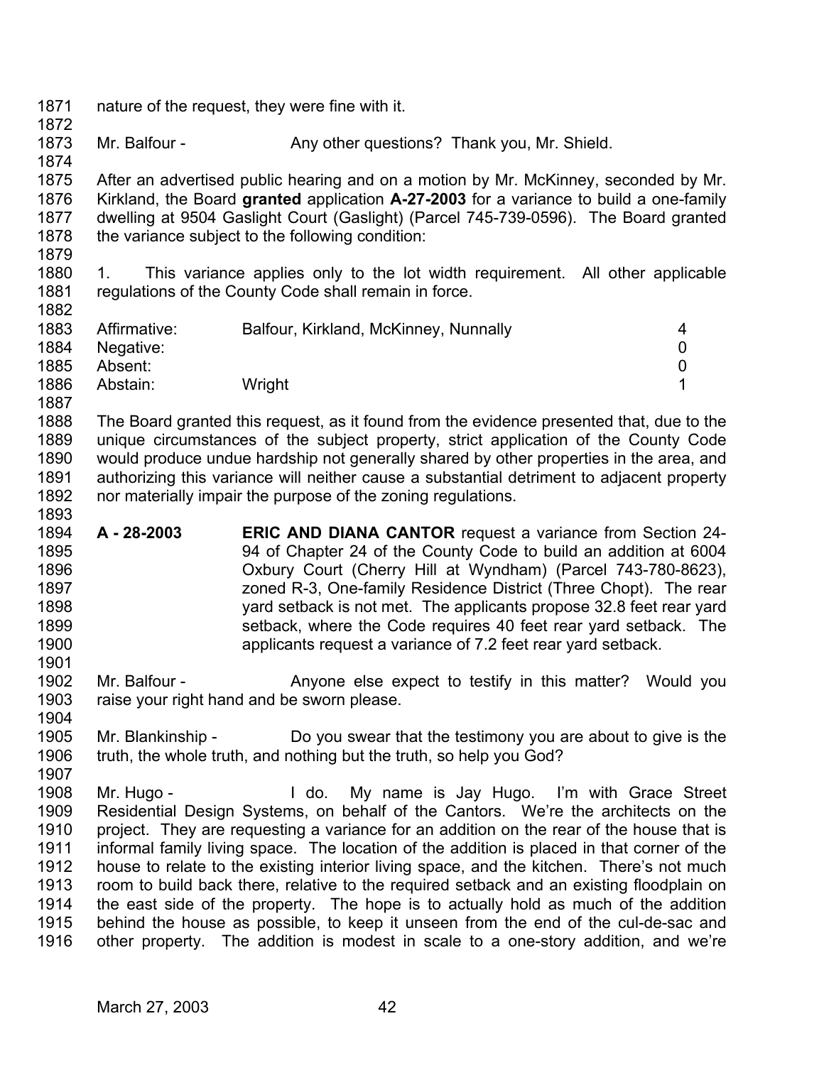nature of the request, they were fine with it.

Mr. Balfour - Any other questions? Thank you, Mr. Shield.

After an advertised public hearing and on a motion by Mr. McKinney, seconded by Mr. Kirkland, the Board **granted** application **A-27-2003** for a variance to build a one-family dwelling at 9504 Gaslight Court (Gaslight) (Parcel 745-739-0596). The Board granted the variance subject to the following condition:

1. This variance applies only to the lot width requirement. All other applicable regulations of the County Code shall remain in force.

| | | |
|---|---|---|
| Affirmative: | Balfour, Kirkland, McKinney, Nunnally | 4 |
| Negative: | | 0 |
| Absent: | | 0 |
| Abstain: | Wright | 1 |

The Board granted this request, as it found from the evidence presented that, due to the unique circumstances of the subject property, strict application of the County Code would produce undue hardship not generally shared by other properties in the area, and authorizing this variance will neither cause a substantial detriment to adjacent property nor materially impair the purpose of the zoning regulations.

**A - 28-2003** **ERIC AND DIANA CANTOR** request a variance from Section 24-94 of Chapter 24 of the County Code to build an addition at 6004 Oxbury Court (Cherry Hill at Wyndham) (Parcel 743-780-8623), zoned R-3, One-family Residence District (Three Chopt). The rear yard setback is not met. The applicants propose 32.8 feet rear yard setback, where the Code requires 40 feet rear yard setback. The applicants request a variance of 7.2 feet rear yard setback.

Mr. Balfour - Anyone else expect to testify in this matter? Would you raise your right hand and be sworn please.

Mr. Blankinship - Do you swear that the testimony you are about to give is the truth, the whole truth, and nothing but the truth, so help you God?

Mr. Hugo - I do. My name is Jay Hugo. I'm with Grace Street Residential Design Systems, on behalf of the Cantors. We're the architects on the project. They are requesting a variance for an addition on the rear of the house that is informal family living space. The location of the addition is placed in that corner of the house to relate to the existing interior living space, and the kitchen. There's not much room to build back there, relative to the required setback and an existing floodplain on the east side of the property. The hope is to actually hold as much of the addition behind the house as possible, to keep it unseen from the end of the cul-de-sac and other property. The addition is modest in scale to a one-story addition, and we're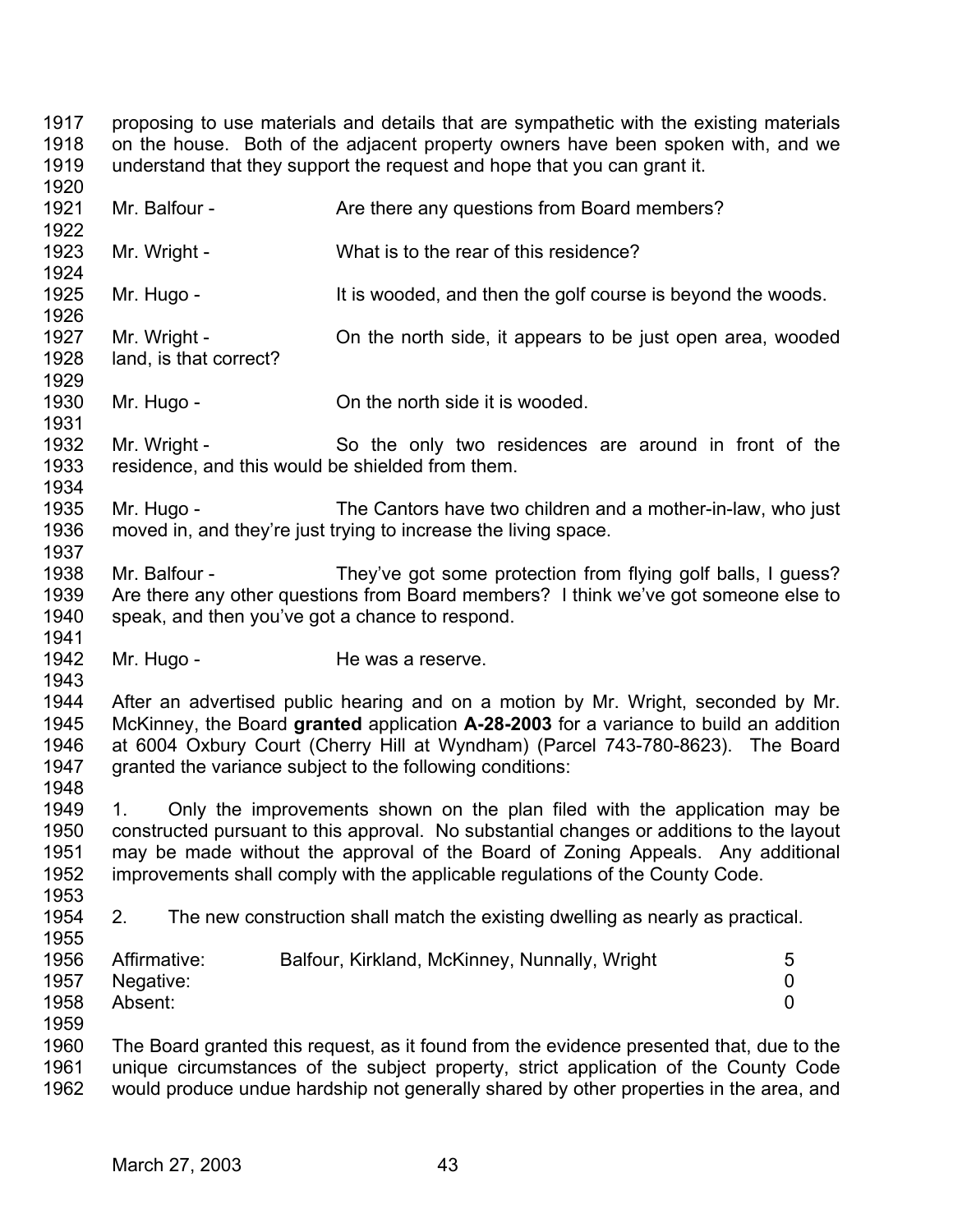proposing to use materials and details that are sympathetic with the existing materials on the house. Both of the adjacent property owners have been spoken with, and we understand that they support the request and hope that you can grant it.

Mr. Balfour - Are there any questions from Board members?

Mr. Wright - What is to the rear of this residence?

Mr. Hugo - It is wooded, and then the golf course is beyond the woods.

Mr. Wright - On the north side, it appears to be just open area, wooded land, is that correct?

Mr. Hugo - On the north side it is wooded.

Mr. Wright - So the only two residences are around in front of the residence, and this would be shielded from them.

Mr. Hugo - The Cantors have two children and a mother-in-law, who just moved in, and they're just trying to increase the living space.

Mr. Balfour - They've got some protection from flying golf balls, I guess? Are there any other questions from Board members? I think we've got someone else to speak, and then you've got a chance to respond.

Mr. Hugo - He was a reserve.

After an advertised public hearing and on a motion by Mr. Wright, seconded by Mr. McKinney, the Board **granted** application **A-28-2003** for a variance to build an addition at 6004 Oxbury Court (Cherry Hill at Wyndham) (Parcel 743-780-8623). The Board granted the variance subject to the following conditions:

1. Only the improvements shown on the plan filed with the application may be constructed pursuant to this approval. No substantial changes or additions to the layout may be made without the approval of the Board of Zoning Appeals. Any additional improvements shall comply with the applicable regulations of the County Code.

2. The new construction shall match the existing dwelling as nearly as practical.

| | | |
|---|---|---|
| Affirmative: | Balfour, Kirkland, McKinney, Nunnally, Wright | 5 |
| Negative: | | 0 |
| Absent: | | 0 |

The Board granted this request, as it found from the evidence presented that, due to the unique circumstances of the subject property, strict application of the County Code would produce undue hardship not generally shared by other properties in the area, and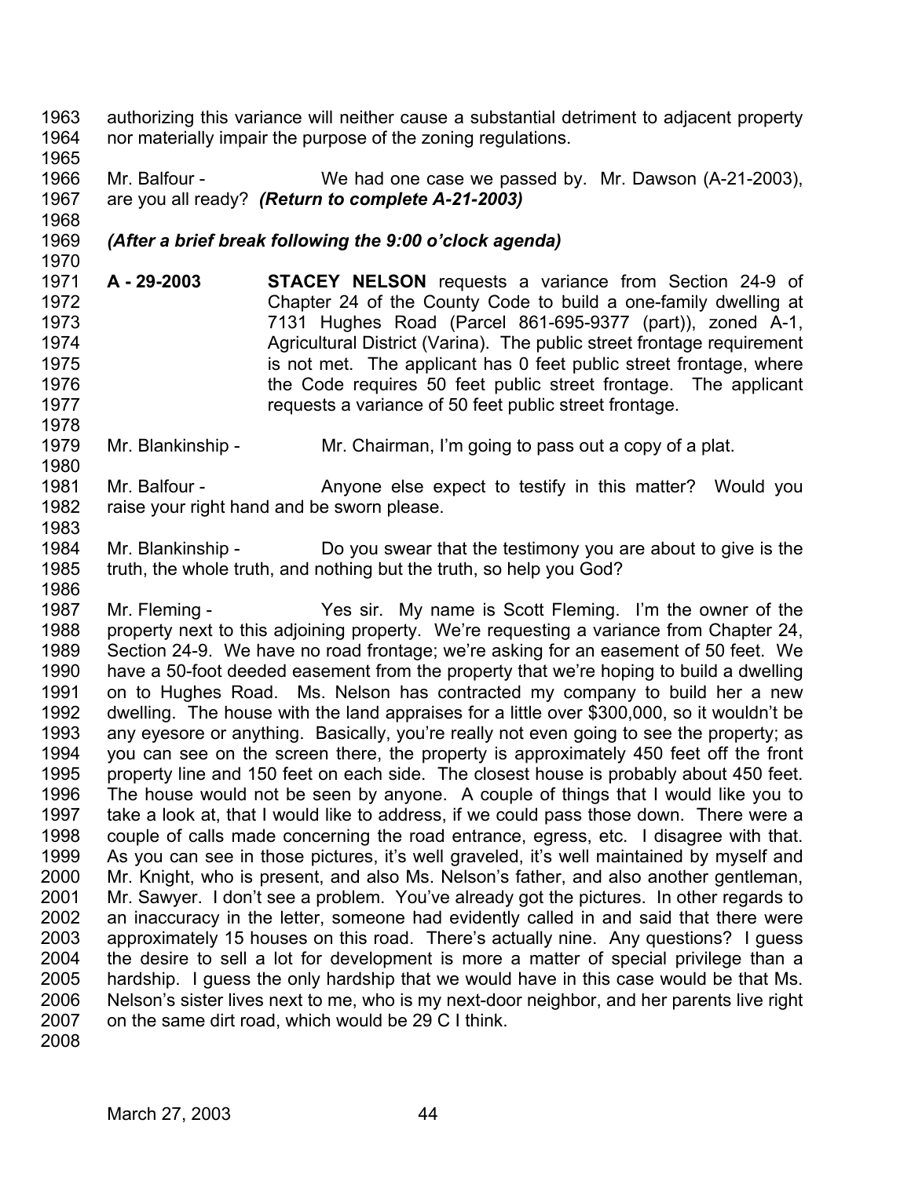authorizing this variance will neither cause a substantial detriment to adjacent property nor materially impair the purpose of the zoning regulations.

Mr. Balfour - We had one case we passed by. Mr. Dawson (A-21-2003), are you all ready? ***(Return to complete A-21-2003)***

***(After a brief break following the 9:00 o'clock agenda)***

**A - 29-2003** **STACEY NELSON** requests a variance from Section 24-9 of Chapter 24 of the County Code to build a one-family dwelling at 7131 Hughes Road (Parcel 861-695-9377 (part)), zoned A-1, Agricultural District (Varina). The public street frontage requirement is not met. The applicant has 0 feet public street frontage, where the Code requires 50 feet public street frontage. The applicant requests a variance of 50 feet public street frontage.

Mr. Blankinship - Mr. Chairman, I'm going to pass out a copy of a plat.

Mr. Balfour - Anyone else expect to testify in this matter? Would you raise your right hand and be sworn please.

Mr. Blankinship - Do you swear that the testimony you are about to give is the truth, the whole truth, and nothing but the truth, so help you God?

Mr. Fleming - Yes sir. My name is Scott Fleming. I'm the owner of the property next to this adjoining property. We're requesting a variance from Chapter 24, Section 24-9. We have no road frontage; we're asking for an easement of 50 feet. We have a 50-foot deeded easement from the property that we're hoping to build a dwelling on to Hughes Road. Ms. Nelson has contracted my company to build her a new dwelling. The house with the land appraises for a little over $300,000, so it wouldn't be any eyesore or anything. Basically, you're really not even going to see the property; as you can see on the screen there, the property is approximately 450 feet off the front property line and 150 feet on each side. The closest house is probably about 450 feet. The house would not be seen by anyone. A couple of things that I would like you to take a look at, that I would like to address, if we could pass those down. There were a couple of calls made concerning the road entrance, egress, etc. I disagree with that. As you can see in those pictures, it's well graveled, it's well maintained by myself and Mr. Knight, who is present, and also Ms. Nelson's father, and also another gentleman, Mr. Sawyer. I don't see a problem. You've already got the pictures. In other regards to an inaccuracy in the letter, someone had evidently called in and said that there were approximately 15 houses on this road. There's actually nine. Any questions? I guess the desire to sell a lot for development is more a matter of special privilege than a hardship. I guess the only hardship that we would have in this case would be that Ms. Nelson's sister lives next to me, who is my next-door neighbor, and her parents live right on the same dirt road, which would be 29 C I think.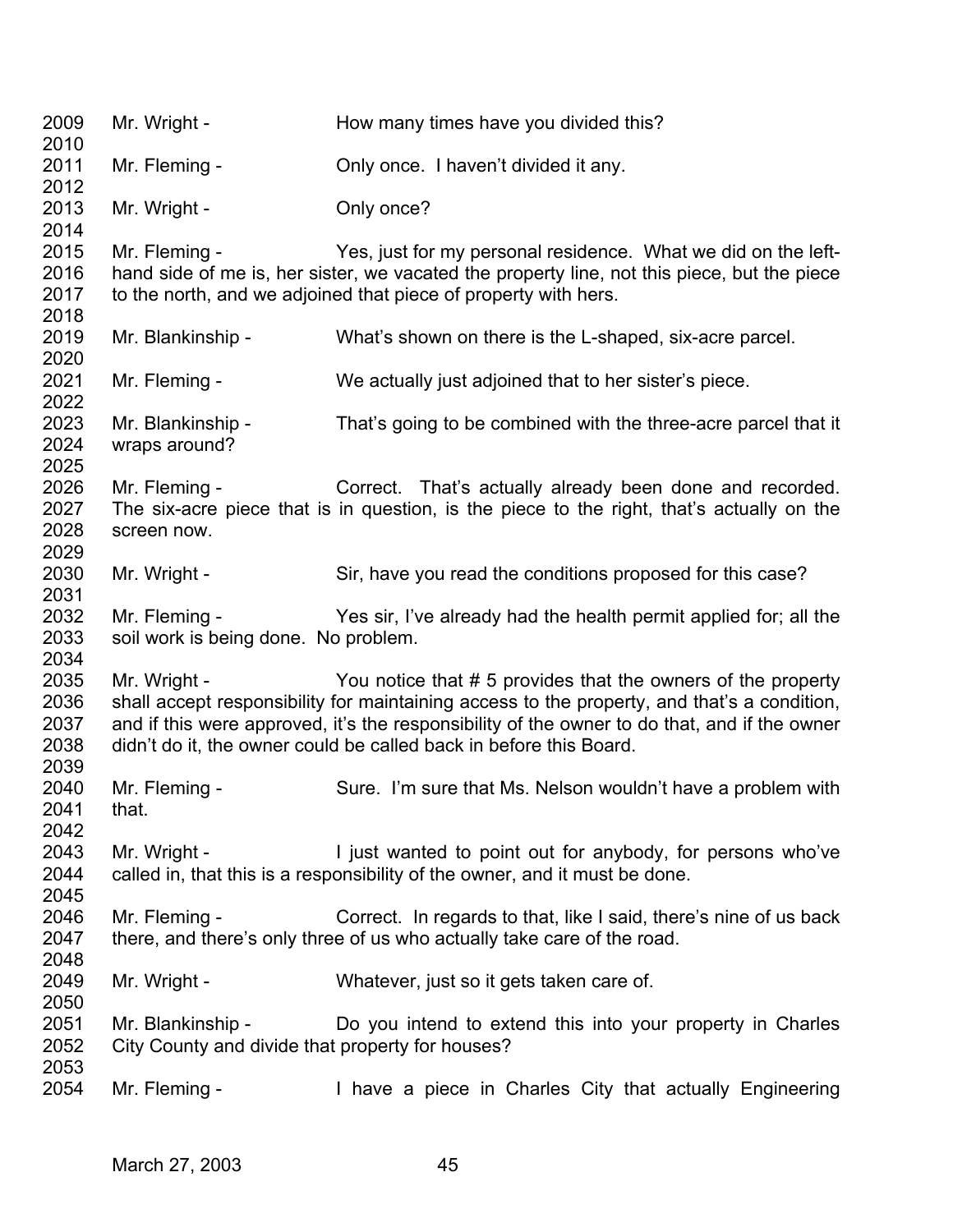2009 Mr. Wright - How many times have you divided this?
2010
2011 Mr. Fleming - Only once. I haven't divided it any.
2012
2013 Mr. Wright - Only once?
2014
2015 Mr. Fleming - Yes, just for my personal residence. What we did on the left-
2016 hand side of me is, her sister, we vacated the property line, not this piece, but the piece
2017 to the north, and we adjoined that piece of property with hers.
2018
2019 Mr. Blankinship - What's shown on there is the L-shaped, six-acre parcel.
2020
2021 Mr. Fleming - We actually just adjoined that to her sister's piece.
2022
2023 Mr. Blankinship - That's going to be combined with the three-acre parcel that it
2024 wraps around?
2025
2026 Mr. Fleming - Correct. That's actually already been done and recorded.
2027 The six-acre piece that is in question, is the piece to the right, that's actually on the
2028 screen now.
2029
2030 Mr. Wright - Sir, have you read the conditions proposed for this case?
2031
2032 Mr. Fleming - Yes sir, I've already had the health permit applied for; all the
2033 soil work is being done. No problem.
2034
2035 Mr. Wright - You notice that # 5 provides that the owners of the property
2036 shall accept responsibility for maintaining access to the property, and that's a condition,
2037 and if this were approved, it's the responsibility of the owner to do that, and if the owner
2038 didn't do it, the owner could be called back in before this Board.
2039
2040 Mr. Fleming - Sure. I'm sure that Ms. Nelson wouldn't have a problem with
2041 that.
2042
2043 Mr. Wright - I just wanted to point out for anybody, for persons who've
2044 called in, that this is a responsibility of the owner, and it must be done.
2045
2046 Mr. Fleming - Correct. In regards to that, like I said, there's nine of us back
2047 there, and there's only three of us who actually take care of the road.
2048
2049 Mr. Wright - Whatever, just so it gets taken care of.
2050
2051 Mr. Blankinship - Do you intend to extend this into your property in Charles
2052 City County and divide that property for houses?
2053
2054 Mr. Fleming - I have a piece in Charles City that actually Engineering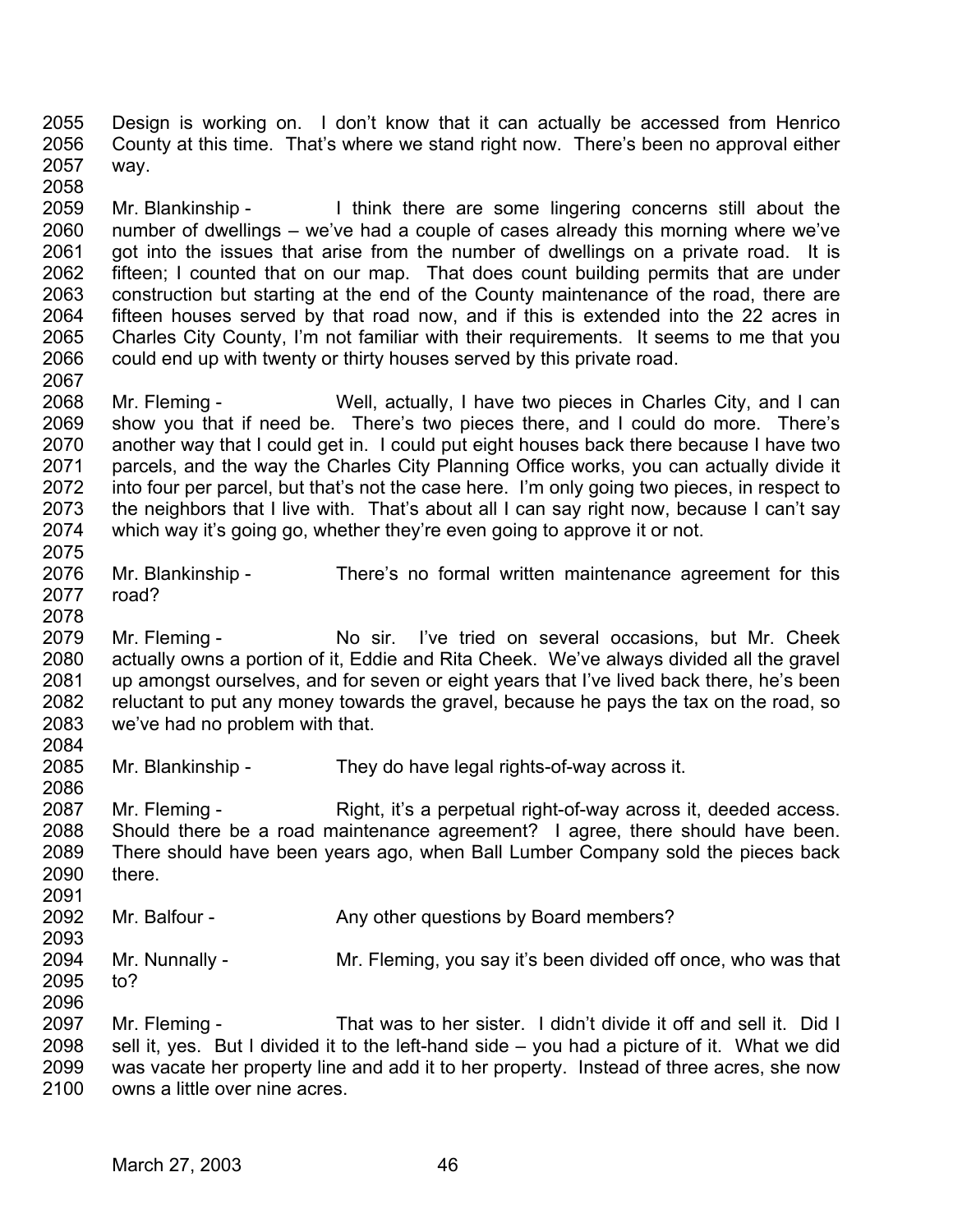Design is working on. I don't know that it can actually be accessed from Henrico County at this time. That's where we stand right now. There's been no approval either way.

Mr. Blankinship - I think there are some lingering concerns still about the number of dwellings – we've had a couple of cases already this morning where we've got into the issues that arise from the number of dwellings on a private road. It is fifteen; I counted that on our map. That does count building permits that are under construction but starting at the end of the County maintenance of the road, there are fifteen houses served by that road now, and if this is extended into the 22 acres in Charles City County, I'm not familiar with their requirements. It seems to me that you could end up with twenty or thirty houses served by this private road.

Mr. Fleming - Well, actually, I have two pieces in Charles City, and I can show you that if need be. There's two pieces there, and I could do more. There's another way that I could get in. I could put eight houses back there because I have two parcels, and the way the Charles City Planning Office works, you can actually divide it into four per parcel, but that's not the case here. I'm only going two pieces, in respect to the neighbors that I live with. That's about all I can say right now, because I can't say which way it's going go, whether they're even going to approve it or not.

Mr. Blankinship - There's no formal written maintenance agreement for this road?

Mr. Fleming - No sir. I've tried on several occasions, but Mr. Cheek actually owns a portion of it, Eddie and Rita Cheek. We've always divided all the gravel up amongst ourselves, and for seven or eight years that I've lived back there, he's been reluctant to put any money towards the gravel, because he pays the tax on the road, so we've had no problem with that.

Mr. Blankinship - They do have legal rights-of-way across it.

Mr. Fleming - Right, it's a perpetual right-of-way across it, deeded access. Should there be a road maintenance agreement? I agree, there should have been. There should have been years ago, when Ball Lumber Company sold the pieces back there.

Mr. Balfour - Any other questions by Board members?

Mr. Nunnally - Mr. Fleming, you say it's been divided off once, who was that to?

Mr. Fleming - That was to her sister. I didn't divide it off and sell it. Did I sell it, yes. But I divided it to the left-hand side – you had a picture of it. What we did was vacate her property line and add it to her property. Instead of three acres, she now owns a little over nine acres.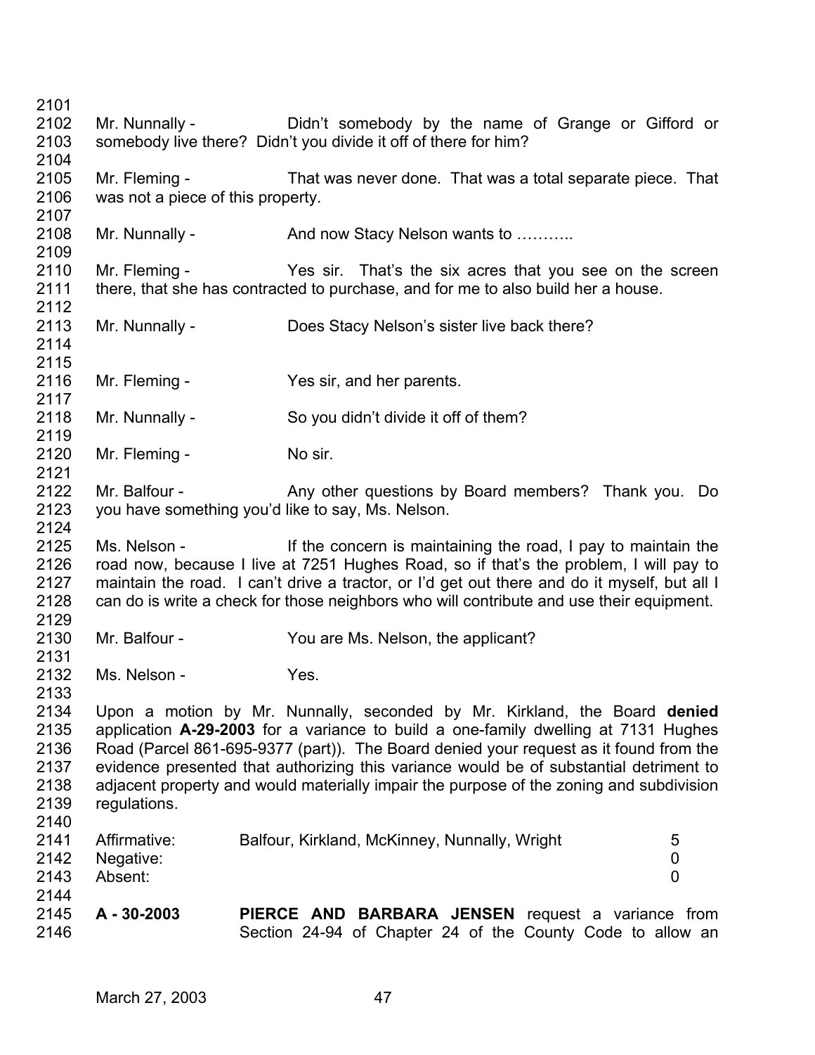Mr. Nunnally - Didn't somebody by the name of Grange or Gifford or somebody live there? Didn't you divide it off of there for him?

Mr. Fleming - That was never done. That was a total separate piece. That was not a piece of this property.

Mr. Nunnally - And now Stacy Nelson wants to ………..

Mr. Fleming - Yes sir. That's the six acres that you see on the screen there, that she has contracted to purchase, and for me to also build her a house.

Mr. Nunnally - Does Stacy Nelson's sister live back there?

Mr. Fleming - Yes sir, and her parents.

Mr. Nunnally - So you didn't divide it off of them?

Mr. Fleming - No sir.

Mr. Balfour - Any other questions by Board members? Thank you. Do you have something you'd like to say, Ms. Nelson.

Ms. Nelson - If the concern is maintaining the road, I pay to maintain the road now, because I live at 7251 Hughes Road, so if that's the problem, I will pay to maintain the road. I can't drive a tractor, or I'd get out there and do it myself, but all I can do is write a check for those neighbors who will contribute and use their equipment.

Mr. Balfour - You are Ms. Nelson, the applicant?

Ms. Nelson - Yes.

Upon a motion by Mr. Nunnally, seconded by Mr. Kirkland, the Board **denied** application **A-29-2003** for a variance to build a one-family dwelling at 7131 Hughes Road (Parcel 861-695-9377 (part)). The Board denied your request as it found from the evidence presented that authorizing this variance would be of substantial detriment to adjacent property and would materially impair the purpose of the zoning and subdivision regulations.

| | | |
|---|---|---|
| Affirmative: | Balfour, Kirkland, McKinney, Nunnally, Wright | 5 |
| Negative: | | 0 |
| Absent: | | 0 |

**A - 30-2003** **PIERCE AND BARBARA JENSEN** request a variance from Section 24-94 of Chapter 24 of the County Code to allow an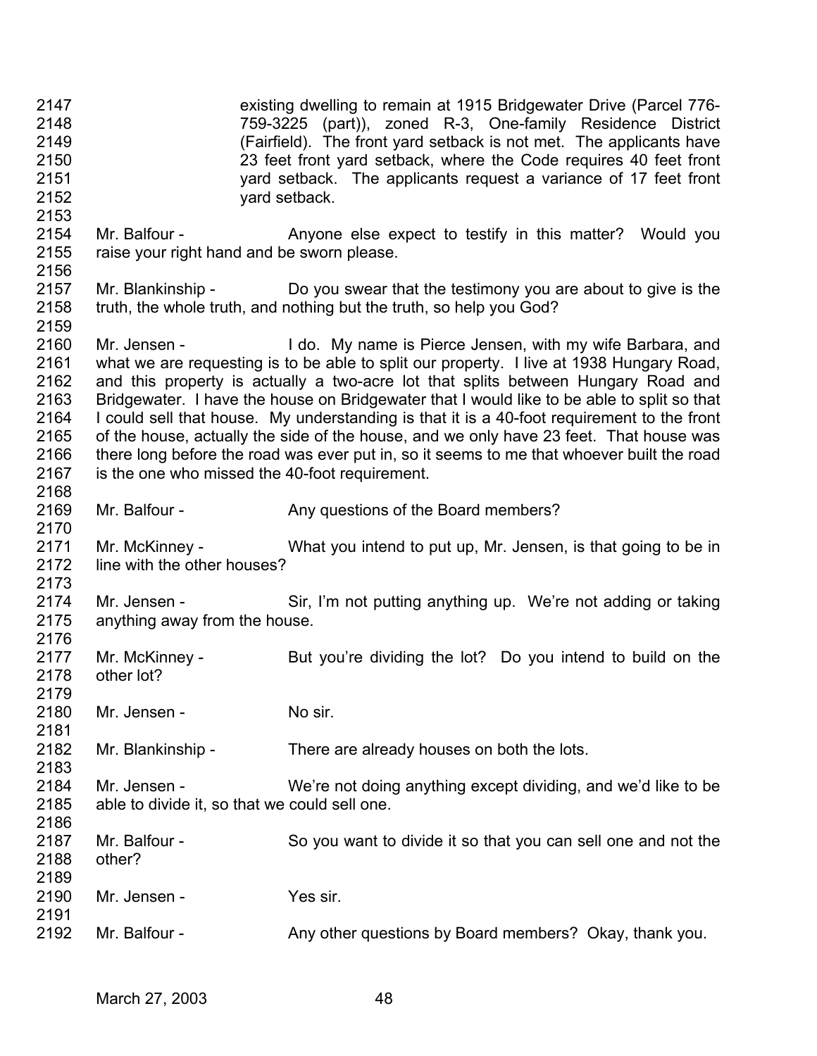2147 existing dwelling to remain at 1915 Bridgewater Drive (Parcel 776-
2148 759-3225 (part)), zoned R-3, One-family Residence District
2149 (Fairfield). The front yard setback is not met. The applicants have
2150 23 feet front yard setback, where the Code requires 40 feet front
2151 yard setback. The applicants request a variance of 17 feet front
2152 yard setback.
2153
2154 Mr. Balfour - Anyone else expect to testify in this matter? Would you
2155 raise your right hand and be sworn please.
2156
2157 Mr. Blankinship - Do you swear that the testimony you are about to give is the
2158 truth, the whole truth, and nothing but the truth, so help you God?
2159
2160 Mr. Jensen - I do. My name is Pierce Jensen, with my wife Barbara, and
2161 what we are requesting is to be able to split our property. I live at 1938 Hungary Road,
2162 and this property is actually a two-acre lot that splits between Hungary Road and
2163 Bridgewater. I have the house on Bridgewater that I would like to be able to split so that
2164 I could sell that house. My understanding is that it is a 40-foot requirement to the front
2165 of the house, actually the side of the house, and we only have 23 feet. That house was
2166 there long before the road was ever put in, so it seems to me that whoever built the road
2167 is the one who missed the 40-foot requirement.
2168
2169 Mr. Balfour - Any questions of the Board members?
2170
2171 Mr. McKinney - What you intend to put up, Mr. Jensen, is that going to be in
2172 line with the other houses?
2173
2174 Mr. Jensen - Sir, I'm not putting anything up. We're not adding or taking
2175 anything away from the house.
2176
2177 Mr. McKinney - But you're dividing the lot? Do you intend to build on the
2178 other lot?
2179
2180 Mr. Jensen - No sir.
2181
2182 Mr. Blankinship - There are already houses on both the lots.
2183
2184 Mr. Jensen - We're not doing anything except dividing, and we'd like to be
2185 able to divide it, so that we could sell one.
2186
2187 Mr. Balfour - So you want to divide it so that you can sell one and not the
2188 other?
2189
2190 Mr. Jensen - Yes sir.
2191
2192 Mr. Balfour - Any other questions by Board members? Okay, thank you.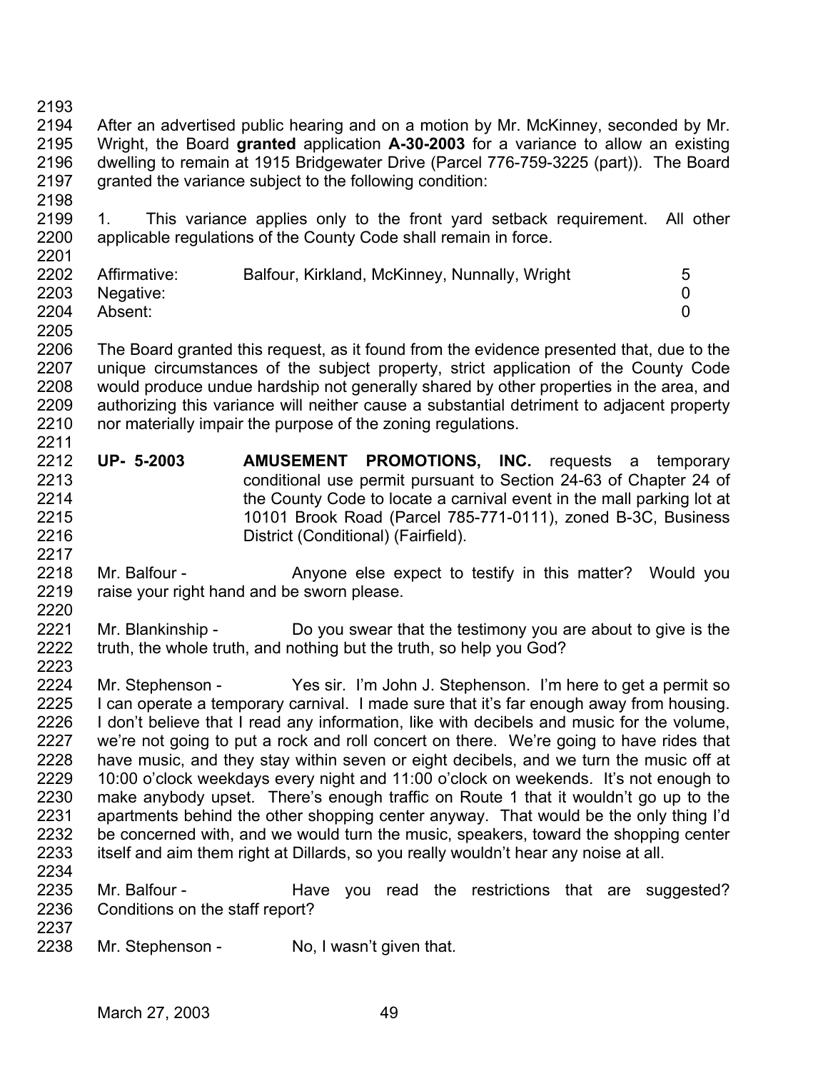After an advertised public hearing and on a motion by Mr. McKinney, seconded by Mr. Wright, the Board **granted** application **A-30-2003** for a variance to allow an existing dwelling to remain at 1915 Bridgewater Drive (Parcel 776-759-3225 (part)). The Board granted the variance subject to the following condition:

1. This variance applies only to the front yard setback requirement. All other applicable regulations of the County Code shall remain in force.

| | | |
|---|---|---|
| Affirmative: | Balfour, Kirkland, McKinney, Nunnally, Wright | 5 |
| Negative: | | 0 |
| Absent: | | 0 |

The Board granted this request, as it found from the evidence presented that, due to the unique circumstances of the subject property, strict application of the County Code would produce undue hardship not generally shared by other properties in the area, and authorizing this variance will neither cause a substantial detriment to adjacent property nor materially impair the purpose of the zoning regulations.

**UP- 5-2003** **AMUSEMENT PROMOTIONS, INC.** requests a temporary conditional use permit pursuant to Section 24-63 of Chapter 24 of the County Code to locate a carnival event in the mall parking lot at 10101 Brook Road (Parcel 785-771-0111), zoned B-3C, Business District (Conditional) (Fairfield).

Mr. Balfour - Anyone else expect to testify in this matter? Would you raise your right hand and be sworn please.

Mr. Blankinship - Do you swear that the testimony you are about to give is the truth, the whole truth, and nothing but the truth, so help you God?

Mr. Stephenson - Yes sir. I'm John J. Stephenson. I'm here to get a permit so I can operate a temporary carnival. I made sure that it's far enough away from housing. I don't believe that I read any information, like with decibels and music for the volume, we're not going to put a rock and roll concert on there. We're going to have rides that have music, and they stay within seven or eight decibels, and we turn the music off at 10:00 o'clock weekdays every night and 11:00 o'clock on weekends. It's not enough to make anybody upset. There's enough traffic on Route 1 that it wouldn't go up to the apartments behind the other shopping center anyway. That would be the only thing I'd be concerned with, and we would turn the music, speakers, toward the shopping center itself and aim them right at Dillards, so you really wouldn't hear any noise at all.

Mr. Balfour - Have you read the restrictions that are suggested? Conditions on the staff report?

Mr. Stephenson - No, I wasn't given that.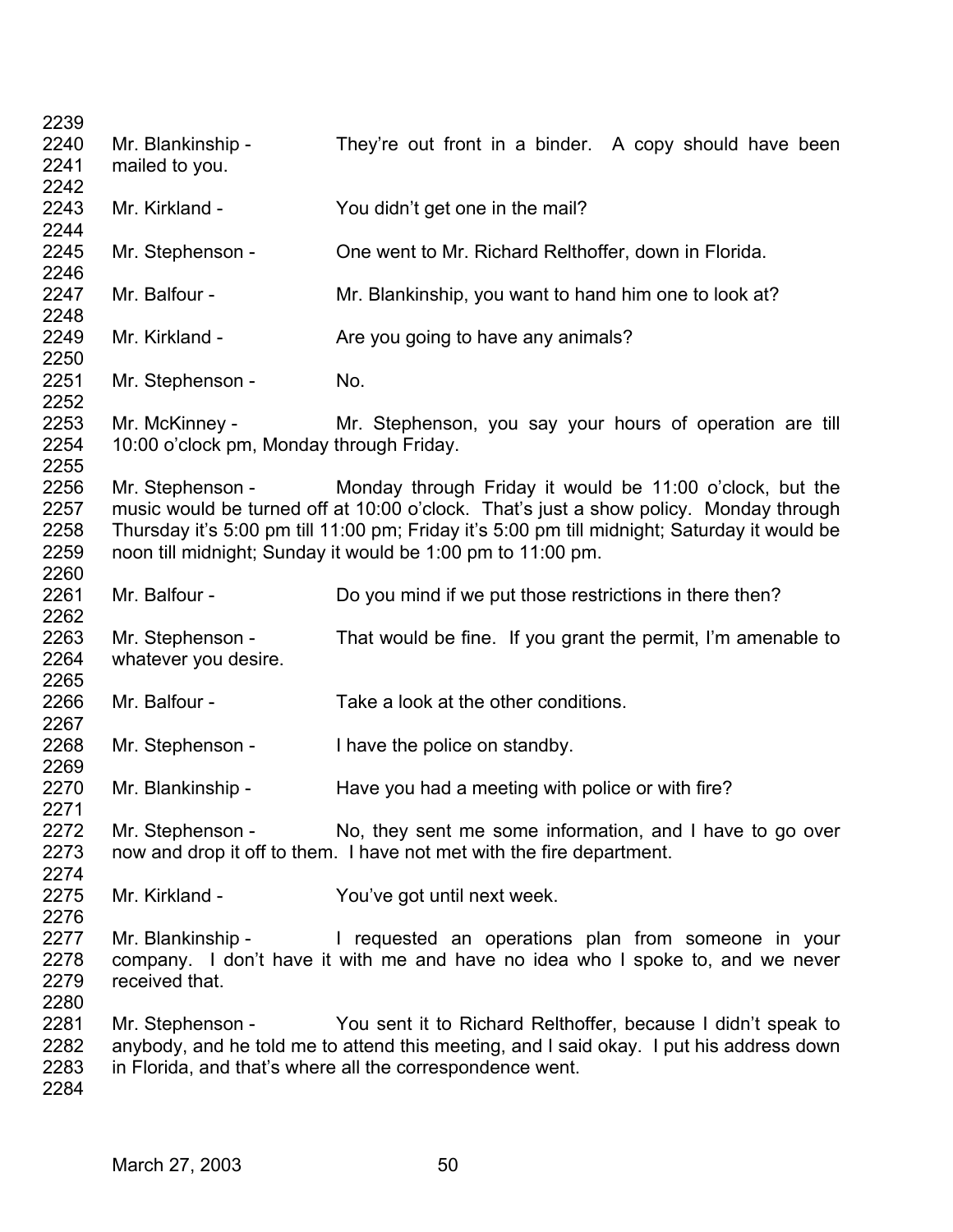2239
2240 Mr. Blankinship - They're out front in a binder. A copy should have been
2241 mailed to you.
2242
2243 Mr. Kirkland - You didn't get one in the mail?
2244
2245 Mr. Stephenson - One went to Mr. Richard Relthoffer, down in Florida.
2246
2247 Mr. Balfour - Mr. Blankinship, you want to hand him one to look at?
2248
2249 Mr. Kirkland - Are you going to have any animals?
2250
2251 Mr. Stephenson - No.
2252
2253 Mr. McKinney - Mr. Stephenson, you say your hours of operation are till
2254 10:00 o'clock pm, Monday through Friday.
2255
2256 Mr. Stephenson - Monday through Friday it would be 11:00 o'clock, but the
2257 music would be turned off at 10:00 o'clock. That's just a show policy. Monday through
2258 Thursday it's 5:00 pm till 11:00 pm; Friday it's 5:00 pm till midnight; Saturday it would be
2259 noon till midnight; Sunday it would be 1:00 pm to 11:00 pm.
2260
2261 Mr. Balfour - Do you mind if we put those restrictions in there then?
2262
2263 Mr. Stephenson - That would be fine. If you grant the permit, I'm amenable to
2264 whatever you desire.
2265
2266 Mr. Balfour - Take a look at the other conditions.
2267
2268 Mr. Stephenson - I have the police on standby.
2269
2270 Mr. Blankinship - Have you had a meeting with police or with fire?
2271
2272 Mr. Stephenson - No, they sent me some information, and I have to go over
2273 now and drop it off to them. I have not met with the fire department.
2274
2275 Mr. Kirkland - You've got until next week.
2276
2277 Mr. Blankinship - I requested an operations plan from someone in your
2278 company. I don't have it with me and have no idea who I spoke to, and we never
2279 received that.
2280
2281 Mr. Stephenson - You sent it to Richard Relthoffer, because I didn't speak to
2282 anybody, and he told me to attend this meeting, and I said okay. I put his address down
2283 in Florida, and that's where all the correspondence went.
2284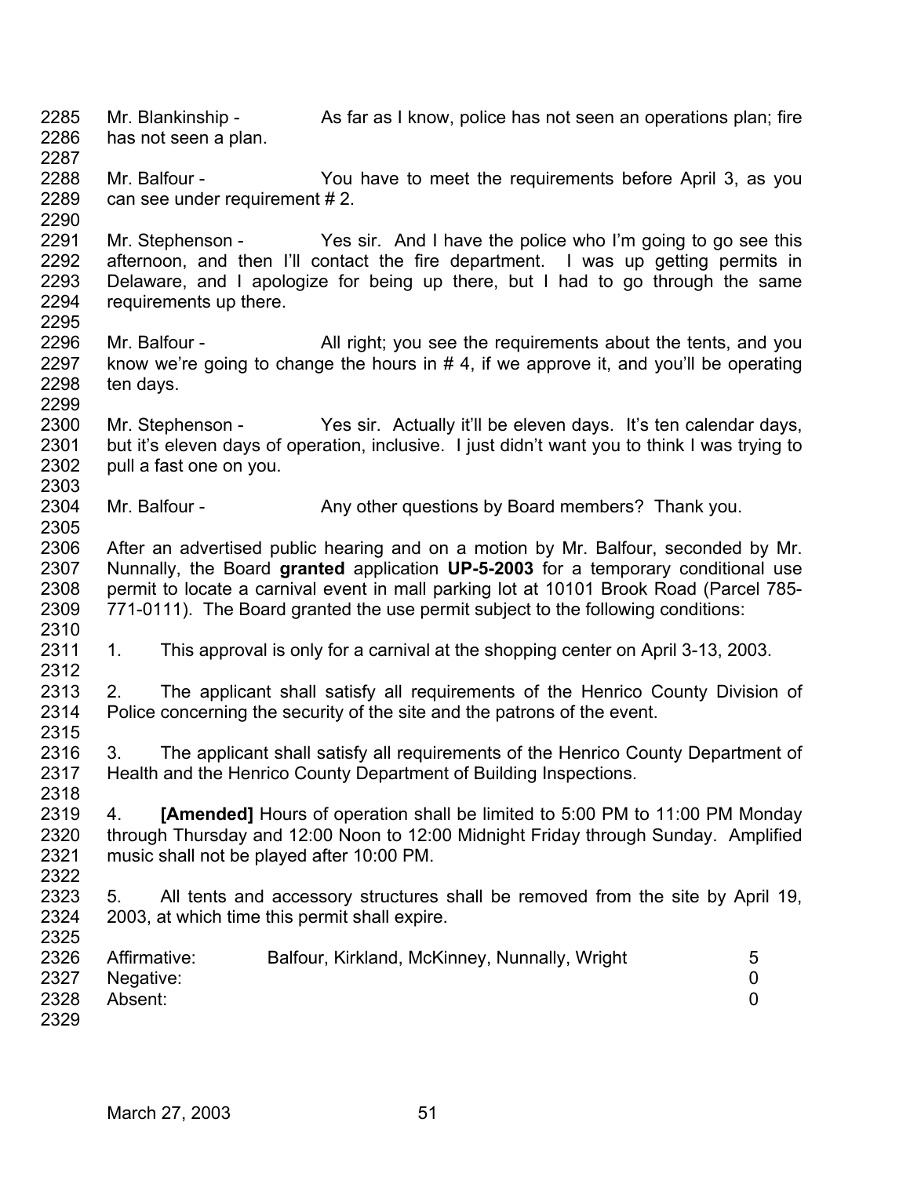Mr. Blankinship - As far as I know, police has not seen an operations plan; fire has not seen a plan.

Mr. Balfour - You have to meet the requirements before April 3, as you can see under requirement # 2.

Mr. Stephenson - Yes sir. And I have the police who I'm going to go see this afternoon, and then I'll contact the fire department. I was up getting permits in Delaware, and I apologize for being up there, but I had to go through the same requirements up there.

Mr. Balfour - All right; you see the requirements about the tents, and you know we're going to change the hours in # 4, if we approve it, and you'll be operating ten days.

Mr. Stephenson - Yes sir. Actually it'll be eleven days. It's ten calendar days, but it's eleven days of operation, inclusive. I just didn't want you to think I was trying to pull a fast one on you.

Mr. Balfour - Any other questions by Board members? Thank you.

After an advertised public hearing and on a motion by Mr. Balfour, seconded by Mr. Nunnally, the Board **granted** application **UP-5-2003** for a temporary conditional use permit to locate a carnival event in mall parking lot at 10101 Brook Road (Parcel 785-771-0111). The Board granted the use permit subject to the following conditions:

1. This approval is only for a carnival at the shopping center on April 3-13, 2003.

2. The applicant shall satisfy all requirements of the Henrico County Division of Police concerning the security of the site and the patrons of the event.

3. The applicant shall satisfy all requirements of the Henrico County Department of Health and the Henrico County Department of Building Inspections.

4. **[Amended]** Hours of operation shall be limited to 5:00 PM to 11:00 PM Monday through Thursday and 12:00 Noon to 12:00 Midnight Friday through Sunday. Amplified music shall not be played after 10:00 PM.

5. All tents and accessory structures shall be removed from the site by April 19, 2003, at which time this permit shall expire.

| | | |
|---|---|---|
| Affirmative: | Balfour, Kirkland, McKinney, Nunnally, Wright | 5 |
| Negative: | | 0 |
| Absent: | | 0 |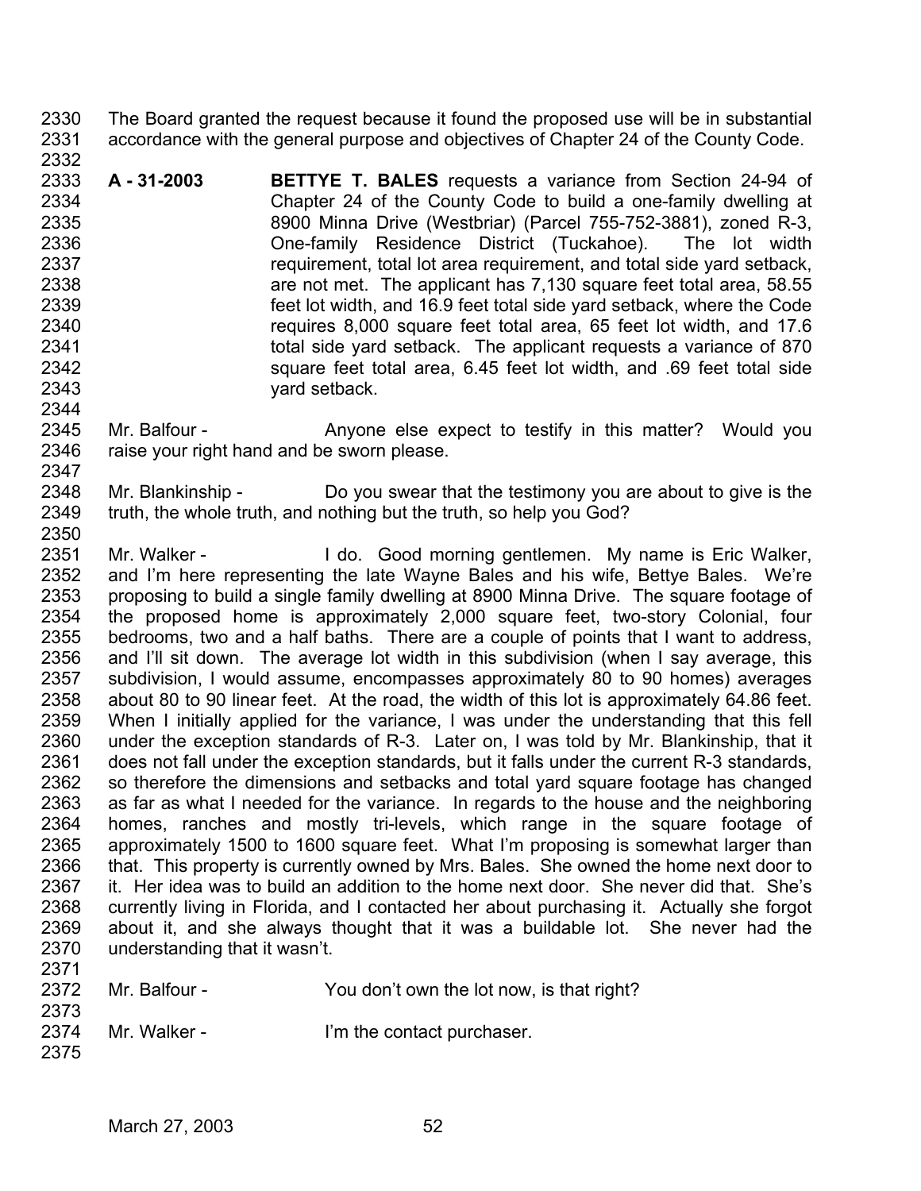The Board granted the request because it found the proposed use will be in substantial accordance with the general purpose and objectives of Chapter 24 of the County Code.

**A - 31-2003** **BETTYE T. BALES** requests a variance from Section 24-94 of Chapter 24 of the County Code to build a one-family dwelling at 8900 Minna Drive (Westbriar) (Parcel 755-752-3881), zoned R-3, One-family Residence District (Tuckahoe). The lot width requirement, total lot area requirement, and total side yard setback, are not met. The applicant has 7,130 square feet total area, 58.55 feet lot width, and 16.9 feet total side yard setback, where the Code requires 8,000 square feet total area, 65 feet lot width, and 17.6 total side yard setback. The applicant requests a variance of 870 square feet total area, 6.45 feet lot width, and .69 feet total side yard setback.

Mr. Balfour - Anyone else expect to testify in this matter? Would you raise your right hand and be sworn please.

Mr. Blankinship - Do you swear that the testimony you are about to give is the truth, the whole truth, and nothing but the truth, so help you God?

Mr. Walker - I do. Good morning gentlemen. My name is Eric Walker, and I'm here representing the late Wayne Bales and his wife, Bettye Bales. We're proposing to build a single family dwelling at 8900 Minna Drive. The square footage of the proposed home is approximately 2,000 square feet, two-story Colonial, four bedrooms, two and a half baths. There are a couple of points that I want to address, and I'll sit down. The average lot width in this subdivision (when I say average, this subdivision, I would assume, encompasses approximately 80 to 90 homes) averages about 80 to 90 linear feet. At the road, the width of this lot is approximately 64.86 feet. When I initially applied for the variance, I was under the understanding that this fell under the exception standards of R-3. Later on, I was told by Mr. Blankinship, that it does not fall under the exception standards, but it falls under the current R-3 standards, so therefore the dimensions and setbacks and total yard square footage has changed as far as what I needed for the variance. In regards to the house and the neighboring homes, ranches and mostly tri-levels, which range in the square footage of approximately 1500 to 1600 square feet. What I'm proposing is somewhat larger than that. This property is currently owned by Mrs. Bales. She owned the home next door to it. Her idea was to build an addition to the home next door. She never did that. She's currently living in Florida, and I contacted her about purchasing it. Actually she forgot about it, and she always thought that it was a buildable lot. She never had the understanding that it wasn't.

Mr. Balfour - You don't own the lot now, is that right?

Mr. Walker - I'm the contact purchaser.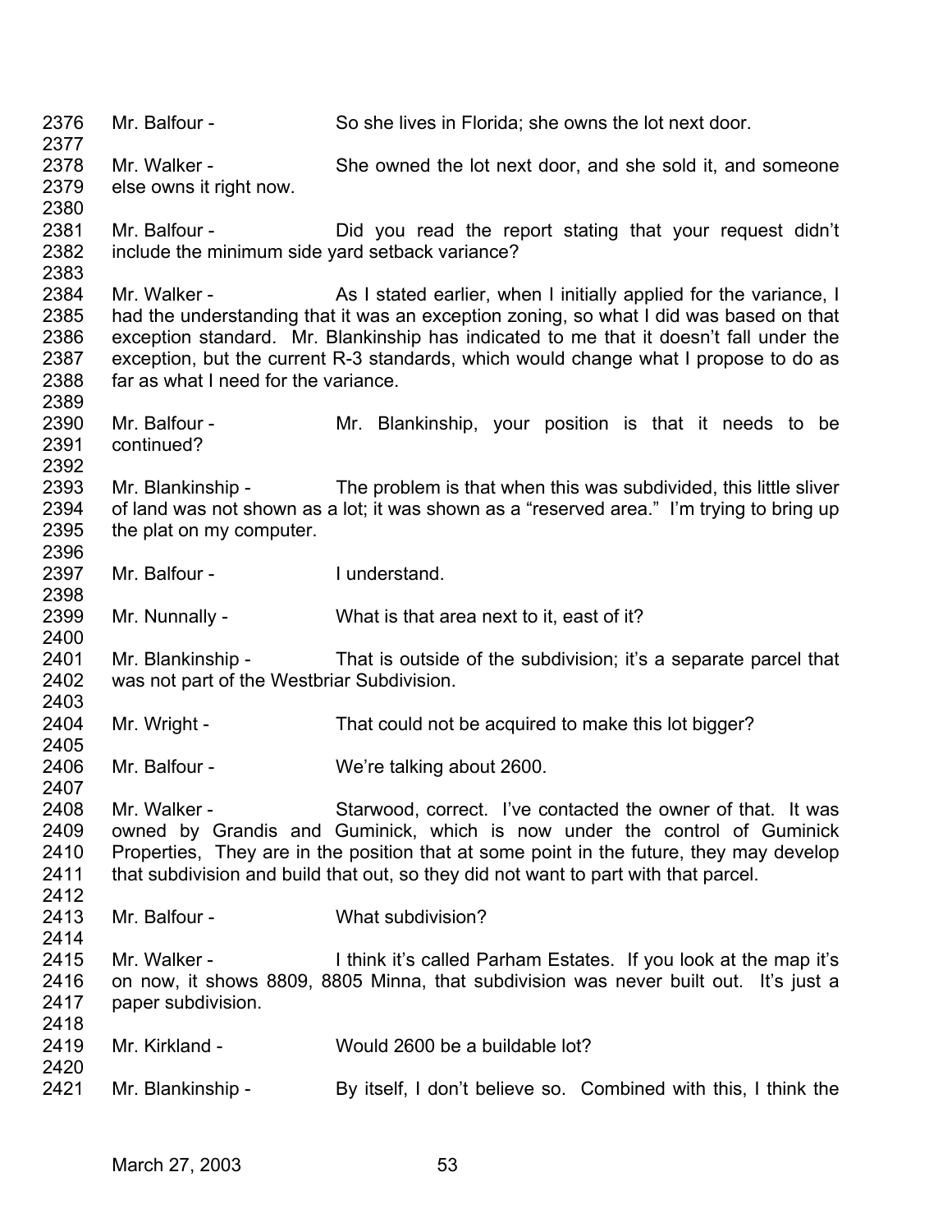2376 Mr. Balfour - So she lives in Florida; she owns the lot next door.
2377
2378 Mr. Walker - She owned the lot next door, and she sold it, and someone
2379 else owns it right now.
2380
2381 Mr. Balfour - Did you read the report stating that your request didn't
2382 include the minimum side yard setback variance?
2383
2384 Mr. Walker - As I stated earlier, when I initially applied for the variance, I
2385 had the understanding that it was an exception zoning, so what I did was based on that
2386 exception standard. Mr. Blankinship has indicated to me that it doesn't fall under the
2387 exception, but the current R-3 standards, which would change what I propose to do as
2388 far as what I need for the variance.
2389
2390 Mr. Balfour - Mr. Blankinship, your position is that it needs to be
2391 continued?
2392
2393 Mr. Blankinship - The problem is that when this was subdivided, this little sliver
2394 of land was not shown as a lot; it was shown as a "reserved area." I'm trying to bring up
2395 the plat on my computer.
2396
2397 Mr. Balfour - I understand.
2398
2399 Mr. Nunnally - What is that area next to it, east of it?
2400
2401 Mr. Blankinship - That is outside of the subdivision; it's a separate parcel that
2402 was not part of the Westbriar Subdivision.
2403
2404 Mr. Wright - That could not be acquired to make this lot bigger?
2405
2406 Mr. Balfour - We're talking about 2600.
2407
2408 Mr. Walker - Starwood, correct. I've contacted the owner of that. It was
2409 owned by Grandis and Guminick, which is now under the control of Guminick
2410 Properties, They are in the position that at some point in the future, they may develop
2411 that subdivision and build that out, so they did not want to part with that parcel.
2412
2413 Mr. Balfour - What subdivision?
2414
2415 Mr. Walker - I think it's called Parham Estates. If you look at the map it's
2416 on now, it shows 8809, 8805 Minna, that subdivision was never built out. It's just a
2417 paper subdivision.
2418
2419 Mr. Kirkland - Would 2600 be a buildable lot?
2420
2421 Mr. Blankinship - By itself, I don't believe so. Combined with this, I think the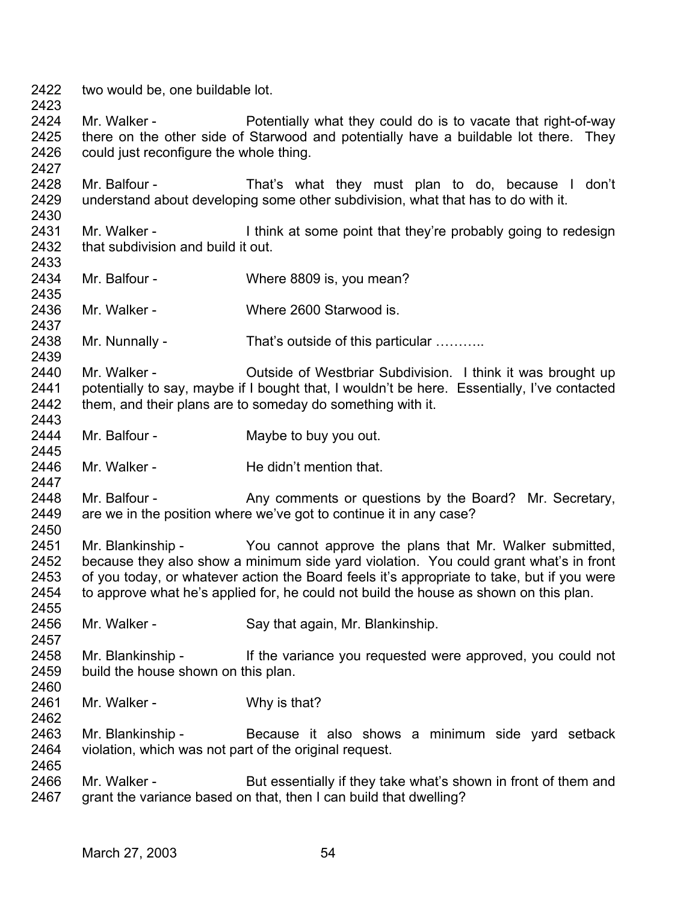two would be, one buildable lot.

Mr. Walker - Potentially what they could do is to vacate that right-of-way there on the other side of Starwood and potentially have a buildable lot there. They could just reconfigure the whole thing.

Mr. Balfour - That's what they must plan to do, because I don't understand about developing some other subdivision, what that has to do with it.

Mr. Walker - I think at some point that they're probably going to redesign that subdivision and build it out.

Mr. Balfour - Where 8809 is, you mean?

Mr. Walker - Where 2600 Starwood is.

Mr. Nunnally - That's outside of this particular ………..

Mr. Walker - Outside of Westbriar Subdivision. I think it was brought up potentially to say, maybe if I bought that, I wouldn't be here. Essentially, I've contacted them, and their plans are to someday do something with it.

Mr. Balfour - Maybe to buy you out.

Mr. Walker - He didn't mention that.

Mr. Balfour - Any comments or questions by the Board? Mr. Secretary, are we in the position where we've got to continue it in any case?

Mr. Blankinship - You cannot approve the plans that Mr. Walker submitted, because they also show a minimum side yard violation. You could grant what's in front of you today, or whatever action the Board feels it's appropriate to take, but if you were to approve what he's applied for, he could not build the house as shown on this plan.

Mr. Walker - Say that again, Mr. Blankinship.

Mr. Blankinship - If the variance you requested were approved, you could not build the house shown on this plan.

Mr. Walker - Why is that?

Mr. Blankinship - Because it also shows a minimum side yard setback violation, which was not part of the original request.

Mr. Walker - But essentially if they take what's shown in front of them and grant the variance based on that, then I can build that dwelling?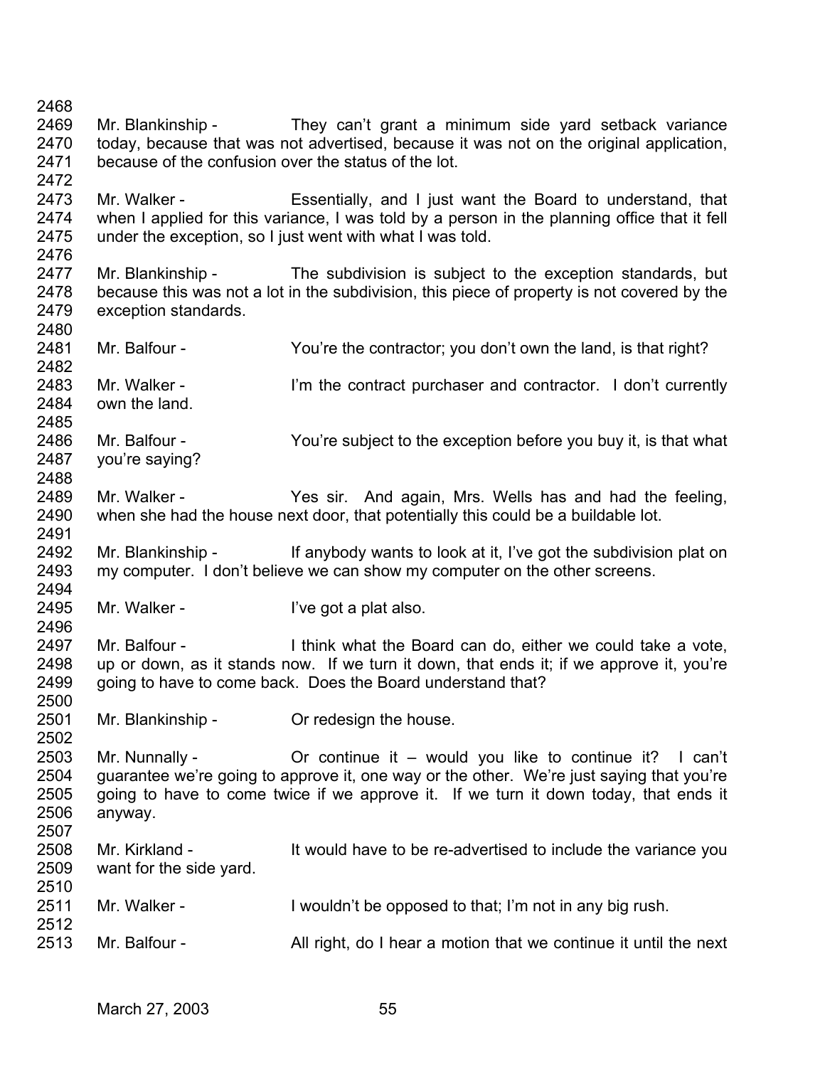Mr. Blankinship - They can't grant a minimum side yard setback variance today, because that was not advertised, because it was not on the original application, because of the confusion over the status of the lot.

Mr. Walker - Essentially, and I just want the Board to understand, that when I applied for this variance, I was told by a person in the planning office that it fell under the exception, so I just went with what I was told.

Mr. Blankinship - The subdivision is subject to the exception standards, but because this was not a lot in the subdivision, this piece of property is not covered by the exception standards.

Mr. Balfour - You're the contractor; you don't own the land, is that right?

Mr. Walker - I'm the contract purchaser and contractor. I don't currently own the land.

Mr. Balfour - You're subject to the exception before you buy it, is that what you're saying?

Mr. Walker - Yes sir. And again, Mrs. Wells has and had the feeling, when she had the house next door, that potentially this could be a buildable lot.

Mr. Blankinship - If anybody wants to look at it, I've got the subdivision plat on my computer. I don't believe we can show my computer on the other screens.

Mr. Walker - I've got a plat also.

Mr. Balfour - I think what the Board can do, either we could take a vote, up or down, as it stands now. If we turn it down, that ends it; if we approve it, you're going to have to come back. Does the Board understand that?

Mr. Blankinship - Or redesign the house.

Mr. Nunnally - Or continue it – would you like to continue it? I can't guarantee we're going to approve it, one way or the other. We're just saying that you're going to have to come twice if we approve it. If we turn it down today, that ends it anyway.

Mr. Kirkland - It would have to be re-advertised to include the variance you want for the side yard.

Mr. Walker - I wouldn't be opposed to that; I'm not in any big rush.

Mr. Balfour - All right, do I hear a motion that we continue it until the next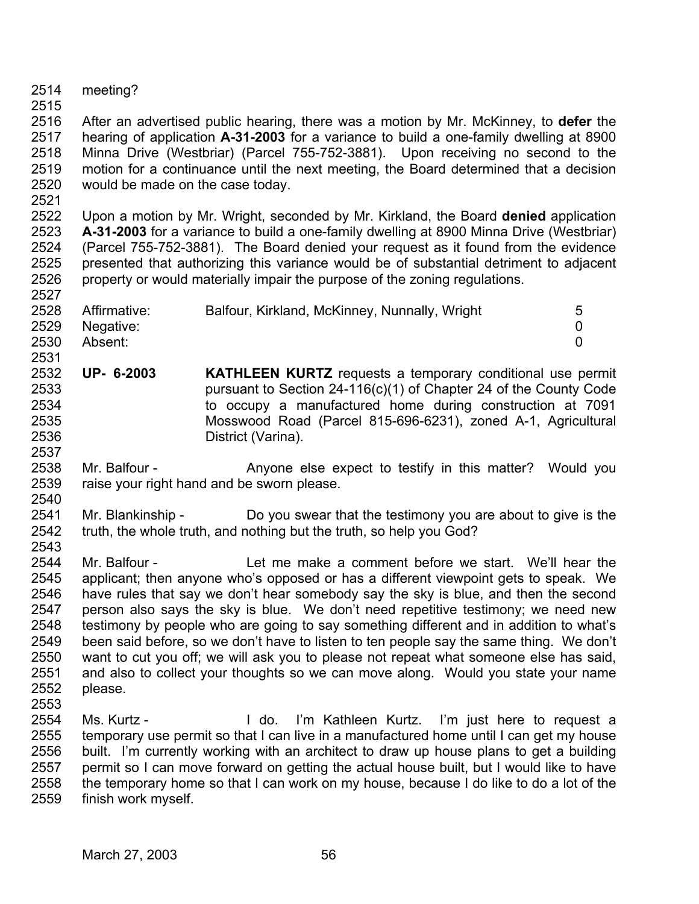meeting?

After an advertised public hearing, there was a motion by Mr. McKinney, to **defer** the hearing of application **A-31-2003** for a variance to build a one-family dwelling at 8900 Minna Drive (Westbriar) (Parcel 755-752-3881). Upon receiving no second to the motion for a continuance until the next meeting, the Board determined that a decision would be made on the case today.

Upon a motion by Mr. Wright, seconded by Mr. Kirkland, the Board **denied** application **A-31-2003** for a variance to build a one-family dwelling at 8900 Minna Drive (Westbriar) (Parcel 755-752-3881). The Board denied your request as it found from the evidence presented that authorizing this variance would be of substantial detriment to adjacent property or would materially impair the purpose of the zoning regulations.

| | | |
|---|---|---|
| Affirmative: | Balfour, Kirkland, McKinney, Nunnally, Wright | 5 |
| Negative: | | 0 |
| Absent: | | 0 |

**UP- 6-2003** **KATHLEEN KURTZ** requests a temporary conditional use permit pursuant to Section 24-116(c)(1) of Chapter 24 of the County Code to occupy a manufactured home during construction at 7091 Mosswood Road (Parcel 815-696-6231), zoned A-1, Agricultural District (Varina).

Mr. Balfour - Anyone else expect to testify in this matter? Would you raise your right hand and be sworn please.

Mr. Blankinship - Do you swear that the testimony you are about to give is the truth, the whole truth, and nothing but the truth, so help you God?

Mr. Balfour - Let me make a comment before we start. We'll hear the applicant; then anyone who's opposed or has a different viewpoint gets to speak. We have rules that say we don't hear somebody say the sky is blue, and then the second person also says the sky is blue. We don't need repetitive testimony; we need new testimony by people who are going to say something different and in addition to what's been said before, so we don't have to listen to ten people say the same thing. We don't want to cut you off; we will ask you to please not repeat what someone else has said, and also to collect your thoughts so we can move along. Would you state your name please.

Ms. Kurtz - I do. I'm Kathleen Kurtz. I'm just here to request a temporary use permit so that I can live in a manufactured home until I can get my house built. I'm currently working with an architect to draw up house plans to get a building permit so I can move forward on getting the actual house built, but I would like to have the temporary home so that I can work on my house, because I do like to do a lot of the finish work myself.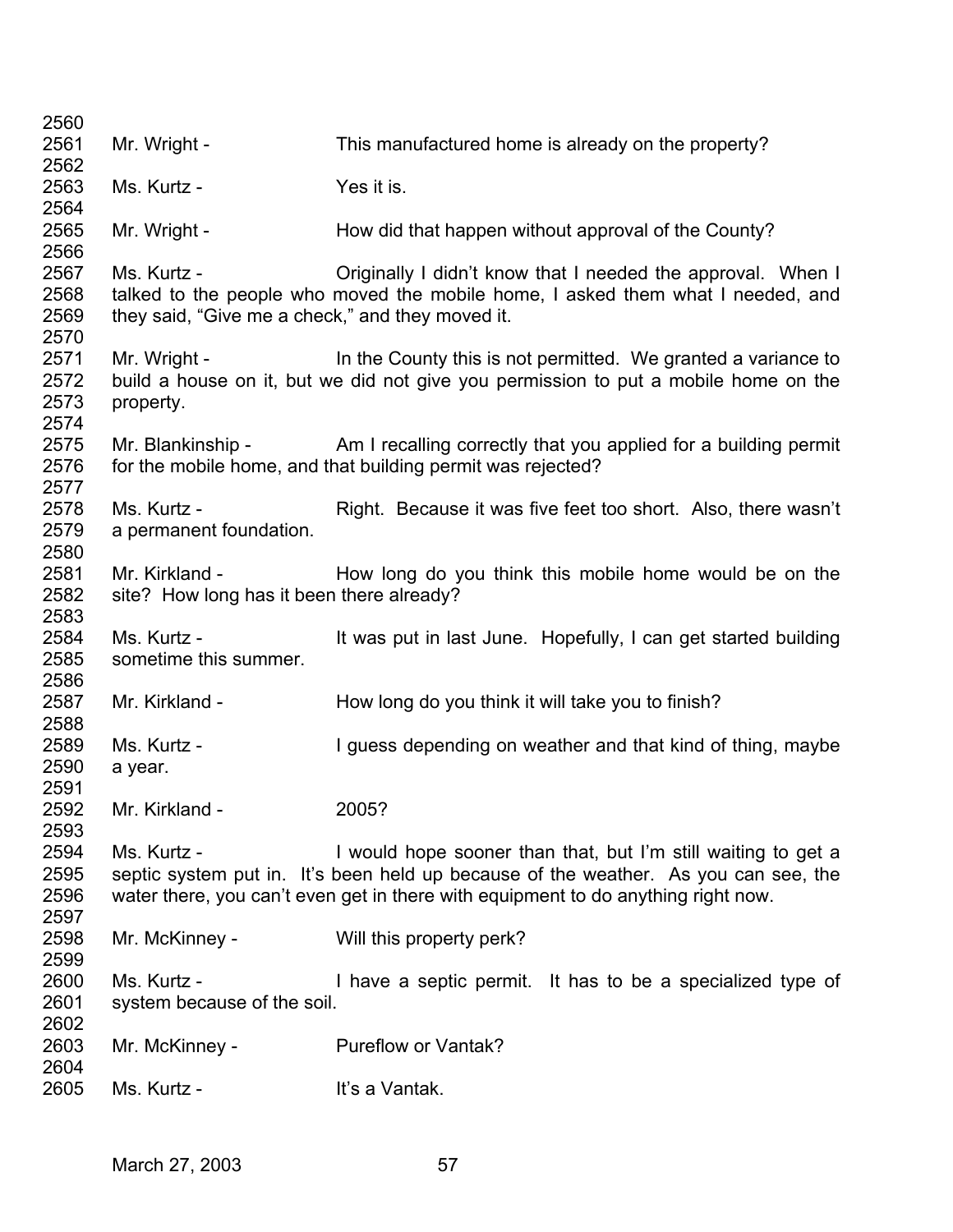Mr. Wright - This manufactured home is already on the property?

Ms. Kurtz - Yes it is.

Mr. Wright - How did that happen without approval of the County?

Ms. Kurtz - Originally I didn't know that I needed the approval. When I talked to the people who moved the mobile home, I asked them what I needed, and they said, "Give me a check," and they moved it.

Mr. Wright - In the County this is not permitted. We granted a variance to build a house on it, but we did not give you permission to put a mobile home on the property.

Mr. Blankinship - Am I recalling correctly that you applied for a building permit for the mobile home, and that building permit was rejected?

Ms. Kurtz - Right. Because it was five feet too short. Also, there wasn't a permanent foundation.

Mr. Kirkland - How long do you think this mobile home would be on the site? How long has it been there already?

Ms. Kurtz - It was put in last June. Hopefully, I can get started building sometime this summer.

Mr. Kirkland - How long do you think it will take you to finish?

Ms. Kurtz - I guess depending on weather and that kind of thing, maybe a year.

Mr. Kirkland - 2005?

Ms. Kurtz - I would hope sooner than that, but I'm still waiting to get a septic system put in. It's been held up because of the weather. As you can see, the water there, you can't even get in there with equipment to do anything right now.

Mr. McKinney - Will this property perk?

Ms. Kurtz - I have a septic permit. It has to be a specialized type of system because of the soil.

Mr. McKinney - Pureflow or Vantak?

Ms. Kurtz - It's a Vantak.

March 27, 2003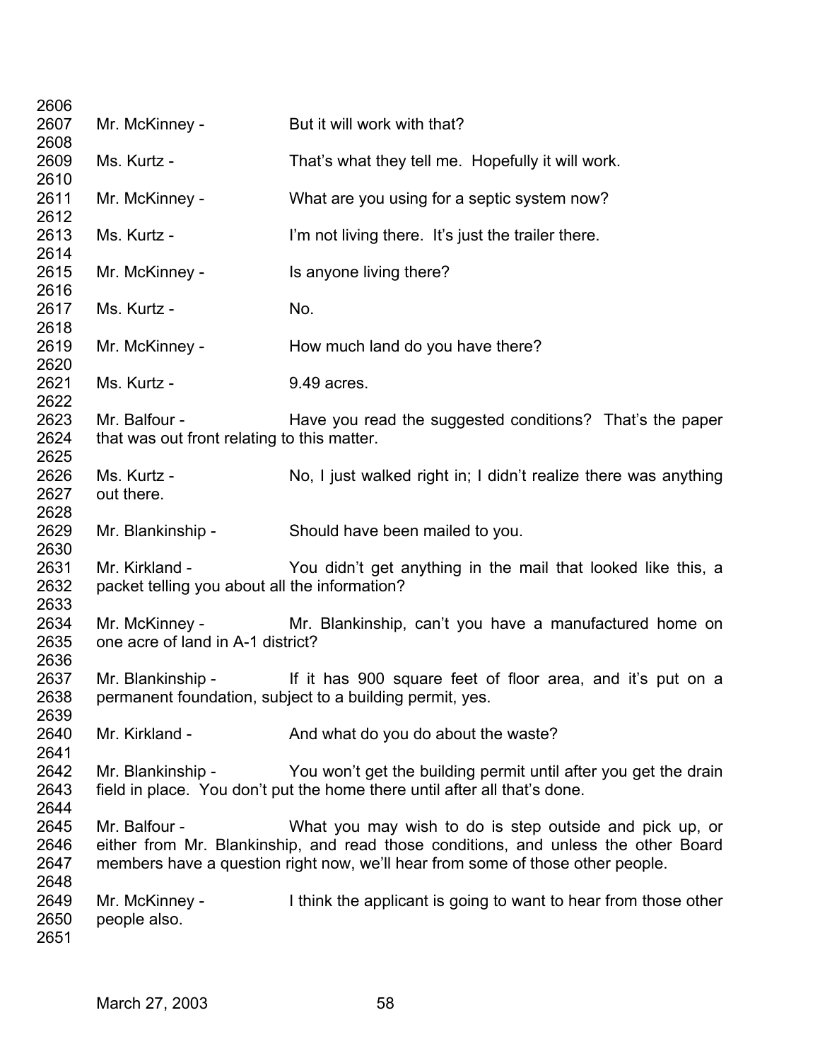2606

2607 Mr. McKinney - But it will work with that?

2608

2609 Ms. Kurtz - That's what they tell me. Hopefully it will work.

2610

2611 Mr. McKinney - What are you using for a septic system now?

2612

2613 Ms. Kurtz - I'm not living there. It's just the trailer there.

2614

2615 Mr. McKinney - Is anyone living there?

2616

2617 Ms. Kurtz - No.

2618

2619 Mr. McKinney - How much land do you have there?

2620

2621 Ms. Kurtz - 9.49 acres.

2622

2623 Mr. Balfour - Have you read the suggested conditions? That's the paper
2624 that was out front relating to this matter.

2625

2626 Ms. Kurtz - No, I just walked right in; I didn't realize there was anything
2627 out there.

2628

2629 Mr. Blankinship - Should have been mailed to you.

2630

2631 Mr. Kirkland - You didn't get anything in the mail that looked like this, a
2632 packet telling you about all the information?

2633

2634 Mr. McKinney - Mr. Blankinship, can't you have a manufactured home on
2635 one acre of land in A-1 district?

2636

2637 Mr. Blankinship - If it has 900 square feet of floor area, and it's put on a
2638 permanent foundation, subject to a building permit, yes.

2639

2640 Mr. Kirkland - And what do you do about the waste?

2641

2642 Mr. Blankinship - You won't get the building permit until after you get the drain
2643 field in place. You don't put the home there until after all that's done.

2644

2645 Mr. Balfour - What you may wish to do is step outside and pick up, or
2646 either from Mr. Blankinship, and read those conditions, and unless the other Board
2647 members have a question right now, we'll hear from some of those other people.

2648

2649 Mr. McKinney - I think the applicant is going to want to hear from those other
2650 people also.

2651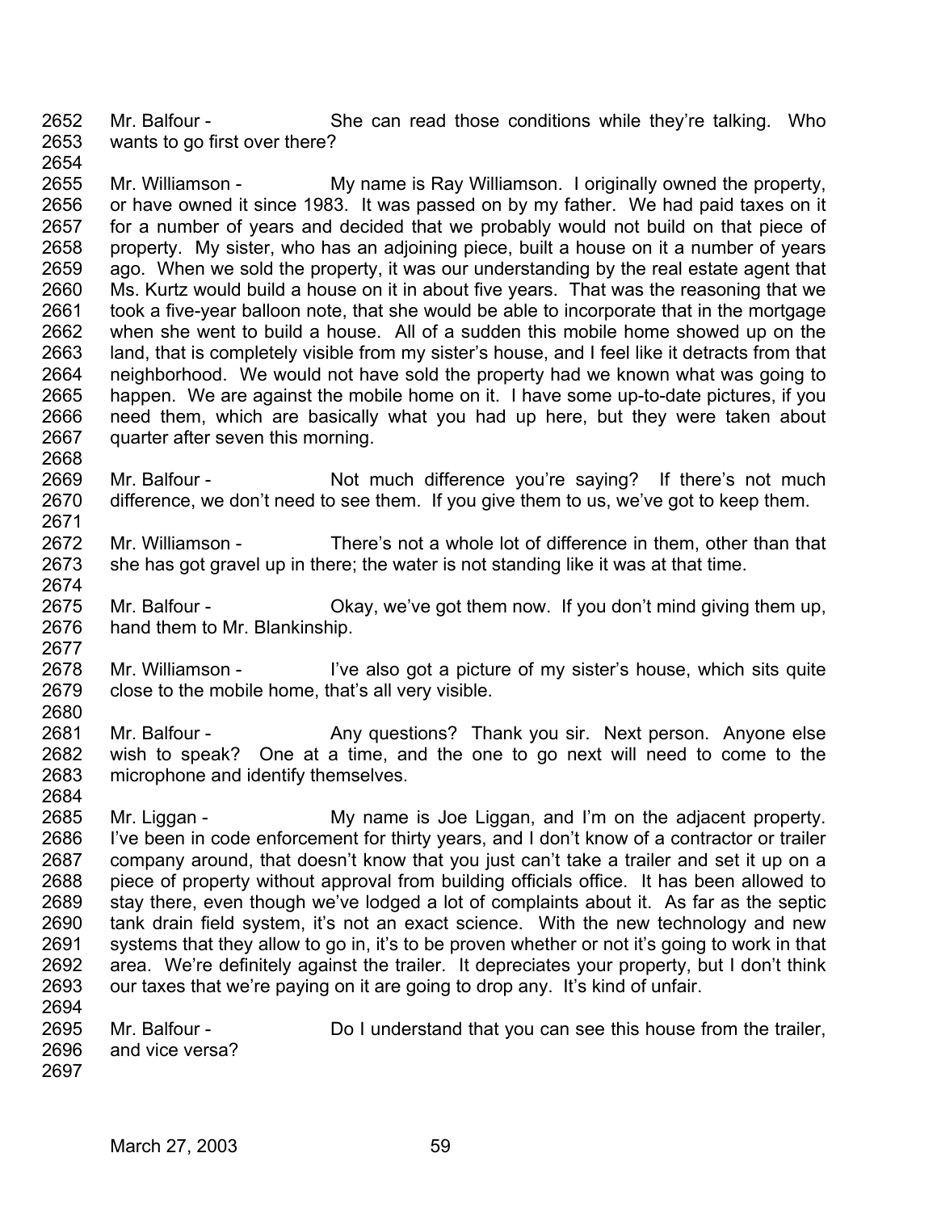Mr. Balfour - She can read those conditions while they're talking. Who wants to go first over there?

Mr. Williamson - My name is Ray Williamson. I originally owned the property, or have owned it since 1983. It was passed on by my father. We had paid taxes on it for a number of years and decided that we probably would not build on that piece of property. My sister, who has an adjoining piece, built a house on it a number of years ago. When we sold the property, it was our understanding by the real estate agent that Ms. Kurtz would build a house on it in about five years. That was the reasoning that we took a five-year balloon note, that she would be able to incorporate that in the mortgage when she went to build a house. All of a sudden this mobile home showed up on the land, that is completely visible from my sister's house, and I feel like it detracts from that neighborhood. We would not have sold the property had we known what was going to happen. We are against the mobile home on it. I have some up-to-date pictures, if you need them, which are basically what you had up here, but they were taken about quarter after seven this morning.

Mr. Balfour - Not much difference you're saying? If there's not much difference, we don't need to see them. If you give them to us, we've got to keep them.

Mr. Williamson - There's not a whole lot of difference in them, other than that she has got gravel up in there; the water is not standing like it was at that time.

Mr. Balfour - Okay, we've got them now. If you don't mind giving them up, hand them to Mr. Blankinship.

Mr. Williamson - I've also got a picture of my sister's house, which sits quite close to the mobile home, that's all very visible.

Mr. Balfour - Any questions? Thank you sir. Next person. Anyone else wish to speak? One at a time, and the one to go next will need to come to the microphone and identify themselves.

Mr. Liggan - My name is Joe Liggan, and I'm on the adjacent property. I've been in code enforcement for thirty years, and I don't know of a contractor or trailer company around, that doesn't know that you just can't take a trailer and set it up on a piece of property without approval from building officials office. It has been allowed to stay there, even though we've lodged a lot of complaints about it. As far as the septic tank drain field system, it's not an exact science. With the new technology and new systems that they allow to go in, it's to be proven whether or not it's going to work in that area. We're definitely against the trailer. It depreciates your property, but I don't think our taxes that we're paying on it are going to drop any. It's kind of unfair.

Mr. Balfour - Do I understand that you can see this house from the trailer, and vice versa?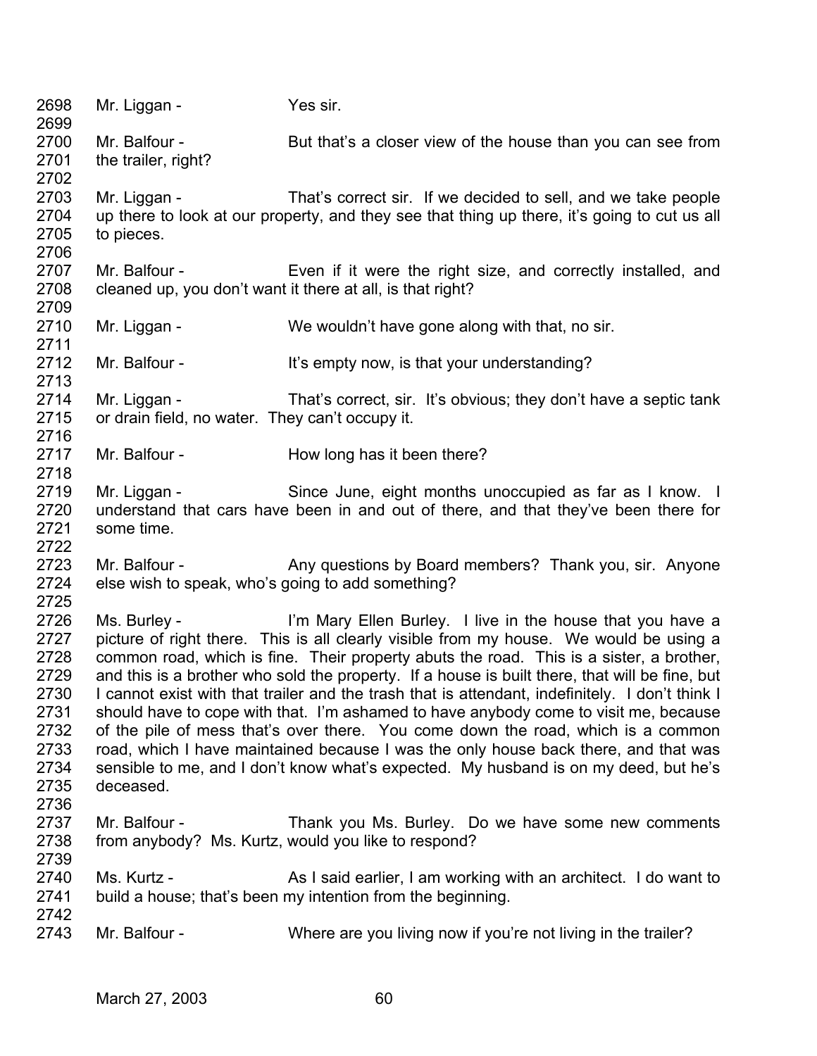2698 Mr. Liggan - Yes sir.
2699
2700 Mr. Balfour - But that's a closer view of the house than you can see from
2701 the trailer, right?
2702
2703 Mr. Liggan - That's correct sir. If we decided to sell, and we take people
2704 up there to look at our property, and they see that thing up there, it's going to cut us all
2705 to pieces.
2706
2707 Mr. Balfour - Even if it were the right size, and correctly installed, and
2708 cleaned up, you don't want it there at all, is that right?
2709
2710 Mr. Liggan - We wouldn't have gone along with that, no sir.
2711
2712 Mr. Balfour - It's empty now, is that your understanding?
2713
2714 Mr. Liggan - That's correct, sir. It's obvious; they don't have a septic tank
2715 or drain field, no water. They can't occupy it.
2716
2717 Mr. Balfour - How long has it been there?
2718
2719 Mr. Liggan - Since June, eight months unoccupied as far as I know. I
2720 understand that cars have been in and out of there, and that they've been there for
2721 some time.
2722
2723 Mr. Balfour - Any questions by Board members? Thank you, sir. Anyone
2724 else wish to speak, who's going to add something?
2725
2726 Ms. Burley - I'm Mary Ellen Burley. I live in the house that you have a
2727 picture of right there. This is all clearly visible from my house. We would be using a
2728 common road, which is fine. Their property abuts the road. This is a sister, a brother,
2729 and this is a brother who sold the property. If a house is built there, that will be fine, but
2730 I cannot exist with that trailer and the trash that is attendant, indefinitely. I don't think I
2731 should have to cope with that. I'm ashamed to have anybody come to visit me, because
2732 of the pile of mess that's over there. You come down the road, which is a common
2733 road, which I have maintained because I was the only house back there, and that was
2734 sensible to me, and I don't know what's expected. My husband is on my deed, but he's
2735 deceased.
2736
2737 Mr. Balfour - Thank you Ms. Burley. Do we have some new comments
2738 from anybody? Ms. Kurtz, would you like to respond?
2739
2740 Ms. Kurtz - As I said earlier, I am working with an architect. I do want to
2741 build a house; that's been my intention from the beginning.
2742
2743 Mr. Balfour - Where are you living now if you're not living in the trailer?

March 27, 2003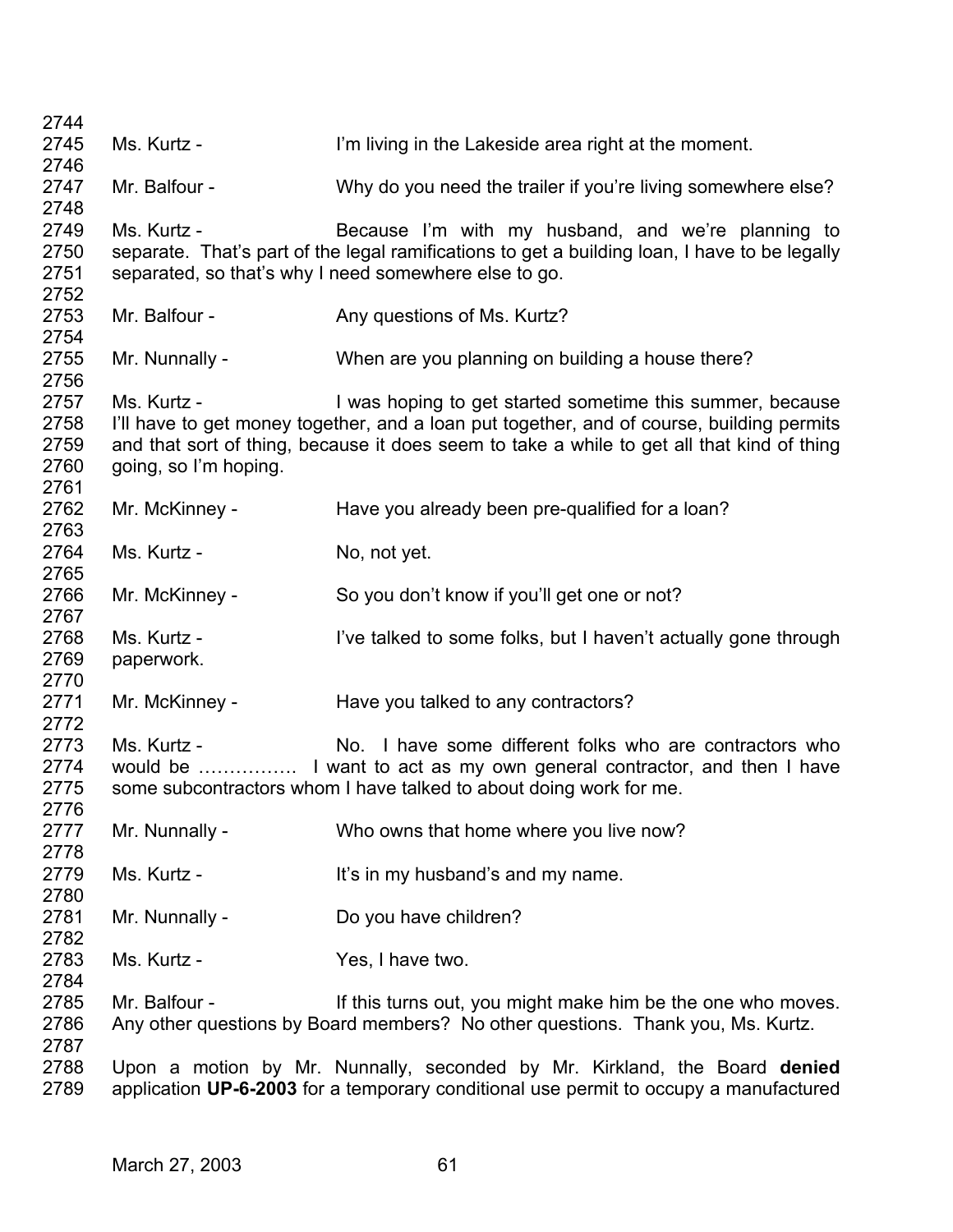2744
2745 Ms. Kurtz - I'm living in the Lakeside area right at the moment.
2746
2747 Mr. Balfour - Why do you need the trailer if you're living somewhere else?
2748
2749 Ms. Kurtz - Because I'm with my husband, and we're planning to
2750 separate. That's part of the legal ramifications to get a building loan, I have to be legally
2751 separated, so that's why I need somewhere else to go.
2752
2753 Mr. Balfour - Any questions of Ms. Kurtz?
2754
2755 Mr. Nunnally - When are you planning on building a house there?
2756
2757 Ms. Kurtz - I was hoping to get started sometime this summer, because
2758 I'll have to get money together, and a loan put together, and of course, building permits
2759 and that sort of thing, because it does seem to take a while to get all that kind of thing
2760 going, so I'm hoping.
2761
2762 Mr. McKinney - Have you already been pre-qualified for a loan?
2763
2764 Ms. Kurtz - No, not yet.
2765
2766 Mr. McKinney - So you don't know if you'll get one or not?
2767
2768 Ms. Kurtz - I've talked to some folks, but I haven't actually gone through
2769 paperwork.
2770
2771 Mr. McKinney - Have you talked to any contractors?
2772
2773 Ms. Kurtz - No. I have some different folks who are contractors who
2774 would be ……………. I want to act as my own general contractor, and then I have
2775 some subcontractors whom I have talked to about doing work for me.
2776
2777 Mr. Nunnally - Who owns that home where you live now?
2778
2779 Ms. Kurtz - It's in my husband's and my name.
2780
2781 Mr. Nunnally - Do you have children?
2782
2783 Ms. Kurtz - Yes, I have two.
2784
2785 Mr. Balfour - If this turns out, you might make him be the one who moves.
2786 Any other questions by Board members? No other questions. Thank you, Ms. Kurtz.
2787
2788 Upon a motion by Mr. Nunnally, seconded by Mr. Kirkland, the Board **denied**
2789 application **UP-6-2003** for a temporary conditional use permit to occupy a manufactured

March 27, 2003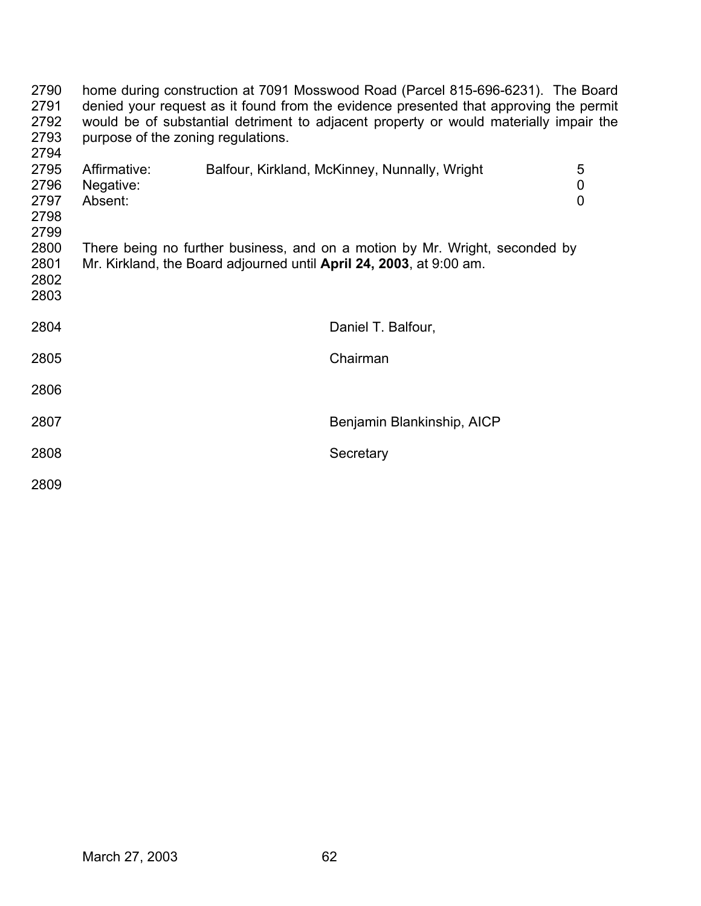home during construction at 7091 Mosswood Road (Parcel 815-696-6231). The Board denied your request as it found from the evidence presented that approving the permit would be of substantial detriment to adjacent property or would materially impair the purpose of the zoning regulations.

| | | |
|---|---|---|
| Affirmative: | Balfour, Kirkland, McKinney, Nunnally, Wright | 5 |
| Negative: | | 0 |
| Absent: | | 0 |

There being no further business, and on a motion by Mr. Wright, seconded by Mr. Kirkland, the Board adjourned until **April 24, 2003**, at 9:00 am.

Daniel T. Balfour,

Chairman

Benjamin Blankinship, AICP

Secretary